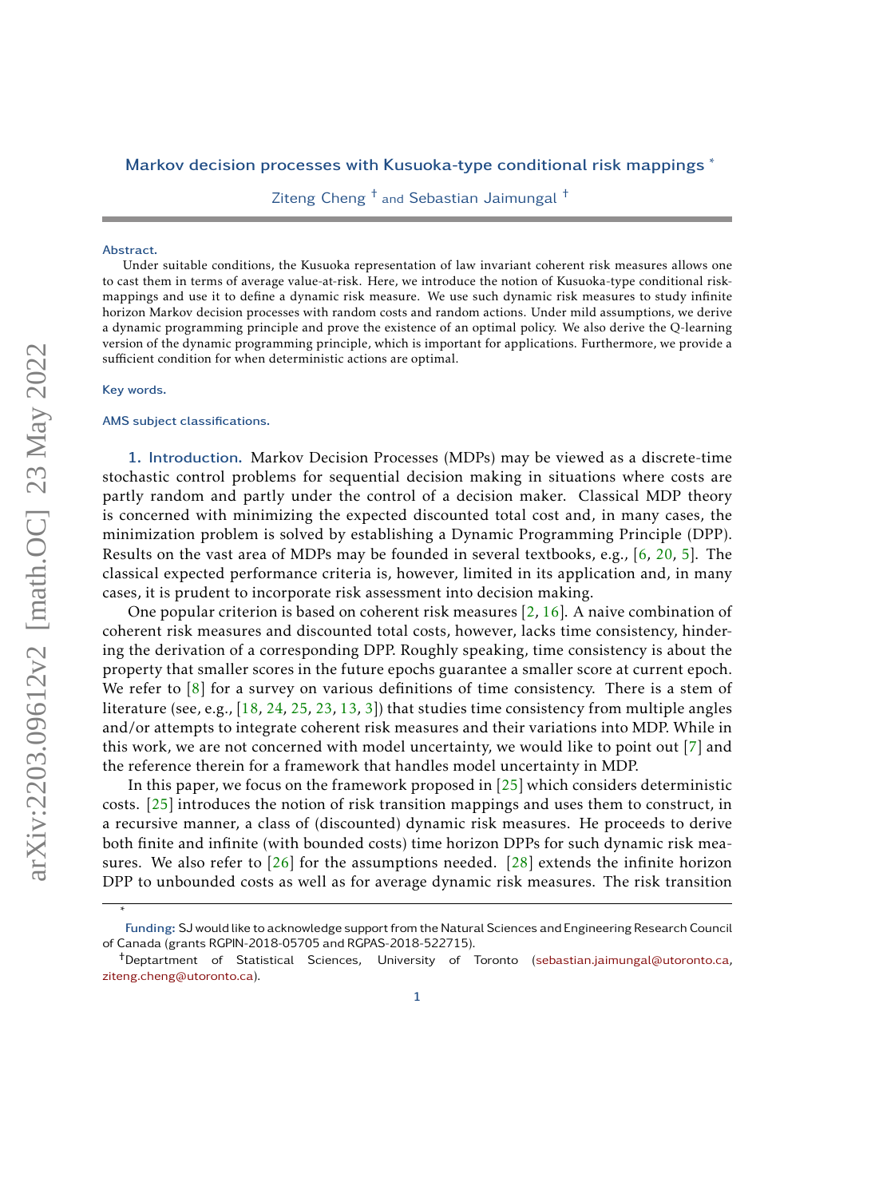# Markov decision processes with Kusuoka-type conditional risk mappings *

Ziteng Cheng † and Sebastian Jaimungal †

**Abstract.**
Under suitable conditions, the Kusuoka representation of law invariant coherent risk measures allows one to cast them in terms of average value-at-risk. Here, we introduce the notion of Kusuoka-type conditional risk-mappings and use it to define a dynamic risk measure. We use such dynamic risk measures to study infinite horizon Markov decision processes with random costs and random actions. Under mild assumptions, we derive a dynamic programming principle and prove the existence of an optimal policy. We also derive the Q-learning version of the dynamic programming principle, which is important for applications. Furthermore, we provide a sufficient condition for when deterministic actions are optimal.

**Key words.**

**AMS subject classifications.**

## 1. Introduction.

Markov Decision Processes (MDPs) may be viewed as a discrete-time stochastic control problems for sequential decision making in situations where costs are partly random and partly under the control of a decision maker. Classical MDP theory is concerned with minimizing the expected discounted total cost and, in many cases, the minimization problem is solved by establishing a Dynamic Programming Principle (DPP). Results on the vast area of MDPs may be founded in several textbooks, e.g., [6, 20, 5]. The classical expected performance criteria is, however, limited in its application and, in many cases, it is prudent to incorporate risk assessment into decision making.

One popular criterion is based on coherent risk measures [2, 16]. A naive combination of coherent risk measures and discounted total costs, however, lacks time consistency, hindering the derivation of a corresponding DPP. Roughly speaking, time consistency is about the property that smaller scores in the future epochs guarantee a smaller score at current epoch. We refer to [8] for a survey on various definitions of time consistency. There is a stem of literature (see, e.g., [18, 24, 25, 23, 13, 3]) that studies time consistency from multiple angles and/or attempts to integrate coherent risk measures and their variations into MDP. While in this work, we are not concerned with model uncertainty, we would like to point out [7] and the reference therein for a framework that handles model uncertainty in MDP.

In this paper, we focus on the framework proposed in [25] which considers deterministic costs. [25] introduces the notion of risk transition mappings and uses them to construct, in a recursive manner, a class of (discounted) dynamic risk measures. He proceeds to derive both finite and infinite (with bounded costs) time horizon DPPs for such dynamic risk measures. We also refer to [26] for the assumptions needed. [28] extends the infinite horizon DPP to unbounded costs as well as for average dynamic risk measures. The risk transition

---

* Funding: SJ would like to acknowledge support from the Natural Sciences and Engineering Research Council of Canada (grants RGPIN-2018-05705 and RGPAS-2018-522715).

† Deptartment of Statistical Sciences, University of Toronto (sebastian.jaimungal@utoronto.ca, ziteng.cheng@utoronto.ca).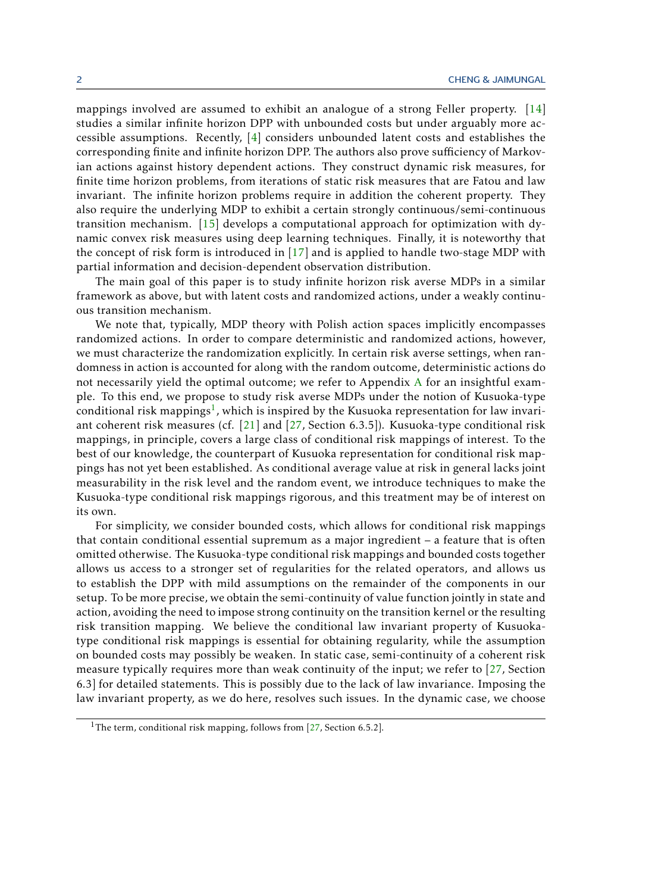mappings involved are assumed to exhibit an analogue of a strong Feller property. [14] studies a similar infinite horizon DPP with unbounded costs but under arguably more accessible assumptions. Recently, [4] considers unbounded latent costs and establishes the corresponding finite and infinite horizon DPP. The authors also prove sufficiency of Markovian actions against history dependent actions. They construct dynamic risk measures, for finite time horizon problems, from iterations of static risk measures that are Fatou and law invariant. The infinite horizon problems require in addition the coherent property. They also require the underlying MDP to exhibit a certain strongly continuous/semi-continuous transition mechanism. [15] develops a computational approach for optimization with dynamic convex risk measures using deep learning techniques. Finally, it is noteworthy that the concept of risk form is introduced in [17] and is applied to handle two-stage MDP with partial information and decision-dependent observation distribution.

The main goal of this paper is to study infinite horizon risk averse MDPs in a similar framework as above, but with latent costs and randomized actions, under a weakly continuous transition mechanism.

We note that, typically, MDP theory with Polish action spaces implicitly encompasses randomized actions. In order to compare deterministic and randomized actions, however, we must characterize the randomization explicitly. In certain risk averse settings, when randomness in action is accounted for along with the random outcome, deterministic actions do not necessarily yield the optimal outcome; we refer to Appendix A for an insightful example. To this end, we propose to study risk averse MDPs under the notion of Kusuoka-type conditional risk mappings[1], which is inspired by the Kusuoka representation for law invariant coherent risk measures (cf. [21] and [27, Section 6.3.5]). Kusuoka-type conditional risk mappings, in principle, covers a large class of conditional risk mappings of interest. To the best of our knowledge, the counterpart of Kusuoka representation for conditional risk mappings has not yet been established. As conditional average value at risk in general lacks joint measurability in the risk level and the random event, we introduce techniques to make the Kusuoka-type conditional risk mappings rigorous, and this treatment may be of interest on its own.

For simplicity, we consider bounded costs, which allows for conditional risk mappings that contain conditional essential supremum as a major ingredient – a feature that is often omitted otherwise. The Kusuoka-type conditional risk mappings and bounded costs together allows us access to a stronger set of regularities for the related operators, and allows us to establish the DPP with mild assumptions on the remainder of the components in our setup. To be more precise, we obtain the semi-continuity of value function jointly in state and action, avoiding the need to impose strong continuity on the transition kernel or the resulting risk transition mapping. We believe the conditional law invariant property of Kusuoka-type conditional risk mappings is essential for obtaining regularity, while the assumption on bounded costs may possibly be weaken. In static case, semi-continuity of a coherent risk measure typically requires more than weak continuity of the input; we refer to [27, Section 6.3] for detailed statements. This is possibly due to the lack of law invariance. Imposing the law invariant property, as we do here, resolves such issues. In the dynamic case, we choose

[1] The term, conditional risk mapping, follows from [27, Section 6.5.2].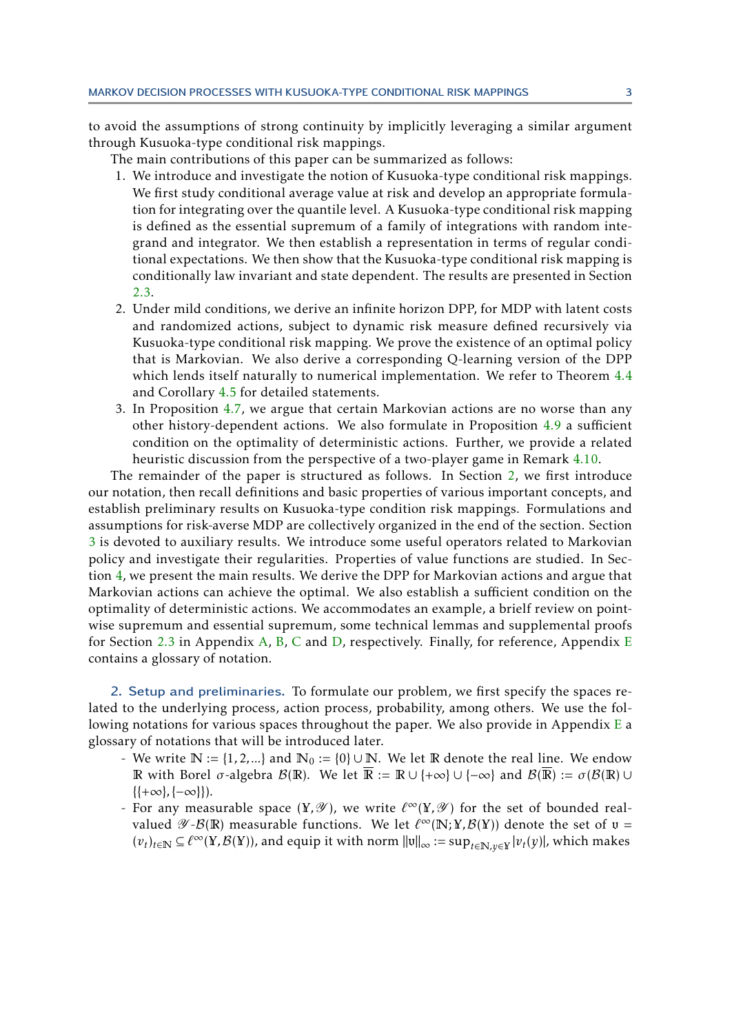to avoid the assumptions of strong continuity by implicitly leveraging a similar argument through Kusuoka-type conditional risk mappings.

The main contributions of this paper can be summarized as follows:

1. We introduce and investigate the notion of Kusuoka-type conditional risk mappings. We first study conditional average value at risk and develop an appropriate formulation for integrating over the quantile level. A Kusuoka-type conditional risk mapping is defined as the essential supremum of a family of integrations with random integrand and integrator. We then establish a representation in terms of regular conditional expectations. We then show that the Kusuoka-type conditional risk mapping is conditionally law invariant and state dependent. The results are presented in Section 2.3.
2. Under mild conditions, we derive an infinite horizon DPP, for MDP with latent costs and randomized actions, subject to dynamic risk measure defined recursively via Kusuoka-type conditional risk mapping. We prove the existence of an optimal policy that is Markovian. We also derive a corresponding Q-learning version of the DPP which lends itself naturally to numerical implementation. We refer to Theorem 4.4 and Corollary 4.5 for detailed statements.
3. In Proposition 4.7, we argue that certain Markovian actions are no worse than any other history-dependent actions. We also formulate in Proposition 4.9 a sufficient condition on the optimality of deterministic actions. Further, we provide a related heuristic discussion from the perspective of a two-player game in Remark 4.10.

The remainder of the paper is structured as follows. In Section 2, we first introduce our notation, then recall definitions and basic properties of various important concepts, and establish preliminary results on Kusuoka-type condition risk mappings. Formulations and assumptions for risk-averse MDP are collectively organized in the end of the section. Section 3 is devoted to auxiliary results. We introduce some useful operators related to Markovian policy and investigate their regularities. Properties of value functions are studied. In Section 4, we present the main results. We derive the DPP for Markovian actions and argue that Markovian actions can achieve the optimal. We also establish a sufficient condition on the optimality of deterministic actions. We accommodates an example, a brielf review on pointwise supremum and essential supremum, some technical lemmas and supplemental proofs for Section 2.3 in Appendix A, B, C and D, respectively. Finally, for reference, Appendix E contains a glossary of notation.

## 2. Setup and preliminaries.

To formulate our problem, we first specify the spaces related to the underlying process, action process, probability, among others. We use the following notations for various spaces throughout the paper. We also provide in Appendix E a glossary of notations that will be introduced later.

- We write $\mathbb{N} := \{1, 2, ...\}$ and $\mathbb{N}_0 := \{0\} \cup \mathbb{N}$. We let $\mathbb{R}$ denote the real line. We endow $\mathbb{R}$ with Borel $\sigma$-algebra $\mathcal{B}(\mathbb{R})$. We let $\overline{\mathbb{R}} := \mathbb{R} \cup \{+\infty\} \cup \{-\infty\}$ and $\mathcal{B}(\overline{\mathbb{R}}) := \sigma(\mathcal{B}(\mathbb{R}) \cup \{\{+\infty\}, \{-\infty\}\})$.
- For any measurable space $(\mathbb{Y}, \mathscr{Y})$, we write $\ell^\infty(\mathbb{Y}, \mathscr{Y})$ for the set of bounded real-valued $\mathscr{Y}$-$\mathcal{B}(\mathbb{R})$ measurable functions. We let $\ell^\infty(\mathbb{N}; \mathbb{Y}, \mathcal{B}(\mathbb{Y}))$ denote the set of $\mathfrak{v} = (v_t)_{t\in\mathbb{N}} \subseteq \ell^\infty(\mathbb{Y}, \mathcal{B}(\mathbb{Y}))$, and equip it with norm $\|\mathfrak{v}\|_\infty := \sup_{t\in\mathbb{N}, y\in\mathbb{Y}} |v_t(y)|$, which makes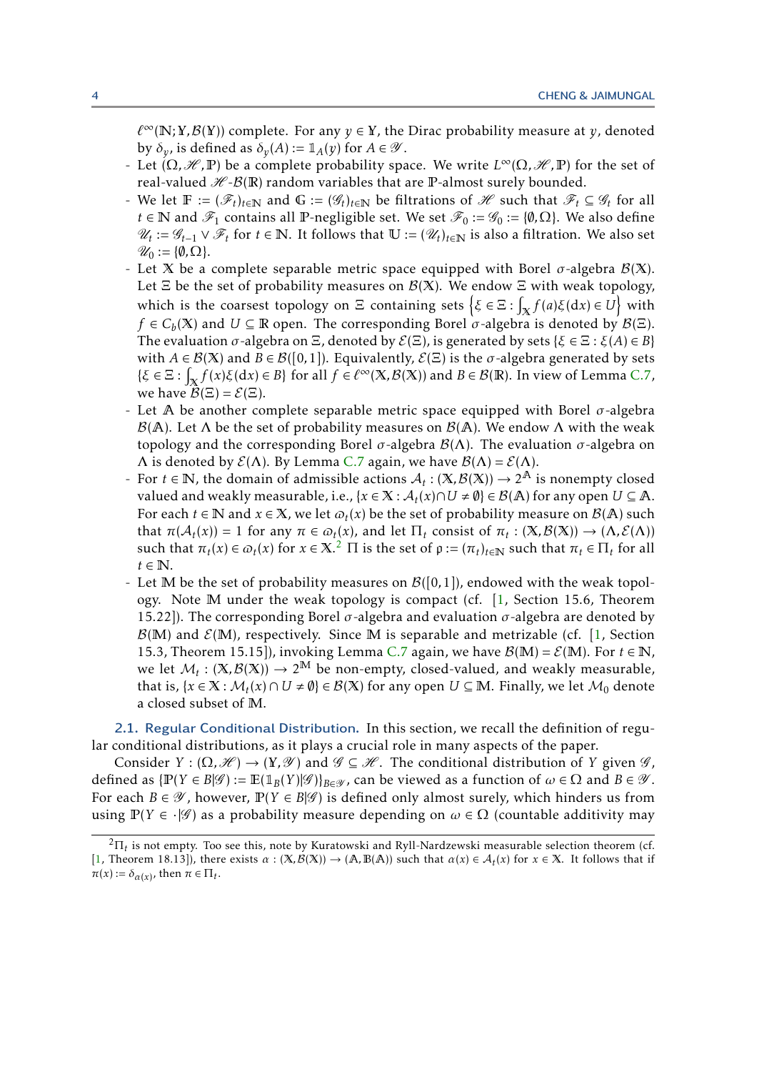$\ell^\infty(\mathbb{N};\mathbb{Y},\mathcal{B}(\mathbb{Y}))$ complete. For any $y \in \mathbb{Y}$, the Dirac probability measure at $y$, denoted by $\delta_y$, is defined as $\delta_y(A) := \mathbb{1}_A(y)$ for $A \in \mathscr{Y}$.

- Let $(\Omega,\mathscr{H},\mathbb{P})$ be a complete probability space. We write $L^\infty(\Omega,\mathscr{H},\mathbb{P})$ for the set of real-valued $\mathscr{H}$-$\mathcal{B}(\mathbb{R})$ random variables that are $\mathbb{P}$-almost surely bounded.
- We let $\mathbb{F} := (\mathscr{F}_t)_{t\in\mathbb{N}}$ and $\mathbb{G} := (\mathscr{G}_t)_{t\in\mathbb{N}}$ be filtrations of $\mathscr{H}$ such that $\mathscr{F}_t \subseteq \mathscr{G}_t$ for all $t \in \mathbb{N}$ and $\mathscr{F}_1$ contains all $\mathbb{P}$-negligible set. We set $\mathscr{F}_0 := \mathscr{G}_0 := \{\emptyset,\Omega\}$. We also define $\mathscr{U}_t := \mathscr{G}_{t-1} \vee \mathscr{F}_t$ for $t \in \mathbb{N}$. It follows that $\mathbb{U} := (\mathscr{U}_t)_{t\in\mathbb{N}}$ is also a filtration. We also set $\mathscr{U}_0 := \{\emptyset,\Omega\}$.
- Let $\mathbb{X}$ be a complete separable metric space equipped with Borel $\sigma$-algebra $\mathcal{B}(\mathbb{X})$. Let $\Xi$ be the set of probability measures on $\mathcal{B}(\mathbb{X})$. We endow $\Xi$ with weak topology, which is the coarsest topology on $\Xi$ containing sets $\left\{\xi \in \Xi : \int_{\mathbb{X}} f(a)\xi(\mathrm{d}x) \in U\right\}$ with $f \in C_b(\mathbb{X})$ and $U \subseteq \mathbb{R}$ open. The corresponding Borel $\sigma$-algebra is denoted by $\mathcal{B}(\Xi)$. The evaluation $\sigma$-algebra on $\Xi$, denoted by $\mathcal{E}(\Xi)$, is generated by sets $\{\xi \in \Xi : \xi(A) \in B\}$ with $A \in \mathcal{B}(\mathbb{X})$ and $B \in \mathcal{B}([0,1])$. Equivalently, $\mathcal{E}(\Xi)$ is the $\sigma$-algebra generated by sets $\{\xi \in \Xi : \int_{\mathbb{X}} f(x)\xi(\mathrm{d}x) \in B\}$ for all $f \in \ell^\infty(\mathbb{X},\mathcal{B}(\mathbb{X}))$ and $B \in \mathcal{B}(\mathbb{R})$. In view of Lemma C.7, we have $\mathcal{B}(\Xi) = \mathcal{E}(\Xi)$.
- Let $\mathbb{A}$ be another complete separable metric space equipped with Borel $\sigma$-algebra $\mathcal{B}(\mathbb{A})$. Let $\Lambda$ be the set of probability measures on $\mathcal{B}(\mathbb{A})$. We endow $\Lambda$ with the weak topology and the corresponding Borel $\sigma$-algebra $\mathcal{B}(\Lambda)$. The evaluation $\sigma$-algebra on $\Lambda$ is denoted by $\mathcal{E}(\Lambda)$. By Lemma C.7 again, we have $\mathcal{B}(\Lambda) = \mathcal{E}(\Lambda)$.
- For $t \in \mathbb{N}$, the domain of admissible actions $\mathcal{A}_t : (\mathbb{X},\mathcal{B}(\mathbb{X})) \to 2^{\mathbb{A}}$ is nonempty closed valued and weakly measurable, i.e., $\{x \in \mathbb{X} : \mathcal{A}_t(x) \cap U \neq \emptyset\} \in \mathcal{B}(\mathbb{A})$ for any open $U \subseteq \mathbb{A}$. For each $t \in \mathbb{N}$ and $x \in \mathbb{X}$, we let $\varpi_t(x)$ be the set of probability measure on $\mathcal{B}(\mathbb{A})$ such that $\pi(\mathcal{A}_t(x)) = 1$ for any $\pi \in \varpi_t(x)$, and let $\Pi_t$ consist of $\pi_t : (\mathbb{X},\mathcal{B}(\mathbb{X})) \to (\Lambda,\mathcal{E}(\Lambda))$ such that $\pi_t(x) \in \varpi_t(x)$ for $x \in \mathbb{X}$.[2] $\Pi$ is the set of $\mathfrak{p} := (\pi_t)_{t\in\mathbb{N}}$ such that $\pi_t \in \Pi_t$ for all $t \in \mathbb{N}$.
- Let $\mathbb{M}$ be the set of probability measures on $\mathcal{B}([0,1])$, endowed with the weak topology. Note $\mathbb{M}$ under the weak topology is compact (cf. [1, Section 15.6, Theorem 15.22]). The corresponding Borel $\sigma$-algebra and evaluation $\sigma$-algebra are denoted by $\mathcal{B}(\mathbb{M})$ and $\mathcal{E}(\mathbb{M})$, respectively. Since $\mathbb{M}$ is separable and metrizable (cf. [1, Section 15.3, Theorem 15.15]), invoking Lemma C.7 again, we have $\mathcal{B}(\mathbb{M}) = \mathcal{E}(\mathbb{M})$. For $t \in \mathbb{N}$, we let $\mathcal{M}_t : (\mathbb{X},\mathcal{B}(\mathbb{X})) \to 2^{\mathbb{M}}$ be non-empty, closed-valued, and weakly measurable, that is, $\{x \in \mathbb{X} : \mathcal{M}_t(x) \cap U \neq \emptyset\} \in \mathcal{B}(\mathbb{X})$ for any open $U \subseteq \mathbb{M}$. Finally, we let $\mathcal{M}_0$ denote a closed subset of $\mathbb{M}$.

## 2.1. Regular Conditional Distribution.

In this section, we recall the definition of regular conditional distributions, as it plays a crucial role in many aspects of the paper.

Consider $Y : (\Omega,\mathscr{H}) \to (\mathbb{Y},\mathscr{Y})$ and $\mathscr{G} \subseteq \mathscr{H}$. The conditional distribution of $Y$ given $\mathscr{G}$, defined as $\{\mathbb{P}(Y \in B|\mathscr{G}) := \mathbb{E}(\mathbb{1}_B(Y)|\mathscr{G})\}_{B\in\mathscr{Y}}$, can be viewed as a function of $\omega \in \Omega$ and $B \in \mathscr{Y}$. For each $B \in \mathscr{Y}$, however, $\mathbb{P}(Y \in B|\mathscr{G})$ is defined only almost surely, which hinders us from using $\mathbb{P}(Y \in \cdot|\mathscr{G})$ as a probability measure depending on $\omega \in \Omega$ (countable additivity may

---

[2] $\Pi_t$ is not empty. Too see this, note by Kuratowski and Ryll-Nardzewski measurable selection theorem (cf. [1, Theorem 18.13]), there exists $\alpha : (\mathbb{X},\mathcal{B}(\mathbb{X})) \to (\mathbb{A},\mathbb{B}(\mathbb{A}))$ such that $\alpha(x) \in \mathcal{A}_t(x)$ for $x \in \mathbb{X}$. It follows that if $\pi(x) := \delta_{\alpha(x)}$, then $\pi \in \Pi_t$.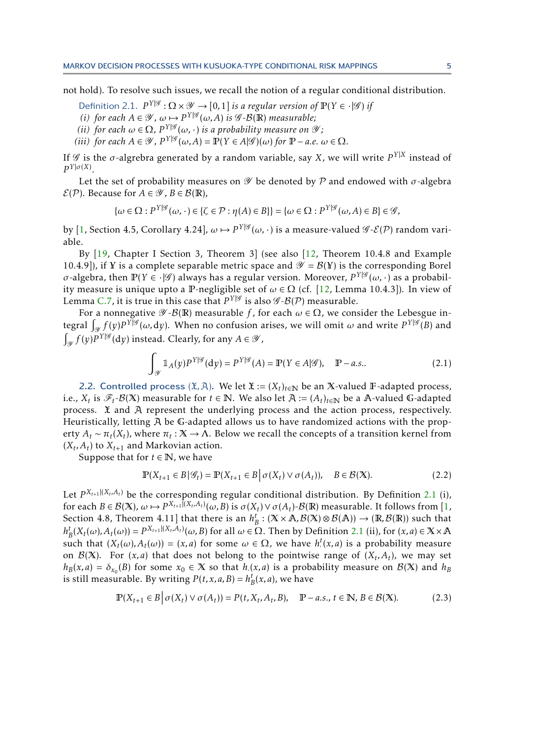not hold). To resolve such issues, we recall the notion of a regular conditional distribution.

**Definition 2.1.** *$P^{Y|\mathscr{G}} : \Omega \times \mathscr{Y} \to [0,1]$ is a regular version of $\mathbb{P}(Y \in \cdot|\mathscr{G})$ if*

*(i) for each $A \in \mathscr{Y}$, $\omega \mapsto P^{Y|\mathscr{G}}(\omega, A)$ is $\mathscr{G}$-$\mathcal{B}(\mathbb{R})$ measurable;*

*(ii) for each $\omega \in \Omega$, $P^{Y|\mathscr{G}}(\omega, \cdot)$ is a probability measure on $\mathscr{Y}$;*

*(iii) for each $A \in \mathscr{Y}$, $P^{Y|\mathscr{G}}(\omega, A) = \mathbb{P}(Y \in A|\mathscr{G})(\omega)$ for $\mathbb{P}-a.e.$ $\omega \in \Omega$.*

If $\mathscr{G}$ is the $\sigma$-algregra generated by a random variable, say $X$, we will write $P^{Y|X}$ instead of $P^{Y|\sigma(X)}$.

Let the set of probability measures on $\mathscr{Y}$ be denoted by $\mathcal{P}$ and endowed with $\sigma$-algebra $\mathcal{E}(\mathcal{P})$. Because for $A \in \mathscr{Y}$, $B \in \mathcal{B}(\mathbb{R})$,

$$\{\omega \in \Omega : P^{Y|\mathscr{G}}(\omega, \cdot) \in \{\zeta \in \mathcal{P} : \eta(A) \in B\}\} = \{\omega \in \Omega : P^{Y|\mathscr{G}}(\omega, A) \in B\} \in \mathscr{G},$$

by [1, Section 4.5, Corollary 4.24], $\omega \mapsto P^{Y|\mathscr{G}}(\omega, \cdot)$ is a measure-valued $\mathscr{G}$-$\mathcal{E}(\mathcal{P})$ random variable.

By [19, Chapter I Section 3, Theorem 3] (see also [12, Theorem 10.4.8 and Example 10.4.9]), if $\mathbb{Y}$ is a complete separable metric space and $\mathscr{Y} = \mathcal{B}(\mathbb{Y})$ is the corresponding Borel $\sigma$-algebra, then $\mathbb{P}(Y \in \cdot|\mathscr{G})$ always has a regular version. Moreover, $P^{Y|\mathscr{G}}(\omega, \cdot)$ as a probability measure is unique upto a $\mathbb{P}$-negligible set of $\omega \in \Omega$ (cf. [12, Lemma 10.4.3]). In view of Lemma C.7, it is true in this case that $P^{Y|\mathscr{G}}$ is also $\mathscr{G}$-$\mathcal{B}(\mathcal{P})$ measurable.

For a nonnegative $\mathscr{Y}$-$\mathcal{B}(\mathbb{R})$ measurable $f$, for each $\omega \in \Omega$, we consider the Lebesgue integral $\int_{\mathscr{Y}} f(y) P^{Y|\mathscr{G}}(\omega, \mathrm{d}y)$. When no confusion arises, we will omit $\omega$ and write $P^{Y|\mathscr{G}}(B)$ and $\int_{\mathscr{Y}} f(y) P^{Y|\mathscr{G}}(\mathrm{d}y)$ instead. Clearly, for any $A \in \mathscr{Y}$,

$$\int_{\mathscr{Y}} \mathbb{1}_A(y) P^{Y|\mathscr{G}}(\mathrm{d}y) = P^{Y|\mathscr{G}}(A) = \mathbb{P}(Y \in A|\mathscr{G}), \quad \mathbb{P}-a.s.. \tag{2.1}$$

**2.2. Controlled process $(\mathfrak{X}, \mathfrak{A})$.** We let $\mathfrak{X} := (X_t)_{t\in\mathbb{N}}$ be an $\mathbb{X}$-valued $\mathbb{F}$-adapted process, i.e., $X_t$ is $\mathscr{F}_t$-$\mathcal{B}(\mathbb{X})$ measurable for $t \in \mathbb{N}$. We also let $\mathfrak{A} := (A_t)_{t\in\mathbb{N}}$ be a $\mathbb{A}$-valued $\mathbb{G}$-adapted process. $\mathfrak{X}$ and $\mathfrak{A}$ represent the underlying process and the action process, respectively. Heuristically, letting $\mathfrak{A}$ be $\mathbb{G}$-adapted allows us to have randomized actions with the property $A_t \sim \pi_t(X_t)$, where $\pi_t : \mathbb{X} \to \Lambda$. Below we recall the concepts of a transition kernel from $(X_t, A_t)$ to $X_{t+1}$ and Markovian action.

Suppose that for $t \in \mathbb{N}$, we have

$$\mathbb{P}(X_{t+1} \in B|\mathscr{G}_t) = \mathbb{P}(X_{t+1} \in B \,\big|\, \sigma(X_t) \vee \sigma(A_t)), \quad B \in \mathcal{B}(\mathbb{X}). \tag{2.2}$$

Let $P^{X_{t+1}|(X_t,A_t)}$ be the corresponding regular conditional distribution. By Definition 2.1 (i), for each $B \in \mathcal{B}(\mathbb{X})$, $\omega \mapsto P^{X_{t+1}|(X_t,A_t)}(\omega, B)$ is $\sigma(X_t) \vee \sigma(A_t)$-$\mathcal{B}(\mathbb{R})$ measurable. It follows from [1, Section 4.8, Theorem 4.11] that there is an $h_B^t : (\mathbb{X} \times \mathbb{A}, \mathcal{B}(\mathbb{X}) \otimes \mathcal{B}(\mathbb{A})) \to (\mathbb{R}, \mathcal{B}(\mathbb{R}))$ such that $h_B^t(X_t(\omega), A_t(\omega)) = P^{X_{t+1}|(X_t,A_t)}(\omega, B)$ for all $\omega \in \Omega$. Then by Definition 2.1 (ii), for $(x,a) \in \mathbb{X} \times \mathbb{A}$ such that $(X_t(\omega), A_t(\omega)) = (x,a)$ for some $\omega \in \Omega$, we have $h_\cdot^t(x,a)$ is a probability measure on $\mathcal{B}(\mathbb{X})$. For $(x,a)$ that does not belong to the pointwise range of $(X_t, A_t)$, we may set $h_B(x,a) = \delta_{x_0}(B)$ for some $x_0 \in \mathbb{X}$ so that $h_\cdot(x,a)$ is a probability measure on $\mathcal{B}(\mathbb{X})$ and $h_B$ is still measurable. By writing $P(t,x,a,B) = h_B^t(x,a)$, we have

$$\mathbb{P}(X_{t+1} \in B \,\big|\, \sigma(X_t) \vee \sigma(A_t)) = P(t, X_t, A_t, B), \quad \mathbb{P}-a.s., \ t \in \mathbb{N}, B \in \mathcal{B}(\mathbb{X}). \tag{2.3}$$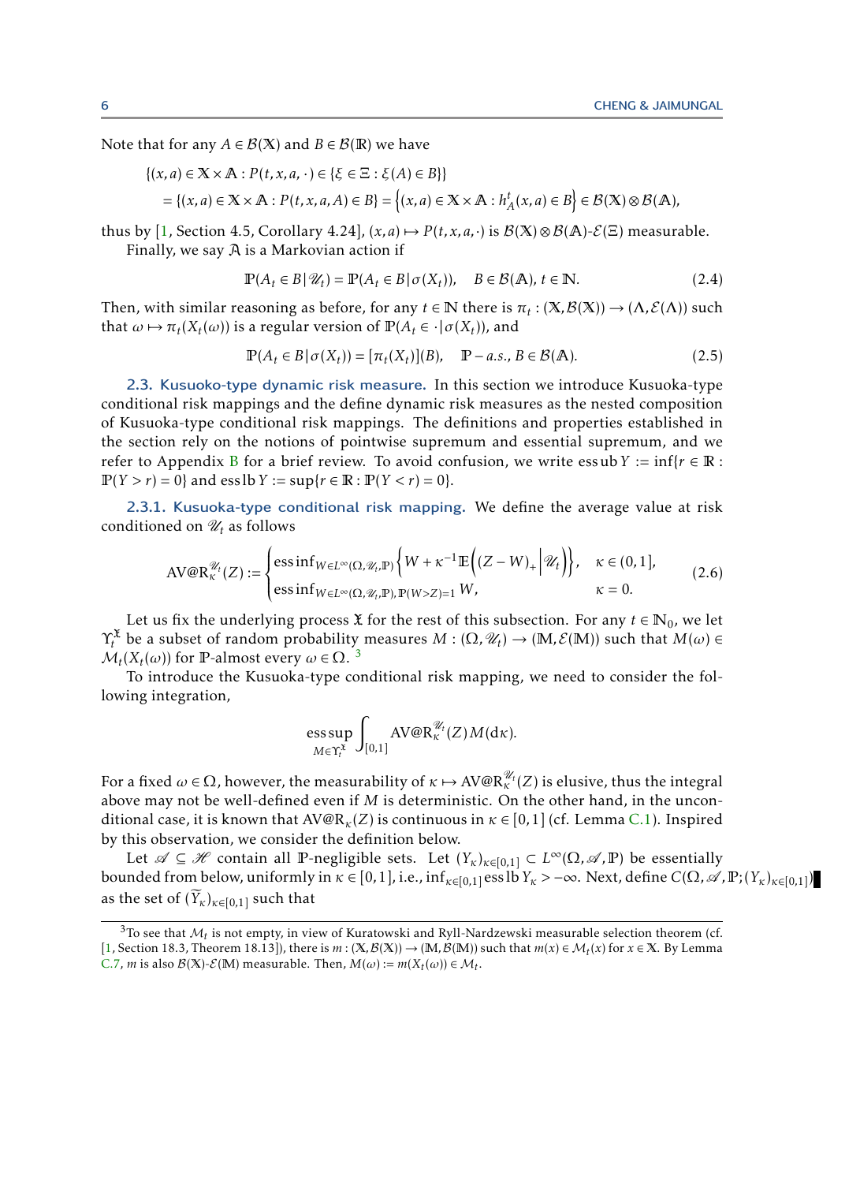Note that for any $A \in \mathcal{B}(\mathbb{X})$ and $B \in \mathcal{B}(\mathbb{R})$ we have

$$
\begin{aligned}
&\{(x,a) \in \mathbb{X} \times \mathbb{A} : P(t,x,a,\cdot) \in \{\xi \in \Xi : \xi(A) \in B\}\} \\
&= \{(x,a) \in \mathbb{X} \times \mathbb{A} : P(t,x,a,A) \in B\} = \left\{(x,a) \in \mathbb{X} \times \mathbb{A} : h_A^t(x,a) \in B\right\} \in \mathcal{B}(\mathbb{X}) \otimes \mathcal{B}(\mathbb{A}),
\end{aligned}
$$

thus by [1, Section 4.5, Corollary 4.24], $(x,a) \mapsto P(t,x,a,\cdot)$ is $\mathcal{B}(\mathbb{X}) \otimes \mathcal{B}(\mathbb{A})$-$\mathcal{E}(\Xi)$ measurable.

Finally, we say $\mathfrak{A}$ is a Markovian action if

$$
\mathbb{P}(A_t \in B \,|\, \mathscr{U}_t) = \mathbb{P}(A_t \in B \,|\, \sigma(X_t)), \quad B \in \mathcal{B}(\mathbb{A}),\ t \in \mathbb{N}. \tag{2.4}
$$

Then, with similar reasoning as before, for any $t \in \mathbb{N}$ there is $\pi_t : (\mathbb{X}, \mathcal{B}(\mathbb{X})) \to (\Lambda, \mathcal{E}(\Lambda))$ such that $\omega \mapsto \pi_t(X_t(\omega))$ is a regular version of $\mathbb{P}(A_t \in \cdot \,|\, \sigma(X_t))$, and

$$
\mathbb{P}(A_t \in B \,|\, \sigma(X_t)) = [\pi_t(X_t)](B), \quad \mathbb{P}-a.s., B \in \mathcal{B}(\mathbb{A}). \tag{2.5}
$$

### 2.3. Kusuoko-type dynamic risk measure.

In this section we introduce Kusuoka-type conditional risk mappings and the define dynamic risk measures as the nested composition of Kusuoka-type conditional risk mappings. The definitions and properties established in the section rely on the notions of pointwise supremum and essential supremum, and we refer to Appendix B for a brief review. To avoid confusion, we write $\operatorname{essub} Y := \inf\{r \in \mathbb{R} : \mathbb{P}(Y > r) = 0\}$ and $\operatorname{esslb} Y := \sup\{r \in \mathbb{R} : \mathbb{P}(Y < r) = 0\}$.

#### 2.3.1. Kusuoka-type conditional risk mapping.

We define the average value at risk conditioned on $\mathscr{U}_t$ as follows

$$
\mathrm{AV@R}_\kappa^{\mathscr{U}_t}(Z) := \begin{cases} \operatorname{ess\,inf}_{W \in L^\infty(\Omega, \mathscr{U}_t, \mathbb{P})} \left\{ W + \kappa^{-1} \mathbb{E}\left( (Z - W)_+ \middle| \mathscr{U}_t \right) \right\}, & \kappa \in (0,1], \\ \operatorname{ess\,inf}_{W \in L^\infty(\Omega, \mathscr{U}_t, \mathbb{P}), \mathbb{P}(W > Z) = 1} W, & \kappa = 0. \end{cases} \tag{2.6}
$$

Let us fix the underlying process $\mathfrak{X}$ for the rest of this subsection. For any $t \in \mathbb{N}_0$, we let $\Upsilon_t^{\mathfrak{X}}$ be a subset of random probability measures $M : (\Omega, \mathscr{U}_t) \to (\mathbb{M}, \mathcal{E}(\mathbb{M}))$ such that $M(\omega) \in \mathcal{M}_t(X_t(\omega))$ for $\mathbb{P}$-almost every $\omega \in \Omega$. [3]

To introduce the Kusuoka-type conditional risk mapping, we need to consider the following integration,

$$
\operatorname*{ess\,sup}_{M \in \Upsilon_t^{\mathfrak{X}}} \int_{[0,1]} \mathrm{AV@R}_\kappa^{\mathscr{U}_t}(Z)\, M(d\kappa).
$$

For a fixed $\omega \in \Omega$, however, the measurability of $\kappa \mapsto \mathrm{AV@R}_\kappa^{\mathscr{U}_t}(Z)$ is elusive, thus the integral above may not be well-defined even if $M$ is deterministic. On the other hand, in the unconditional case, it is known that $\mathrm{AV@R}_\kappa(Z)$ is continuous in $\kappa \in [0,1]$ (cf. Lemma C.1). Inspired by this observation, we consider the definition below.

Let $\mathscr{A} \subseteq \mathscr{H}$ contain all $\mathbb{P}$-negligible sets. Let $(Y_\kappa)_{\kappa \in [0,1]} \subset L^\infty(\Omega, \mathscr{A}, \mathbb{P})$ be essentially bounded from below, uniformly in $\kappa \in [0,1]$, i.e., $\inf_{\kappa \in [0,1]} \operatorname{esslb} Y_\kappa > -\infty$. Next, define $C(\Omega, \mathscr{A}, \mathbb{P}; (Y_\kappa)_{\kappa \in [0,1]})$ as the set of $(\widetilde{Y}_\kappa)_{\kappa \in [0,1]}$ such that

---

[3] To see that $\mathcal{M}_t$ is not empty, in view of Kuratowski and Ryll-Nardzewski measurable selection theorem (cf. [1, Section 18.3, Theorem 18.13]), there is $m : (\mathbb{X}, \mathcal{B}(\mathbb{X})) \to (\mathbb{M}, \mathcal{B}(\mathbb{M}))$ such that $m(x) \in \mathcal{M}_t(x)$ for $x \in \mathbb{X}$. By Lemma C.7, $m$ is also $\mathcal{B}(\mathbb{X})$-$\mathcal{E}(\mathbb{M})$ measurable. Then, $M(\omega) := m(X_t(\omega)) \in \mathcal{M}_t$.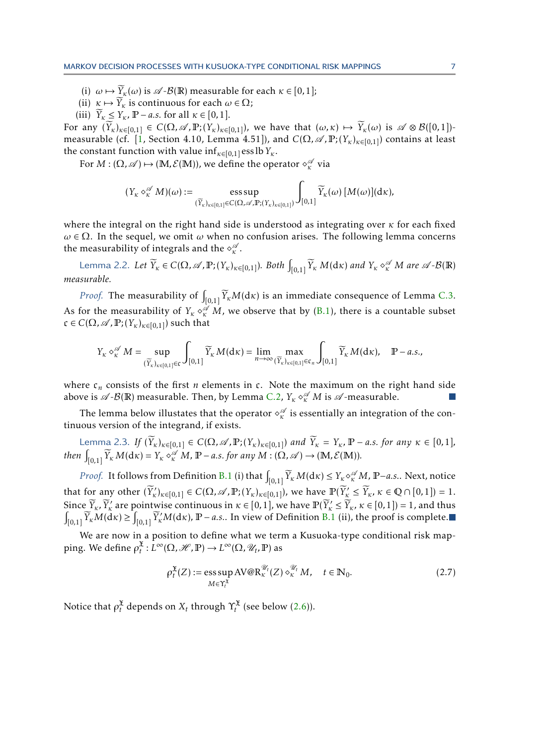(i) $\omega \mapsto \widetilde{Y}_\kappa(\omega)$ is $\mathscr{A}$-$\mathcal{B}(\mathbb{R})$ measurable for each $\kappa \in [0,1]$;

(ii) $\kappa \mapsto \widetilde{Y}_\kappa$ is continuous for each $\omega \in \Omega$;

(iii) $\widetilde{Y}_\kappa \le Y_\kappa$, $\mathbb{P}-a.s.$ for all $\kappa \in [0,1]$.

For any $(\widetilde{Y}_\kappa)_{\kappa\in[0,1]} \in C(\Omega, \mathscr{A}, \mathbb{P}; (Y_\kappa)_{\kappa\in[0,1]})$, we have that $(\omega, \kappa) \mapsto \widetilde{Y}_\kappa(\omega)$ is $\mathscr{A} \otimes \mathcal{B}([0,1])$-measurable (cf. [1, Section 4.10, Lemma 4.51]), and $C(\Omega, \mathscr{A}, \mathbb{P}; (Y_\kappa)_{\kappa\in[0,1]})$ contains at least the constant function with value $\inf_{\kappa\in[0,1]} \operatorname{ess\,lb} Y_\kappa$.

For $M : (\Omega, \mathscr{A}) \mapsto (\mathbb{M}, \mathcal{E}(\mathbb{M}))$, we define the operator $\diamond_\kappa^{\mathscr{A}}$ via

$$(Y_\kappa \diamond_\kappa^{\mathscr{A}} M)(\omega) := \operatorname*{ess\,sup}_{(\widetilde{Y}_\kappa)_{\kappa\in[0,1]} \in C(\Omega,\mathscr{A},\mathbb{P};(Y_\kappa)_{\kappa\in[0,1]})} \int_{[0,1]} \widetilde{Y}_\kappa(\omega)\,[M(\omega)](\mathrm{d}\kappa),$$

where the integral on the right hand side is understood as integrating over $\kappa$ for each fixed $\omega \in \Omega$. In the sequel, we omit $\omega$ when no confusion arises. The following lemma concerns the measurability of integrals and the $\diamond_\kappa^{\mathscr{A}}$.

**Lemma 2.2.** *Let $\widetilde{Y}_\kappa \in C(\Omega, \mathscr{A}, \mathbb{P}; (Y_\kappa)_{\kappa\in[0,1]})$. Both $\int_{[0,1]} \widetilde{Y}_\kappa\, M(\mathrm{d}\kappa)$ and $Y_\kappa \diamond_\kappa^{\mathscr{A}} M$ are $\mathscr{A}$-$\mathcal{B}(\mathbb{R})$ measurable.*

*Proof.* The measurability of $\int_{[0,1]} \widetilde{Y}_\kappa M(\mathrm{d}\kappa)$ is an immediate consequence of Lemma C.3. As for the measurability of $Y_\kappa \diamond_\kappa^{\mathscr{A}} M$, we observe that by (B.1), there is a countable subset $\mathfrak{c} \in C(\Omega, \mathscr{A}, \mathbb{P}; (Y_\kappa)_{\kappa\in[0,1]})$ such that

$$Y_\kappa \diamond_\kappa^{\mathscr{A}} M = \sup_{(\widetilde{Y}_\kappa)_{\kappa\in[0,1]} \in \mathfrak{c}} \int_{[0,1]} \widetilde{Y}_\kappa\, M(\mathrm{d}\kappa) = \lim_{n\to\infty} \max_{(\widetilde{Y}_\kappa)_{\kappa\in[0,1]} \in \mathfrak{c}_n} \int_{[0,1]} \widetilde{Y}_\kappa\, M(\mathrm{d}\kappa), \quad \mathbb{P}-a.s.,$$

where $\mathfrak{c}_n$ consists of the first $n$ elements in $\mathfrak{c}$. Note the maximum on the right hand side above is $\mathscr{A}$-$\mathcal{B}(\mathbb{R})$ measurable. Then, by Lemma C.2, $Y_\kappa \diamond_\kappa^{\mathscr{A}} M$ is $\mathscr{A}$-measurable. ∎

The lemma below illustrates that the operator $\diamond_\kappa^{\mathscr{A}}$ is essentially an integration of the continuous version of the integrand, if exists.

**Lemma 2.3.** *If $(\widetilde{Y}_\kappa)_{\kappa\in[0,1]} \in C(\Omega, \mathscr{A}, \mathbb{P}; (Y_\kappa)_{\kappa\in[0,1]})$ and $\widetilde{Y}_\kappa = Y_\kappa$, $\mathbb{P}-a.s.$ for any $\kappa \in [0,1]$, then $\int_{[0,1]} \widetilde{Y}_\kappa\, M(\mathrm{d}\kappa) = Y_\kappa \diamond_\kappa^{\mathscr{A}} M$, $\mathbb{P}-a.s.$ for any $M : (\Omega, \mathscr{A}) \to (\mathbb{M}, \mathcal{E}(\mathbb{M}))$.*

*Proof.* It follows from Definition B.1 (i) that $\int_{[0,1]} \widetilde{Y}_\kappa\, M(\mathrm{d}\kappa) \le Y_\kappa \diamond_\kappa^{\mathscr{A}} M$, $\mathbb{P}$–*a.s.*. Next, notice that for any other $(\widetilde{Y}'_\kappa)_{\kappa\in[0,1]} \in C(\Omega, \mathscr{A}, \mathbb{P}; (Y_\kappa)_{\kappa\in[0,1]})$, we have $\mathbb{P}(\widetilde{Y}'_\kappa \le \widetilde{Y}_\kappa,\ \kappa \in \mathbb{Q} \cap [0,1]) = 1$. Since $\widetilde{Y}_\kappa, \widetilde{Y}'_\kappa$ are pointwise continuous in $\kappa \in [0,1]$, we have $\mathbb{P}(\widetilde{Y}'_\kappa \le \widetilde{Y}_\kappa,\ \kappa \in [0,1]) = 1$, and thus $\int_{[0,1]} \widetilde{Y}_\kappa M(\mathrm{d}\kappa) \ge \int_{[0,1]} \widetilde{Y}'_\kappa M(\mathrm{d}\kappa)$, $\mathbb{P}-a.s.$. In view of Definition B.1 (ii), the proof is complete. ∎

We are now in a position to define what we term a Kusuoka-type conditional risk mapping. We define $\rho_t^{\mathfrak{X}} : L^\infty(\Omega, \mathscr{H}, \mathbb{P}) \to L^\infty(\Omega, \mathscr{U}_t, \mathbb{P})$ as

$$\rho_t^{\mathfrak{X}}(Z) := \operatorname*{ess\,sup}_{M \in \Upsilon_t^{\mathfrak{X}}} \mathrm{AV@R}_\kappa^{\mathscr{U}_t}(Z) \diamond_\kappa^{\mathscr{U}_t} M, \quad t \in \mathbb{N}_0. \tag{2.7}$$

Notice that $\rho_t^{\mathfrak{X}}$ depends on $X_t$ through $\Upsilon_t^{\mathfrak{X}}$ (see below (2.6)).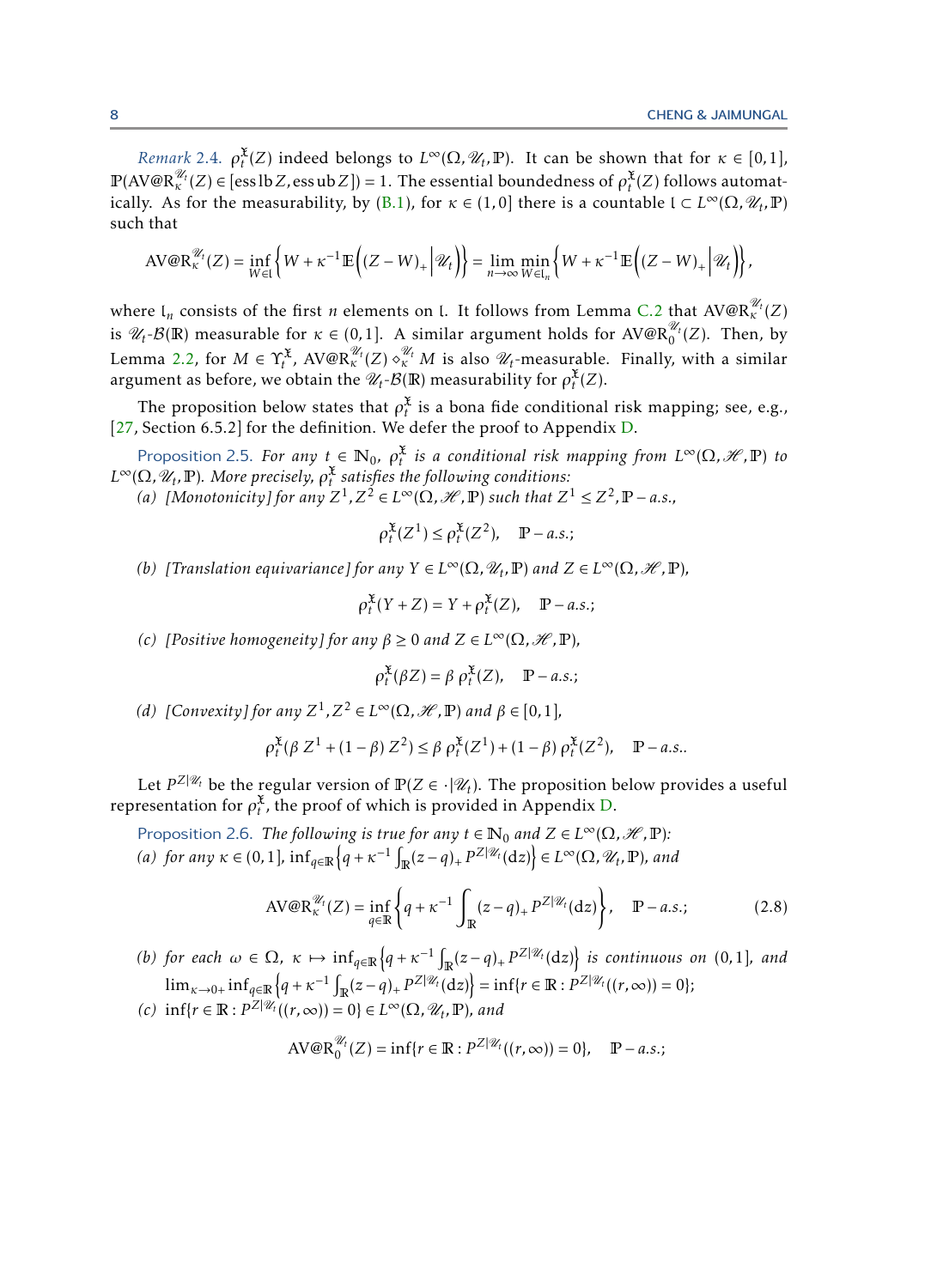*Remark* 2.4. $\rho_t^{\mathfrak{X}}(Z)$ indeed belongs to $L^\infty(\Omega,\mathscr{U}_t,\mathbb{P})$. It can be shown that for $\kappa\in[0,1]$, $\mathbb{P}(\mathrm{AV@R}_\kappa^{\mathscr{U}_t}(Z)\in[\operatorname{ess\,lb} Z,\operatorname{ess\,ub} Z])=1$. The essential boundedness of $\rho_t^{\mathfrak{X}}(Z)$ follows automatically. As for the measurability, by (B.1), for $\kappa\in(1,0]$ there is a countable $\mathfrak{l}\subset L^\infty(\Omega,\mathscr{U}_t,\mathbb{P})$ such that

$$\mathrm{AV@R}_\kappa^{\mathscr{U}_t}(Z)=\inf_{W\in\mathfrak{l}}\left\{W+\kappa^{-1}\mathbb{E}\Big((Z-W)_+\Big|\mathscr{U}_t\Big)\right\}=\lim_{n\to\infty}\min_{W\in\mathfrak{l}_n}\left\{W+\kappa^{-1}\mathbb{E}\Big((Z-W)_+\Big|\mathscr{U}_t\Big)\right\},$$

where $\mathfrak{l}_n$ consists of the first $n$ elements on $\mathfrak{l}$. It follows from Lemma C.2 that $\mathrm{AV@R}_\kappa^{\mathscr{U}_t}(Z)$ is $\mathscr{U}_t$-$\mathcal{B}(\mathbb{R})$ measurable for $\kappa\in(0,1]$. A similar argument holds for $\mathrm{AV@R}_0^{\mathscr{U}_t}(Z)$. Then, by Lemma 2.2, for $M\in\Upsilon_t^{\mathfrak{X}}$, $\mathrm{AV@R}_\kappa^{\mathscr{U}_t}(Z)\diamond_\kappa^{\mathscr{U}_t}M$ is also $\mathscr{U}_t$-measurable. Finally, with a similar argument as before, we obtain the $\mathscr{U}_t$-$\mathcal{B}(\mathbb{R})$ measurability for $\rho_t^{\mathfrak{X}}(Z)$.

The proposition below states that $\rho_t^{\mathfrak{X}}$ is a bona fide conditional risk mapping; see, e.g., [27, Section 6.5.2] for the definition. We defer the proof to Appendix D.

**Proposition 2.5.** *For any $t\in\mathbb{N}_0$, $\rho_t^{\mathfrak{X}}$ is a conditional risk mapping from $L^\infty(\Omega,\mathscr{H},\mathbb{P})$ to $L^\infty(\Omega,\mathscr{U}_t,\mathbb{P})$. More precisely, $\rho_t^{\mathfrak{X}}$ satisfies the following conditions:*

*(a) [Monotonicity] for any $Z^1,Z^2\in L^\infty(\Omega,\mathscr{H},\mathbb{P})$ such that $Z^1\le Z^2,\mathbb{P}-a.s.$,*

$$\rho_t^{\mathfrak{X}}(Z^1)\le\rho_t^{\mathfrak{X}}(Z^2),\quad \mathbb{P}-a.s.;$$

*(b) [Translation equivariance] for any $Y\in L^\infty(\Omega,\mathscr{U}_t,\mathbb{P})$ and $Z\in L^\infty(\Omega,\mathscr{H},\mathbb{P})$,*

$$\rho_t^{\mathfrak{X}}(Y+Z)=Y+\rho_t^{\mathfrak{X}}(Z),\quad \mathbb{P}-a.s.;$$

*(c) [Positive homogeneity] for any $\beta\ge 0$ and $Z\in L^\infty(\Omega,\mathscr{H},\mathbb{P})$,*

$$\rho_t^{\mathfrak{X}}(\beta Z)=\beta\,\rho_t^{\mathfrak{X}}(Z),\quad \mathbb{P}-a.s.;$$

*(d) [Convexity] for any $Z^1,Z^2\in L^\infty(\Omega,\mathscr{H},\mathbb{P})$ and $\beta\in[0,1]$,*

$$\rho_t^{\mathfrak{X}}(\beta\,Z^1+(1-\beta)\,Z^2)\le\beta\,\rho_t^{\mathfrak{X}}(Z^1)+(1-\beta)\,\rho_t^{\mathfrak{X}}(Z^2),\quad \mathbb{P}-a.s..$$

Let $P^{Z|\mathscr{U}_t}$ be the regular version of $\mathbb{P}(Z\in\cdot|\mathscr{U}_t)$. The proposition below provides a useful representation for $\rho_t^{\mathfrak{X}}$, the proof of which is provided in Appendix D.

**Proposition 2.6.** *The following is true for any $t\in\mathbb{N}_0$ and $Z\in L^\infty(\Omega,\mathscr{H},\mathbb{P})$:*

*(a) for any $\kappa\in(0,1]$, $\inf_{q\in\mathbb{R}}\left\{q+\kappa^{-1}\int_{\mathbb{R}}(z-q)_+P^{Z|\mathscr{U}_t}(\mathrm{d}z)\right\}\in L^\infty(\Omega,\mathscr{U}_t,\mathbb{P})$, and*

$$\mathrm{AV@R}_\kappa^{\mathscr{U}_t}(Z)=\inf_{q\in\mathbb{R}}\left\{q+\kappa^{-1}\int_{\mathbb{R}}(z-q)_+P^{Z|\mathscr{U}_t}(\mathrm{d}z)\right\},\quad \mathbb{P}-a.s.;\tag{2.8}$$

*(b) for each $\omega\in\Omega$, $\kappa\mapsto\inf_{q\in\mathbb{R}}\left\{q+\kappa^{-1}\int_{\mathbb{R}}(z-q)_+P^{Z|\mathscr{U}_t}(\mathrm{d}z)\right\}$ is continuous on $(0,1]$, and $\lim_{\kappa\to 0+}\inf_{q\in\mathbb{R}}\left\{q+\kappa^{-1}\int_{\mathbb{R}}(z-q)_+P^{Z|\mathscr{U}_t}(\mathrm{d}z)\right\}=\inf\{r\in\mathbb{R}:P^{Z|\mathscr{U}_t}((r,\infty))=0\}$;*

*(c) $\inf\{r\in\mathbb{R}:P^{Z|\mathscr{U}_t}((r,\infty))=0\}\in L^\infty(\Omega,\mathscr{U}_t,\mathbb{P})$, and*

$$\mathrm{AV@R}_0^{\mathscr{U}_t}(Z)=\inf\{r\in\mathbb{R}:P^{Z|\mathscr{U}_t}((r,\infty))=0\},\quad \mathbb{P}-a.s.;$$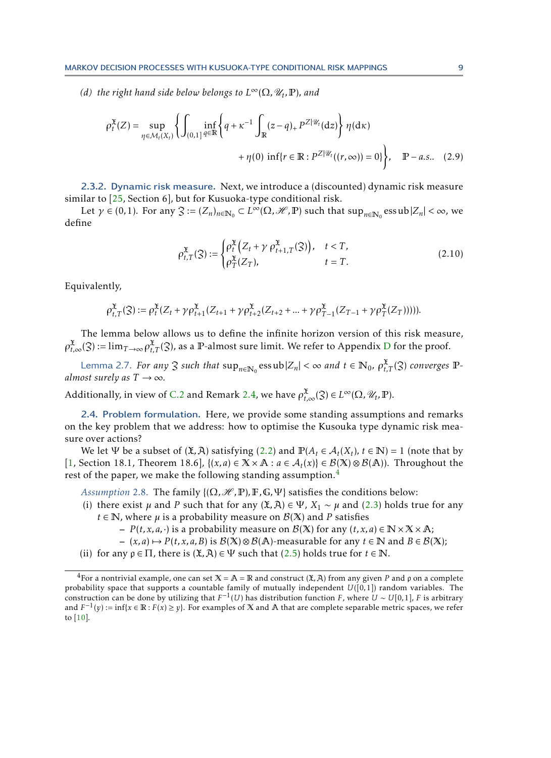(d) *the right hand side below belongs to* $L^\infty(\Omega, \mathscr{U}_t, \mathbb{P})$, *and*

$$\rho_t^{\mathfrak{X}}(Z) = \sup_{\eta \in \mathcal{M}_t(X_t)} \left\{ \int_{(0,1]} \inf_{q \in \mathbb{R}} \left\{ q + \kappa^{-1} \int_{\mathbb{R}} (z-q)_+ \, P^{Z|\mathscr{U}_t}(\mathrm{d}z) \right\} \eta(\mathrm{d}\kappa) \right.$$
$$\left. + \, \eta(0) \, \inf\{r \in \mathbb{R} : P^{Z|\mathscr{U}_t}((r,\infty)) = 0\} \right\}, \quad \mathbb{P}-a.s.. \quad (2.9)$$

### 2.3.2. Dynamic risk measure.

Next, we introduce a (discounted) dynamic risk measure similar to [25, Section 6], but for Kusuoka-type conditional risk.

Let $\gamma \in (0,1)$. For any $\mathfrak{Z} := (Z_n)_{n \in \mathbb{N}_0} \subset L^\infty(\Omega, \mathscr{H}, \mathbb{P})$ such that $\sup_{n \in \mathbb{N}_0} \operatorname{ess\,ub}|Z_n| < \infty$, we define

$$\rho_{t,T}^{\mathfrak{X}}(\mathfrak{Z}) := \begin{cases} \rho_t^{\mathfrak{X}}\left(Z_t + \gamma \, \rho_{t+1,T}^{\mathfrak{X}}(\mathfrak{Z})\right), & t < T, \\ \rho_T^{\mathfrak{X}}(Z_T), & t = T. \end{cases} \quad (2.10)$$

Equivalently,

$$\rho_{t,T}^{\mathfrak{X}}(\mathfrak{Z}) := \rho_t^{\mathfrak{X}}(Z_t + \gamma \rho_{t+1}^{\mathfrak{X}}(Z_{t+1} + \gamma \rho_{t+2}^{\mathfrak{X}}(Z_{t+2} + \ldots + \gamma \rho_{T-1}^{\mathfrak{X}}(Z_{T-1} + \gamma \rho_T^{\mathfrak{X}}(Z_T))))).$$

The lemma below allows us to define the infinite horizon version of this risk measure, $\rho_{t,\infty}^{\mathfrak{X}}(\mathfrak{Z}) := \lim_{T \to \infty} \rho_{t,T}^{\mathfrak{X}}(\mathfrak{Z})$, as a $\mathbb{P}$-almost sure limit. We refer to Appendix D for the proof.

Lemma 2.7. *For any $\mathfrak{Z}$ such that $\sup_{n \in \mathbb{N}_0} \operatorname{ess\,ub}|Z_n| < \infty$ and $t \in \mathbb{N}_0$, $\rho_{t,T}^{\mathfrak{X}}(\mathfrak{Z})$ converges $\mathbb{P}$-almost surely as $T \to \infty$.*

Additionally, in view of C.2 and Remark 2.4, we have $\rho_{t,\infty}^{\mathfrak{X}}(\mathfrak{Z}) \in L^\infty(\Omega, \mathscr{U}_t, \mathbb{P})$.

## 2.4. Problem formulation.

Here, we provide some standing assumptions and remarks on the key problem that we address: how to optimise the Kusuoka type dynamic risk measure over actions?

We let $\Psi$ be a subset of $(\mathfrak{X}, \mathfrak{A})$ satisfying (2.2) and $\mathbb{P}(A_t \in \mathcal{A}_t(X_t), t \in \mathbb{N}) = 1$ (note that by [1, Section 18.1, Theorem 18.6], $\{(x,a) \in \mathbb{X} \times \mathbb{A} : a \in \mathcal{A}_t(x)\} \in \mathcal{B}(\mathbb{X}) \otimes \mathcal{B}(\mathbb{A})$). Throughout the rest of the paper, we make the following standing assumption.[4]

*Assumption* 2.8. The family $\{(\Omega, \mathscr{H}, \mathbb{P}), \mathbb{F}, \mathbb{G}, \Psi\}$ satisfies the conditions below:

- (i) there exist $\mu$ and $P$ such that for any $(\mathfrak{X}, \mathfrak{A}) \in \Psi$, $X_1 \sim \mu$ and (2.3) holds true for any $t \in \mathbb{N}$, where $\mu$ is a probability measure on $\mathcal{B}(\mathbb{X})$ and $P$ satisfies
  - $P(t, x, a, \cdot)$ is a probability measure on $\mathcal{B}(\mathbb{X})$ for any $(t, x, a) \in \mathbb{N} \times \mathbb{X} \times \mathbb{A}$;
  - $(x, a) \mapsto P(t, x, a, B)$ is $\mathcal{B}(\mathbb{X}) \otimes \mathcal{B}(\mathbb{A})$-measurable for any $t \in \mathbb{N}$ and $B \in \mathcal{B}(\mathbb{X})$;
- (ii) for any $\mathfrak{p} \in \Pi$, there is $(\mathfrak{X}, \mathfrak{A}) \in \Psi$ such that (2.5) holds true for $t \in \mathbb{N}$.

---

[4] For a nontrivial example, one can set $\mathbb{X} = \mathbb{A} = \mathbb{R}$ and construct $(\mathfrak{X}, \mathfrak{A})$ from any given $P$ and $\mathfrak{p}$ on a complete probability space that supports a countable family of mutually independent $U([0,1])$ random variables. The construction can be done by utilizing that $F^{-1}(U)$ has distribution function $F$, where $U \sim U[0,1]$, $F$ is arbitrary and $F^{-1}(y) := \inf\{x \in \mathbb{R} : F(x) \geq y\}$. For examples of $\mathbb{X}$ and $\mathbb{A}$ that are complete separable metric spaces, we refer to [10].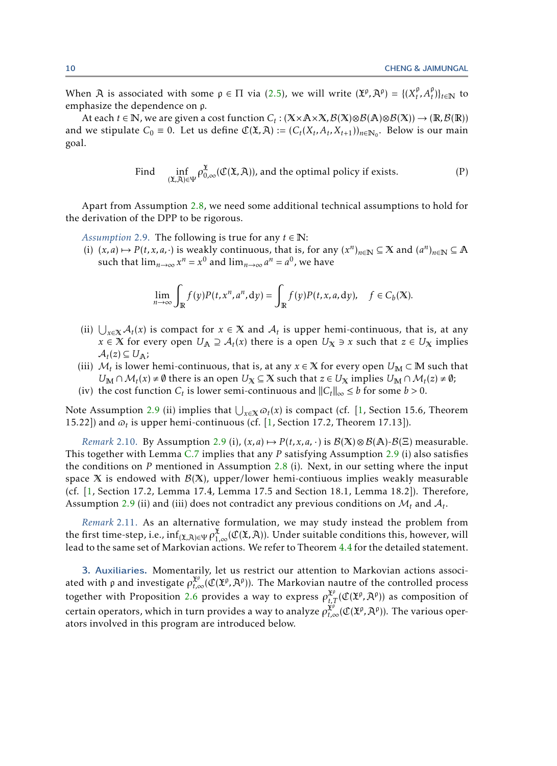When $\mathfrak{A}$ is associated with some $\mathfrak{p} \in \Pi$ via (2.5), we will write $(\mathfrak{X}^{\mathfrak{p}}, \mathfrak{A}^{\mathfrak{p}}) = \{(X_t^{\mathfrak{p}}, A_t^{\mathfrak{p}})\}_{t\in\mathbb{N}}$ to emphasize the dependence on $\mathfrak{p}$.

At each $t \in \mathbb{N}$, we are given a cost function $C_t : (\mathbb{X}\times\mathbb{A}\times\mathbb{X}, \mathcal{B}(\mathbb{X})\otimes\mathcal{B}(\mathbb{A})\otimes\mathcal{B}(\mathbb{X})) \to (\mathbb{R}, \mathcal{B}(\mathbb{R}))$ and we stipulate $C_0 \equiv 0$. Let us define $\mathfrak{C}(\mathfrak{X}, \mathfrak{A}) := (C_t(X_t, A_t, X_{t+1}))_{n\in\mathbb{N}_0}$. Below is our main goal.

$$\text{Find} \quad \inf_{(\mathfrak{X},\mathfrak{A})\in\Psi} \rho_{0,\infty}^{\mathfrak{X}}(\mathfrak{C}(\mathfrak{X}, \mathfrak{A})), \text{ and the optimal policy if exists.} \tag{P}$$

Apart from Assumption 2.8, we need some additional technical assumptions to hold for the derivation of the DPP to be rigorous.

*Assumption* 2.9. The following is true for any $t \in \mathbb{N}$:

(i) $(x, a) \mapsto P(t, x, a, \cdot)$ is weakly continuous, that is, for any $(x^n)_{n\in\mathbb{N}} \subseteq \mathbb{X}$ and $(a^n)_{n\in\mathbb{N}} \subseteq \mathbb{A}$ such that $\lim_{n\to\infty} x^n = x^0$ and $\lim_{n\to\infty} a^n = a^0$, we have

$$\lim_{n\to\infty} \int_{\mathbb{R}} f(y)P(t, x^n, a^n, \mathrm{d}y) = \int_{\mathbb{R}} f(y)P(t, x, a, \mathrm{d}y), \quad f \in C_b(\mathbb{X}).$$

(ii) $\bigcup_{x\in\mathbb{X}} \mathcal{A}_t(x)$ is compact for $x \in \mathbb{X}$ and $\mathcal{A}_t$ is upper hemi-continuous, that is, at any $x \in \mathbb{X}$ for every open $U_{\mathbb{A}} \supseteq \mathcal{A}_t(x)$ there is a open $U_{\mathbb{X}} \ni x$ such that $z \in U_{\mathbb{X}}$ implies $\mathcal{A}_t(z) \subseteq U_{\mathbb{A}}$;

(iii) $\mathcal{M}_t$ is lower hemi-continuous, that is, at any $x \in \mathbb{X}$ for every open $U_{\mathbb{M}} \subset \mathbb{M}$ such that $U_{\mathbb{M}} \cap \mathcal{M}_t(x) \neq \emptyset$ there is an open $U_{\mathbb{X}} \subseteq \mathbb{X}$ such that $z \in U_{\mathbb{X}}$ implies $U_{\mathbb{M}} \cap \mathcal{M}_t(z) \neq \emptyset$;

(iv) the cost function $C_t$ is lower semi-continuous and $\|C_t\|_\infty \le b$ for some $b > 0$.

Note Assumption 2.9 (ii) implies that $\bigcup_{x\in\mathbb{X}} \varpi_t(x)$ is compact (cf. [1, Section 15.6, Theorem 15.22]) and $\varpi_t$ is upper hemi-continuous (cf. [1, Section 17.2, Theorem 17.13]).

*Remark* 2.10. By Assumption 2.9 (i), $(x, a) \mapsto P(t, x, a, \cdot)$ is $\mathcal{B}(\mathbb{X})\otimes\mathcal{B}(\mathbb{A})$-$\mathcal{B}(\Xi)$ measurable. This together with Lemma C.7 implies that any $P$ satisfying Assumption 2.9 (i) also satisfies the conditions on $P$ mentioned in Assumption 2.8 (i). Next, in our setting where the input space $\mathbb{X}$ is endowed with $\mathcal{B}(\mathbb{X})$, upper/lower hemi-contiuous implies weakly measurable (cf. [1, Section 17.2, Lemma 17.4, Lemma 17.5 and Section 18.1, Lemma 18.2]). Therefore, Assumption 2.9 (ii) and (iii) does not contradict any previous conditions on $\mathcal{M}_t$ and $\mathcal{A}_t$.

*Remark* 2.11. As an alternative formulation, we may study instead the problem from the first time-step, i.e., $\inf_{(\mathfrak{X},\mathfrak{A})\in\Psi} \rho_{1,\infty}^{\mathfrak{X}}(\mathfrak{C}(\mathfrak{X}, \mathfrak{A}))$. Under suitable conditions this, however, will lead to the same set of Markovian actions. We refer to Theorem 4.4 for the detailed statement.

## 3. Auxiliaries.

Momentarily, let us restrict our attention to Markovian actions associated with $\mathfrak{p}$ and investigate $\rho_{t,\infty}^{\mathfrak{X}^{\mathfrak{p}}}(\mathfrak{C}(\mathfrak{X}^{\mathfrak{p}}, \mathfrak{A}^{\mathfrak{p}}))$. The Markovian nautre of the controlled process together with Proposition 2.6 provides a way to express $\rho_{t,T}^{\mathfrak{X}^{\mathfrak{p}}}(\mathfrak{C}(\mathfrak{X}^{\mathfrak{p}}, \mathfrak{A}^{\mathfrak{p}}))$ as composition of certain operators, which in turn provides a way to analyze $\rho_{t,\infty}^{\mathfrak{X}^{\mathfrak{p}}}(\mathfrak{C}(\mathfrak{X}^{\mathfrak{p}}, \mathfrak{A}^{\mathfrak{p}}))$. The various operators involved in this program are introduced below.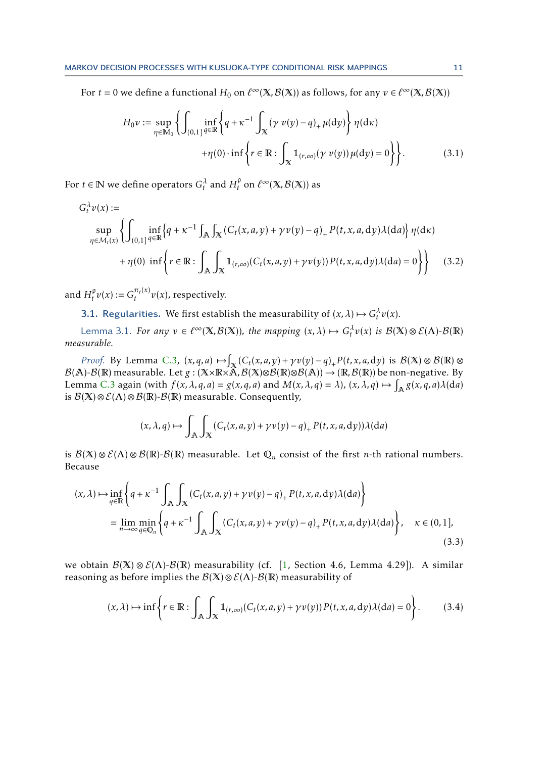For $t = 0$ we define a functional $H_0$ on $\ell^\infty(\mathbb{X}, \mathcal{B}(\mathbb{X}))$ as follows, for any $v \in \ell^\infty(\mathbb{X}, \mathcal{B}(\mathbb{X}))$

$$
\begin{aligned}
H_0 v := \sup_{\eta \in \mathbb{M}_0} \Bigg\{ \int_{(0,1]} \inf_{q \in \mathbb{R}} \left\{ q + \kappa^{-1} \int_{\mathbb{X}} (\gamma\, v(y) - q)_+ \, \mu(\mathrm{d}y) \right\} \eta(\mathrm{d}\kappa) \\
+ \eta(0) \cdot \inf \left\{ r \in \mathbb{R} : \int_{\mathbb{X}} \mathbb{1}_{(r,\infty)}(\gamma\, v(y))\, \mu(\mathrm{d}y) = 0 \right\} \Bigg\}.
\end{aligned} \tag{3.1}
$$

For $t \in \mathbb{N}$ we define operators $G_t^\lambda$ and $H_t^{\mathfrak{p}}$ on $\ell^\infty(\mathbb{X}, \mathcal{B}(\mathbb{X}))$ as

$$
\begin{aligned}
& G_t^\lambda v(x) := \\
& \sup_{\eta \in \mathcal{M}_t(x)} \Bigg\{ \int_{(0,1]} \inf_{q \in \mathbb{R}} \left\{ q + \kappa^{-1} \int_{\mathbb{A}} \int_{\mathbb{X}} (C_t(x,a,y) + \gamma v(y) - q)_+ \, P(t,x,a,\mathrm{d}y) \lambda(\mathrm{d}a) \right\} \eta(\mathrm{d}\kappa) \\
& \qquad + \eta(0) \ \inf \left\{ r \in \mathbb{R} : \int_{\mathbb{A}} \int_{\mathbb{X}} \mathbb{1}_{(r,\infty)}(C_t(x,a,y) + \gamma v(y))\, P(t,x,a,\mathrm{d}y) \lambda(\mathrm{d}a) = 0 \right\} \Bigg\}
\end{aligned} \tag{3.2}
$$

and $H_t^{\mathfrak{p}} v(x) := G_t^{\pi_t(x)} v(x)$, respectively.

### 3.1. Regularities.

We first establish the measurability of $(x, \lambda) \mapsto G_t^\lambda v(x)$.

*Lemma 3.1. For any $v \in \ell^\infty(\mathbb{X}, \mathcal{B}(\mathbb{X}))$, the mapping $(x, \lambda) \mapsto G_t^\lambda v(x)$ is $\mathcal{B}(\mathbb{X}) \otimes \mathcal{E}(\Lambda)$-$\mathcal{B}(\mathbb{R})$ measurable.*

*Proof.* By Lemma C.3, $(x, q, a) \mapsto \int_{\mathbb{X}} (C_t(x,a,y) + \gamma v(y) - q)_+ P(t,x,a,\mathrm{d}y)$ is $\mathcal{B}(\mathbb{X}) \otimes \mathcal{B}(\mathbb{R}) \otimes \mathcal{B}(\mathbb{A})$-$\mathcal{B}(\mathbb{R})$ measurable. Let $g : (\mathbb{X} \times \mathbb{R} \times \mathbb{A}, \mathcal{B}(\mathbb{X}) \otimes \mathcal{B}(\mathbb{R}) \otimes \mathcal{B}(\mathbb{A})) \to (\mathbb{R}, \mathcal{B}(\mathbb{R}))$ be non-negative. By Lemma C.3 again (with $f(x, \lambda, q, a) = g(x, q, a)$ and $M(x, \lambda, q) = \lambda$), $(x, \lambda, q) \mapsto \int_{\mathbb{A}} g(x, q, a) \lambda(\mathrm{d}a)$ is $\mathcal{B}(\mathbb{X}) \otimes \mathcal{E}(\Lambda) \otimes \mathcal{B}(\mathbb{R})$-$\mathcal{B}(\mathbb{R})$ measurable. Consequently,

$$
(x, \lambda, q) \mapsto \int_{\mathbb{A}} \int_{\mathbb{X}} (C_t(x,a,y) + \gamma v(y) - q)_+ \, P(t,x,a,\mathrm{d}y)) \lambda(\mathrm{d}a)
$$

is $\mathcal{B}(\mathbb{X}) \otimes \mathcal{E}(\Lambda) \otimes \mathcal{B}(\mathbb{R})$-$\mathcal{B}(\mathbb{R})$ measurable. Let $\mathbb{Q}_n$ consist of the first $n$-th rational numbers. Because

$$
\begin{aligned}
(x, \lambda) \mapsto & \inf_{q \in \mathbb{R}} \left\{ q + \kappa^{-1} \int_{\mathbb{A}} \int_{\mathbb{X}} (C_t(x,a,y) + \gamma v(y) - q)_+ \, P(t,x,a,\mathrm{d}y) \lambda(\mathrm{d}a) \right\} \\
& = \lim_{n \to \infty} \min_{q \in \mathbb{Q}_n} \left\{ q + \kappa^{-1} \int_{\mathbb{A}} \int_{\mathbb{X}} (C_t(x,a,y) + \gamma v(y) - q)_+ \, P(t,x,a,\mathrm{d}y) \lambda(\mathrm{d}a) \right\}, \quad \kappa \in (0,1],
\end{aligned} \tag{3.3}
$$

we obtain $\mathcal{B}(\mathbb{X}) \otimes \mathcal{E}(\Lambda)$-$\mathcal{B}(\mathbb{R})$ measurability (cf. [1, Section 4.6, Lemma 4.29]). A similar reasoning as before implies the $\mathcal{B}(\mathbb{X}) \otimes \mathcal{E}(\Lambda)$-$\mathcal{B}(\mathbb{R})$ measurability of

$$
(x, \lambda) \mapsto \inf \left\{ r \in \mathbb{R} : \int_{\mathbb{A}} \int_{\mathbb{X}} \mathbb{1}_{(r,\infty)}(C_t(x,a,y) + \gamma v(y))\, P(t,x,a,\mathrm{d}y) \lambda(\mathrm{d}a) = 0 \right\}. \tag{3.4}
$$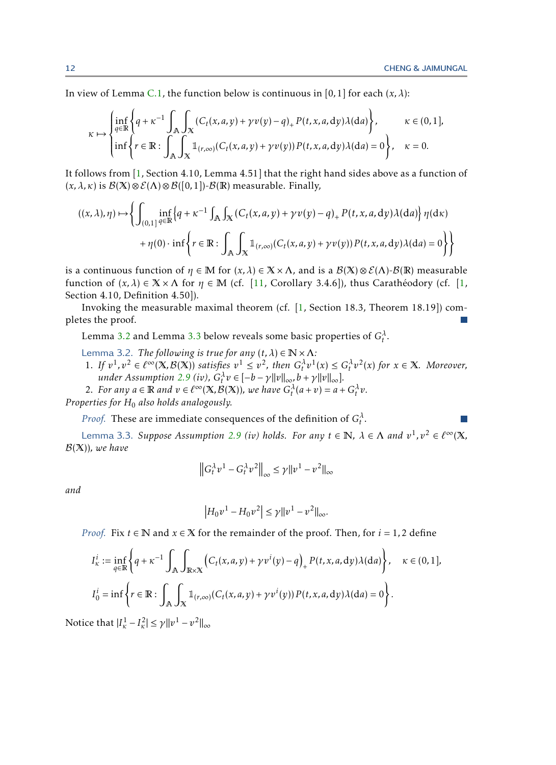In view of Lemma C.1, the function below is continuous in $[0,1]$ for each $(x,\lambda)$:

$$
\kappa \mapsto \begin{cases} \inf_{q\in\mathbb{R}}\left\{q+\kappa^{-1}\int_{\mathbb{A}}\int_{\mathbb{X}}(C_t(x,a,y)+\gamma v(y)-q)_+ P(t,x,a,\mathrm{d}y)\lambda(\mathrm{d}a)\right\}, & \kappa\in(0,1],\\ \inf\left\{r\in\mathbb{R}:\int_{\mathbb{A}}\int_{\mathbb{X}}\mathbb{1}_{(r,\infty)}(C_t(x,a,y)+\gamma v(y))P(t,x,a,\mathrm{d}y)\lambda(\mathrm{d}a)=0\right\}, & \kappa=0.\end{cases}
$$

It follows from [1, Section 4.10, Lemma 4.51] that the right hand sides above as a function of $(x,\lambda,\kappa)$ is $\mathcal{B}(\mathbb{X})\otimes\mathcal{E}(\Lambda)\otimes\mathcal{B}([0,1])$-$\mathcal{B}(\mathbb{R})$ measurable. Finally,

$$
\begin{aligned}
((x,\lambda),\eta)\mapsto\Bigg\{&\int_{(0,1]}\inf_{q\in\mathbb{R}}\left\{q+\kappa^{-1}\int_{\mathbb{A}}\int_{\mathbb{X}}(C_t(x,a,y)+\gamma v(y)-q)_+ P(t,x,a,\mathrm{d}y)\lambda(\mathrm{d}a)\right\}\eta(\mathrm{d}\kappa)\\
&+\eta(0)\cdot\inf\left\{r\in\mathbb{R}:\int_{\mathbb{A}}\int_{\mathbb{X}}\mathbb{1}_{(r,\infty)}(C_t(x,a,y)+\gamma v(y))P(t,x,a,\mathrm{d}y)\lambda(\mathrm{d}a)=0\right\}\Bigg\}
\end{aligned}
$$

is a continuous function of $\eta\in\mathbb{M}$ for $(x,\lambda)\in\mathbb{X}\times\Lambda$, and is a $\mathcal{B}(\mathbb{X})\otimes\mathcal{E}(\Lambda)$-$\mathcal{B}(\mathbb{R})$ measurable function of $(x,\lambda)\in\mathbb{X}\times\Lambda$ for $\eta\in\mathbb{M}$ (cf. [11, Corollary 3.4.6]), thus Carathéodory (cf. [1, Section 4.10, Definition 4.50]).

Invoking the measurable maximal theorem (cf. [1, Section 18.3, Theorem 18.19]) completes the proof. ∎

Lemma 3.2 and Lemma 3.3 below reveals some basic properties of $G_t^\lambda$.

**Lemma 3.2.** *The following is true for any $(t,\lambda)\in\mathbb{N}\times\Lambda$:*

1. *If $v^1,v^2\in\ell^\infty(\mathbb{X},\mathcal{B}(\mathbb{X}))$ satisfies $v^1\le v^2$, then $G_t^\lambda v^1(x)\le G_t^\lambda v^2(x)$ for $x\in\mathbb{X}$. Moreover, under Assumption 2.9 (iv), $G_t^\lambda v\in[-b-\gamma\|v\|_\infty, b+\gamma\|v\|_\infty]$.*
2. *For any $a\in\mathbb{R}$ and $v\in\ell^\infty(\mathbb{X},\mathcal{B}(\mathbb{X}))$, we have $G_t^\lambda(a+v)=a+G_t^\lambda v$.*

*Properties for $H_0$ also holds analogously.*

*Proof.* These are immediate consequences of the definition of $G_t^\lambda$. ∎

**Lemma 3.3.** *Suppose Assumption 2.9 (iv) holds. For any $t\in\mathbb{N}$, $\lambda\in\Lambda$ and $v^1,v^2\in\ell^\infty(\mathbb{X},\mathcal{B}(\mathbb{X}))$, we have*

$$
\left\|G_t^\lambda v^1-G_t^\lambda v^2\right\|_\infty\le\gamma\|v^1-v^2\|_\infty
$$

*and*

$$
\left|H_0v^1-H_0v^2\right|\le\gamma\|v^1-v^2\|_\infty.
$$

*Proof.* Fix $t\in\mathbb{N}$ and $x\in\mathbb{X}$ for the remainder of the proof. Then, for $i=1,2$ define

$$
I_\kappa^i:=\inf_{q\in\mathbb{R}}\left\{q+\kappa^{-1}\int_{\mathbb{A}}\int_{\mathbb{R}\times\mathbb{X}}\left(C_t(x,a,y)+\gamma v^i(y)-q\right)_+P(t,x,a,\mathrm{d}y)\lambda(\mathrm{d}a)\right\},\quad \kappa\in(0,1],
$$

$$
I_0^i=\inf\left\{r\in\mathbb{R}:\int_{\mathbb{A}}\int_{\mathbb{X}}\mathbb{1}_{(r,\infty)}(C_t(x,a,y)+\gamma v^i(y))P(t,x,a,\mathrm{d}y)\lambda(\mathrm{d}a)=0\right\}.
$$

Notice that $|I_\kappa^1-I_\kappa^2|\le\gamma\|v^1-v^2\|_\infty$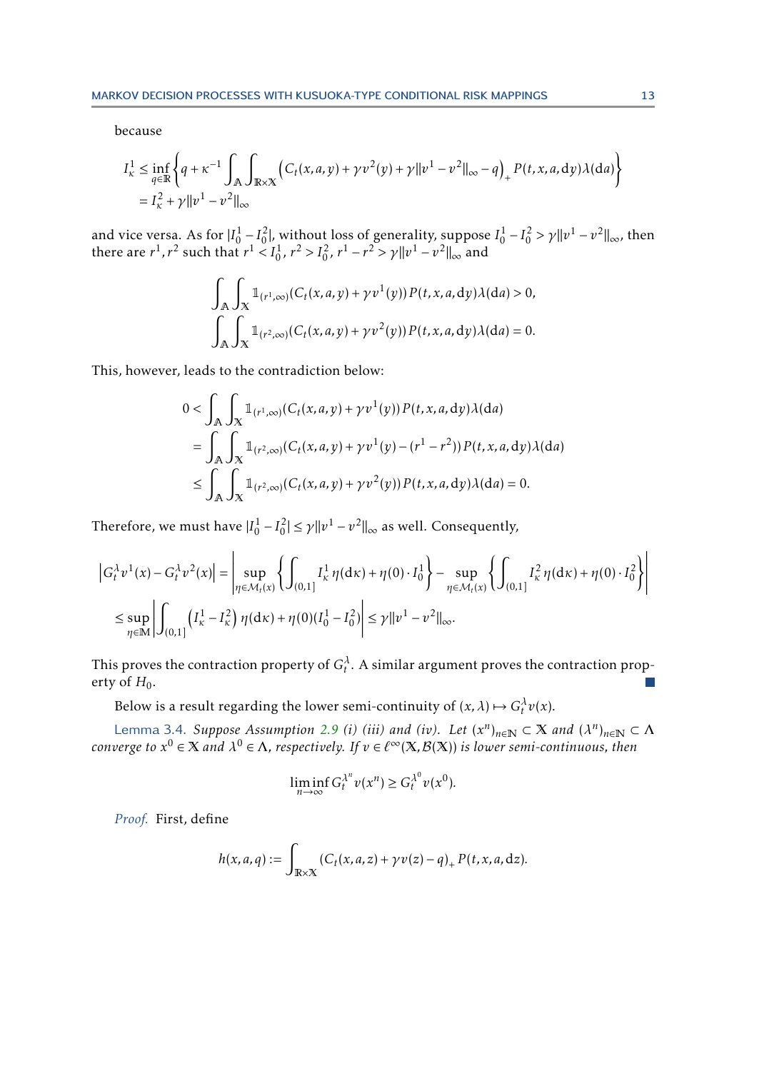because

$$
\begin{aligned}
I_\kappa^1 &\le \inf_{q\in\mathbb{R}} \left\{ q + \kappa^{-1} \int_{\mathbb{A}} \int_{\mathbb{R}\times\mathbb{X}} \Big( C_t(x,a,y) + \gamma v^2(y) + \gamma \|v^1 - v^2\|_\infty - q \Big)_+ P(t,x,a,\mathrm{d}y)\lambda(\mathrm{d}a) \right\} \\
&= I_\kappa^2 + \gamma \|v^1 - v^2\|_\infty
\end{aligned}
$$

and vice versa. As for $|I_0^1 - I_0^2|$, without loss of generality, suppose $I_0^1 - I_0^2 > \gamma\|v^1 - v^2\|_\infty$, then there are $r^1, r^2$ such that $r^1 < I_0^1$, $r^2 > I_0^2$, $r^1 - r^2 > \gamma\|v^1 - v^2\|_\infty$ and

$$
\begin{aligned}
&\int_{\mathbb{A}} \int_{\mathbb{X}} \mathbb{1}_{(r^1,\infty)}(C_t(x,a,y) + \gamma v^1(y))\, P(t,x,a,\mathrm{d}y)\lambda(\mathrm{d}a) > 0, \\
&\int_{\mathbb{A}} \int_{\mathbb{X}} \mathbb{1}_{(r^2,\infty)}(C_t(x,a,y) + \gamma v^2(y))\, P(t,x,a,\mathrm{d}y)\lambda(\mathrm{d}a) = 0.
\end{aligned}
$$

This, however, leads to the contradiction below:

$$
\begin{aligned}
0 &< \int_{\mathbb{A}} \int_{\mathbb{X}} \mathbb{1}_{(r^1,\infty)}(C_t(x,a,y) + \gamma v^1(y))\, P(t,x,a,\mathrm{d}y)\lambda(\mathrm{d}a) \\
&= \int_{\mathbb{A}} \int_{\mathbb{X}} \mathbb{1}_{(r^2,\infty)}(C_t(x,a,y) + \gamma v^1(y) - (r^1 - r^2))\, P(t,x,a,\mathrm{d}y)\lambda(\mathrm{d}a) \\
&\le \int_{\mathbb{A}} \int_{\mathbb{X}} \mathbb{1}_{(r^2,\infty)}(C_t(x,a,y) + \gamma v^2(y))\, P(t,x,a,\mathrm{d}y)\lambda(\mathrm{d}a) = 0.
\end{aligned}
$$

Therefore, we must have $|I_0^1 - I_0^2| \le \gamma\|v^1 - v^2\|_\infty$ as well. Consequently,

$$
\begin{aligned}
\left| G_t^\lambda v^1(x) - G_t^\lambda v^2(x) \right| &= \left| \sup_{\eta\in\mathcal{M}_t(x)} \left\{ \int_{(0,1]} I_\kappa^1\, \eta(\mathrm{d}\kappa) + \eta(0)\cdot I_0^1 \right\} - \sup_{\eta\in\mathcal{M}_t(x)} \left\{ \int_{(0,1]} I_\kappa^2\, \eta(\mathrm{d}\kappa) + \eta(0)\cdot I_0^2 \right\} \right| \\
&\le \sup_{\eta\in\mathbb{M}} \left| \int_{(0,1]} \left( I_\kappa^1 - I_\kappa^2 \right) \eta(\mathrm{d}\kappa) + \eta(0)(I_0^1 - I_0^2) \right| \le \gamma\|v^1 - v^2\|_\infty.
\end{aligned}
$$

This proves the contraction property of $G_t^\lambda$. A similar argument proves the contraction property of $H_0$. ∎

Below is a result regarding the lower semi-continuity of $(x,\lambda) \mapsto G_t^\lambda v(x)$.

**Lemma 3.4.** *Suppose Assumption 2.9 (i) (iii) and (iv). Let $(x^n)_{n\in\mathbb{N}} \subset \mathbb{X}$ and $(\lambda^n)_{n\in\mathbb{N}} \subset \Lambda$ converge to $x^0 \in \mathbb{X}$ and $\lambda^0 \in \Lambda$, respectively. If $v \in \ell^\infty(\mathbb{X}, \mathcal{B}(\mathbb{X}))$ is lower semi-continuous, then*

$$
\liminf_{n\to\infty} G_t^{\lambda^n} v(x^n) \ge G_t^{\lambda^0} v(x^0).
$$

*Proof.* First, define

$$
h(x,a,q) := \int_{\mathbb{R}\times\mathbb{X}} (C_t(x,a,z) + \gamma v(z) - q)_+\, P(t,x,a,\mathrm{d}z).
$$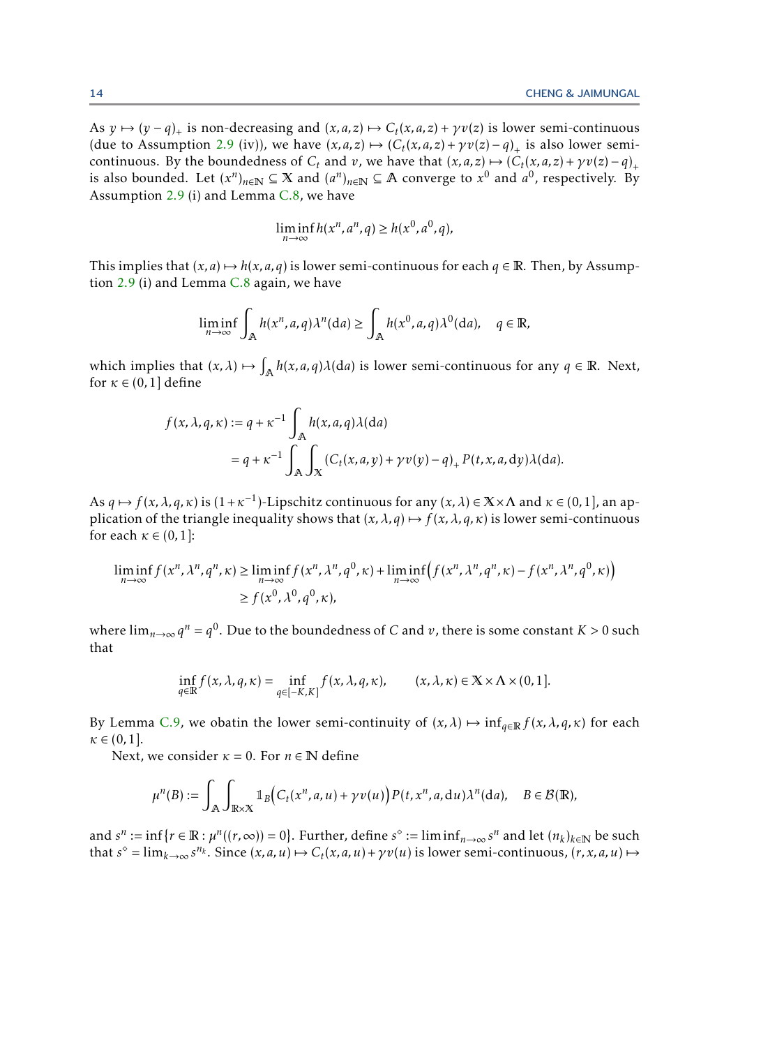As $y \mapsto (y-q)_+$ is non-decreasing and $(x,a,z) \mapsto C_t(x,a,z) + \gamma v(z)$ is lower semi-continuous (due to Assumption 2.9 (iv)), we have $(x,a,z) \mapsto (C_t(x,a,z)+\gamma v(z)-q)_+$ is also lower semi-continuous. By the boundedness of $C_t$ and $v$, we have that $(x,a,z) \mapsto (C_t(x,a,z)+\gamma v(z)-q)_+$ is also bounded. Let $(x^n)_{n\in\mathbb{N}} \subseteq \mathbb{X}$ and $(a^n)_{n\in\mathbb{N}} \subseteq \mathbb{A}$ converge to $x^0$ and $a^0$, respectively. By Assumption 2.9 (i) and Lemma C.8, we have

$$
\liminf_{n\to\infty} h(x^n, a^n, q) \geq h(x^0, a^0, q),
$$

This implies that $(x,a) \mapsto h(x,a,q)$ is lower semi-continuous for each $q \in \mathbb{R}$. Then, by Assumption 2.9 (i) and Lemma C.8 again, we have

$$
\liminf_{n\to\infty} \int_{\mathbb{A}} h(x^n, a, q)\lambda^n(\mathrm{d}a) \geq \int_{\mathbb{A}} h(x^0, a, q)\lambda^0(\mathrm{d}a), \quad q \in \mathbb{R},
$$

which implies that $(x,\lambda) \mapsto \int_{\mathbb{A}} h(x,a,q)\lambda(\mathrm{d}a)$ is lower semi-continuous for any $q \in \mathbb{R}$. Next, for $\kappa \in (0,1]$ define

$$
\begin{aligned}
f(x,\lambda,q,\kappa) &:= q + \kappa^{-1}\int_{\mathbb{A}} h(x,a,q)\lambda(\mathrm{d}a) \\
&= q + \kappa^{-1}\int_{\mathbb{A}}\int_{\mathbb{X}} (C_t(x,a,y)+\gamma v(y)-q)_+ P(t,x,a,\mathrm{d}y)\lambda(\mathrm{d}a).
\end{aligned}
$$

As $q \mapsto f(x,\lambda,q,\kappa)$ is $(1+\kappa^{-1})$-Lipschitz continuous for any $(x,\lambda) \in \mathbb{X}\times\Lambda$ and $\kappa \in (0,1]$, an application of the triangle inequality shows that $(x,\lambda,q) \mapsto f(x,\lambda,q,\kappa)$ is lower semi-continuous for each $\kappa \in (0,1]$:

$$
\begin{aligned}
\liminf_{n\to\infty} f(x^n,\lambda^n,q^n,\kappa) &\geq \liminf_{n\to\infty} f(x^n,\lambda^n,q^0,\kappa) + \liminf_{n\to\infty}\Big(f(x^n,\lambda^n,q^n,\kappa) - f(x^n,\lambda^n,q^0,\kappa)\Big) \\
&\geq f(x^0,\lambda^0,q^0,\kappa),
\end{aligned}
$$

where $\lim_{n\to\infty} q^n = q^0$. Due to the boundedness of $C$ and $v$, there is some constant $K > 0$ such that

$$
\inf_{q\in\mathbb{R}} f(x,\lambda,q,\kappa) = \inf_{q\in[-K,K]} f(x,\lambda,q,\kappa), \qquad (x,\lambda,\kappa) \in \mathbb{X}\times\Lambda\times(0,1].
$$

By Lemma C.9, we obatin the lower semi-continuity of $(x,\lambda) \mapsto \inf_{q\in\mathbb{R}} f(x,\lambda,q,\kappa)$ for each $\kappa \in (0,1]$.

Next, we consider $\kappa = 0$. For $n \in \mathbb{N}$ define

$$
\mu^n(B) := \int_{\mathbb{A}}\int_{\mathbb{R}\times\mathbb{X}} \mathbb{1}_B\Big(C_t(x^n,a,u)+\gamma v(u)\Big) P(t,x^n,a,\mathrm{d}u)\lambda^n(\mathrm{d}a), \quad B \in \mathcal{B}(\mathbb{R}),
$$

and $s^n := \inf\{r \in \mathbb{R} : \mu^n((r,\infty)) = 0\}$. Further, define $s^\diamond := \liminf_{n\to\infty} s^n$ and let $(n_k)_{k\in\mathbb{N}}$ be such that $s^\diamond = \lim_{k\to\infty} s^{n_k}$. Since $(x,a,u) \mapsto C_t(x,a,u)+\gamma v(u)$ is lower semi-continuous, $(r,x,a,u) \mapsto$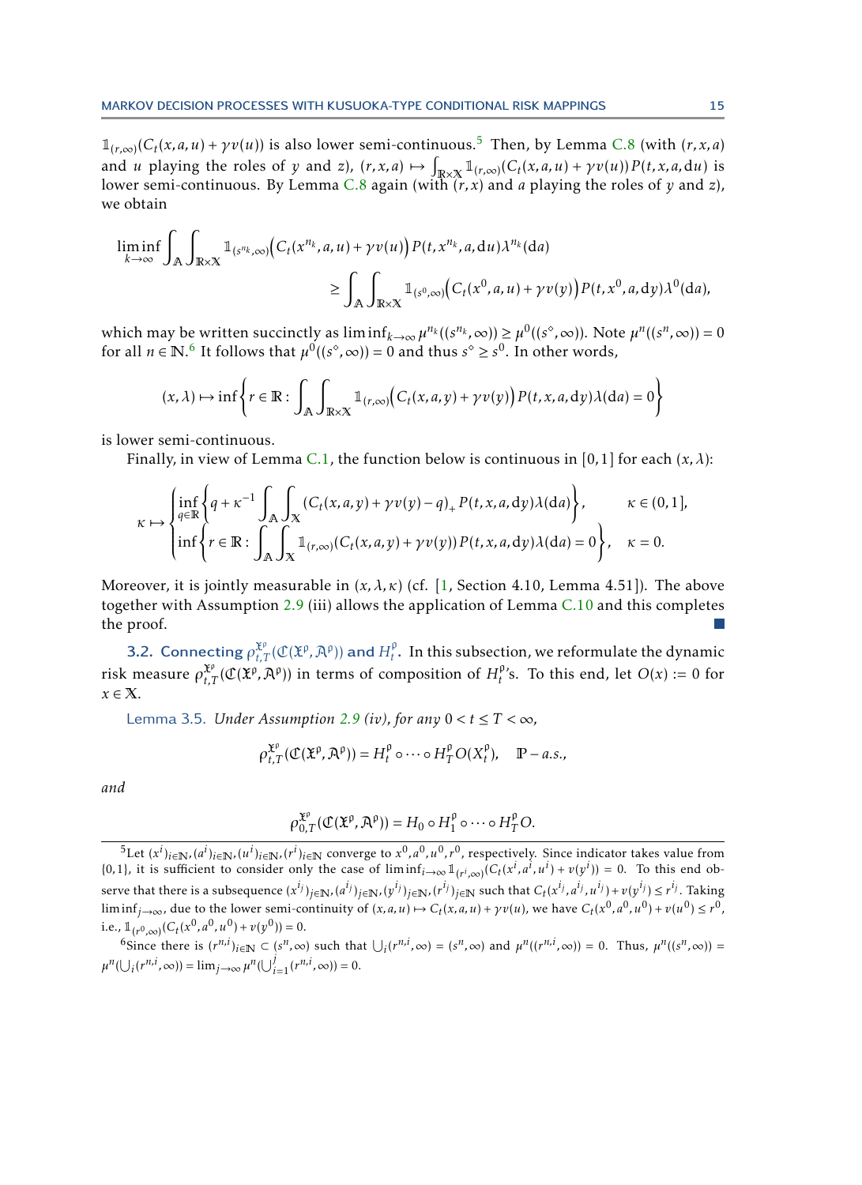$\mathbb{1}_{(r,\infty)}(C_t(x,a,u)+\gamma v(u))$ is also lower semi-continuous.[5] Then, by Lemma C.8 (with $(r,x,a)$ and $u$ playing the roles of $y$ and $z$), $(r,x,a) \mapsto \int_{\mathbb{R}\times\mathbb{X}} \mathbb{1}_{(r,\infty)}(C_t(x,a,u)+\gamma v(u))P(t,x,a,\mathrm{d}u)$ is lower semi-continuous. By Lemma C.8 again (with $(r,x)$ and $a$ playing the roles of $y$ and $z$), we obtain

$$
\liminf_{k\to\infty} \int_{\mathbb{A}} \int_{\mathbb{R}\times\mathbb{X}} \mathbb{1}_{(s^{n_k},\infty)}\Big(C_t(x^{n_k},a,u)+\gamma v(u)\Big) P(t,x^{n_k},a,\mathrm{d}u)\lambda^{n_k}(\mathrm{d}a)
$$
$$
\geq \int_{\mathbb{A}} \int_{\mathbb{R}\times\mathbb{X}} \mathbb{1}_{(s^0,\infty)}\Big(C_t(x^0,a,u)+\gamma v(y)\Big) P(t,x^0,a,\mathrm{d}y)\lambda^0(\mathrm{d}a),
$$

which may be written succinctly as $\liminf_{k\to\infty} \mu^{n_k}((s^{n_k},\infty)) \geq \mu^0((s^\diamond,\infty))$. Note $\mu^n((s^n,\infty)) = 0$ for all $n \in \mathbb{N}$.[6] It follows that $\mu^0((s^\diamond,\infty)) = 0$ and thus $s^\diamond \geq s^0$. In other words,

$$
(x,\lambda) \mapsto \inf\left\{ r \in \mathbb{R} : \int_{\mathbb{A}} \int_{\mathbb{R}\times\mathbb{X}} \mathbb{1}_{(r,\infty)}\Big(C_t(x,a,y)+\gamma v(y)\Big) P(t,x,a,\mathrm{d}y)\lambda(\mathrm{d}a) = 0 \right\}
$$

is lower semi-continuous.

Finally, in view of Lemma C.1, the function below is continuous in $[0,1]$ for each $(x,\lambda)$:

$$
\kappa \mapsto \begin{cases} \inf_{q\in\mathbb{R}} \left\{ q + \kappa^{-1} \displaystyle\int_{\mathbb{A}} \int_{\mathbb{X}} (C_t(x,a,y)+\gamma v(y) - q)_+ P(t,x,a,\mathrm{d}y)\lambda(\mathrm{d}a) \right\}, & \kappa \in (0,1], \\ \inf\left\{ r \in \mathbb{R} : \displaystyle\int_{\mathbb{A}} \int_{\mathbb{X}} \mathbb{1}_{(r,\infty)}(C_t(x,a,y)+\gamma v(y)) P(t,x,a,\mathrm{d}y)\lambda(\mathrm{d}a) = 0 \right\}, & \kappa = 0. \end{cases}
$$

Moreover, it is jointly measurable in $(x,\lambda,\kappa)$ (cf. [1, Section 4.10, Lemma 4.51]). The above together with Assumption 2.9 (iii) allows the application of Lemma C.10 and this completes the proof. ∎

**3.2. Connecting $\rho^{\mathfrak{X}^\mathfrak{p}}_{t,T}(\mathfrak{C}(\mathfrak{X}^\mathfrak{p},\mathfrak{A}^\mathfrak{p}))$ and $H^\mathfrak{p}_t$.** In this subsection, we reformulate the dynamic risk measure $\rho^{\mathfrak{X}^\mathfrak{p}}_{t,T}(\mathfrak{C}(\mathfrak{X}^\mathfrak{p},\mathfrak{A}^\mathfrak{p}))$ in terms of composition of $H^\mathfrak{p}_t$'s. To this end, let $O(x) := 0$ for $x \in \mathbb{X}$.

Lemma 3.5. *Under Assumption 2.9 (iv), for any $0 < t \leq T < \infty$,*

$$
\rho^{\mathfrak{X}^\mathfrak{p}}_{t,T}(\mathfrak{C}(\mathfrak{X}^\mathfrak{p},\mathfrak{A}^\mathfrak{p})) = H^\mathfrak{p}_t \circ \cdots \circ H^\mathfrak{p}_T O(X^\mathfrak{p}_t), \quad \mathbb{P}-a.s.,
$$

*and*

$$
\rho^{\mathfrak{X}^\mathfrak{p}}_{0,T}(\mathfrak{C}(\mathfrak{X}^\mathfrak{p},\mathfrak{A}^\mathfrak{p})) = H_0 \circ H^\mathfrak{p}_1 \circ \cdots \circ H^\mathfrak{p}_T O.
$$

---

[5] Let $(x^i)_{i\in\mathbb{N}}, (a^i)_{i\in\mathbb{N}}, (u^i)_{i\in\mathbb{N}}, (r^i)_{i\in\mathbb{N}}$ converge to $x^0, a^0, u^0, r^0$, respectively. Since indicator takes value from $\{0,1\}$, it is sufficient to consider only the case of $\liminf_{i\to\infty} \mathbb{1}_{(r^i,\infty)}(C_t(x^i,a^i,u^i)+v(y^i)) = 0$. To this end observe that there is a subsequence $(x^{i_j})_{j\in\mathbb{N}}, (a^{i_j})_{j\in\mathbb{N}}, (y^{i_j})_{j\in\mathbb{N}}, (r^{i_j})_{j\in\mathbb{N}}$ such that $C_t(x^{i_j},a^{i_j},u^{i_j}) + v(y^{i_j}) \leq r^{i_j}$. Taking $\liminf_{j\to\infty}$, due to the lower semi-continuity of $(x,a,u) \mapsto C_t(x,a,u)+\gamma v(u)$, we have $C_t(x^0,a^0,u^0)+v(u^0) \leq r^0$, i.e., $\mathbb{1}_{(r^0,\infty)}(C_t(x^0,a^0,u^0)+v(y^0)) = 0$.

[6] Since there is $(r^{n,i})_{i\in\mathbb{N}} \subset (s^n,\infty)$ such that $\bigcup_i (r^{n,i},\infty) = (s^n,\infty)$ and $\mu^n((r^{n,i},\infty)) = 0$. Thus, $\mu^n((s^n,\infty)) = \mu^n(\bigcup_i (r^{n,i},\infty)) = \lim_{j\to\infty} \mu^n(\bigcup_{i=1}^j (r^{n,i},\infty)) = 0$.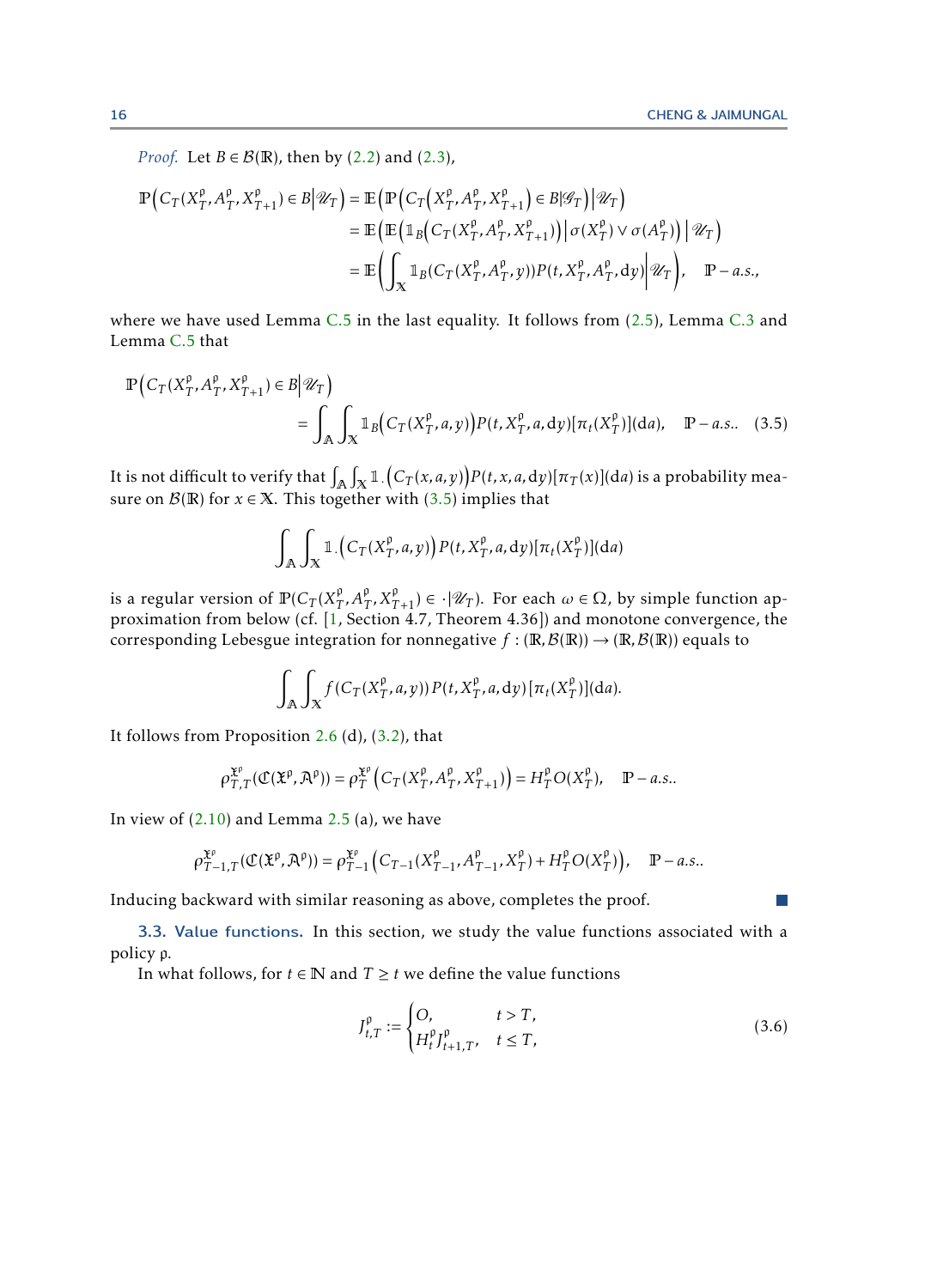*Proof.* Let $B \in \mathcal{B}(\mathbb{R})$, then by (2.2) and (2.3),

$$\begin{aligned}
\mathbb{P}\Big(C_T(X_T^{\mathfrak{p}}, A_T^{\mathfrak{p}}, X_{T+1}^{\mathfrak{p}}) \in B \Big| \mathscr{U}_T\Big) &= \mathbb{E}\Big(\mathbb{P}\Big(C_T\Big(X_T^{\mathfrak{p}}, A_T^{\mathfrak{p}}, X_{T+1}^{\mathfrak{p}}\Big) \in B \big| \mathscr{G}_T\Big) \Big| \mathscr{U}_T\Big) \\
&= \mathbb{E}\Big(\mathbb{E}\Big(\mathbb{1}_B\Big(C_T(X_T^{\mathfrak{p}}, A_T^{\mathfrak{p}}, X_{T+1}^{\mathfrak{p}})\Big) \Big| \sigma(X_T^{\mathfrak{p}}) \vee \sigma(A_T^{\mathfrak{p}})\Big) \Big| \mathscr{U}_T\Big) \\
&= \mathbb{E}\bigg(\int_{\mathbb{X}} \mathbb{1}_B(C_T(X_T^{\mathfrak{p}}, A_T^{\mathfrak{p}}, y)) P(t, X_T^{\mathfrak{p}}, A_T^{\mathfrak{p}}, \mathrm{d}y) \bigg| \mathscr{U}_T\bigg), \quad \mathbb{P}-a.s.,
\end{aligned}$$

where we have used Lemma C.5 in the last equality. It follows from (2.5), Lemma C.3 and Lemma C.5 that

$$\begin{aligned}
&\mathbb{P}\Big(C_T(X_T^{\mathfrak{p}}, A_T^{\mathfrak{p}}, X_{T+1}^{\mathfrak{p}}) \in B \Big| \mathscr{U}_T\Big) \\
&\qquad = \int_{\mathbb{A}} \int_{\mathbb{X}} \mathbb{1}_B\Big(C_T(X_T^{\mathfrak{p}}, a, y)\Big) P(t, X_T^{\mathfrak{p}}, a, \mathrm{d}y) [\pi_t(X_T^{\mathfrak{p}})](\mathrm{d}a), \quad \mathbb{P}-a.s.. \qquad (3.5)
\end{aligned}$$

It is not difficult to verify that $\int_{\mathbb{A}} \int_{\mathbb{X}} \mathbb{1}_{\cdot}\Big(C_T(x, a, y)\Big) P(t, x, a, \mathrm{d}y) [\pi_T(x)](\mathrm{d}a)$ is a probability measure on $\mathcal{B}(\mathbb{R})$ for $x \in \mathbb{X}$. This together with (3.5) implies that

$$\int_{\mathbb{A}} \int_{\mathbb{X}} \mathbb{1}_{\cdot}\Big(C_T(X_T^{\mathfrak{p}}, a, y)\Big) P(t, X_T^{\mathfrak{p}}, a, \mathrm{d}y) [\pi_t(X_T^{\mathfrak{p}})](\mathrm{d}a)$$

is a regular version of $\mathbb{P}(C_T(X_T^{\mathfrak{p}}, A_T^{\mathfrak{p}}, X_{T+1}^{\mathfrak{p}}) \in \cdot | \mathscr{U}_T)$. For each $\omega \in \Omega$, by simple function approximation from below (cf. [1, Section 4.7, Theorem 4.36]) and monotone convergence, the corresponding Lebesgue integration for nonnegative $f : (\mathbb{R}, \mathcal{B}(\mathbb{R})) \to (\mathbb{R}, \mathcal{B}(\mathbb{R}))$ equals to

$$\int_{\mathbb{A}} \int_{\mathbb{X}} f(C_T(X_T^{\mathfrak{p}}, a, y)) P(t, X_T^{\mathfrak{p}}, a, \mathrm{d}y) [\pi_t(X_T^{\mathfrak{p}})](\mathrm{d}a).$$

It follows from Proposition 2.6 (d), (3.2), that

$$\rho_{T,T}^{\mathfrak{X}^{\mathfrak{p}}}(\mathfrak{C}(\mathfrak{X}^{\mathfrak{p}}, \mathfrak{A}^{\mathfrak{p}})) = \rho_T^{\mathfrak{X}^{\mathfrak{p}}}\Big(C_T(X_T^{\mathfrak{p}}, A_T^{\mathfrak{p}}, X_{T+1}^{\mathfrak{p}})\Big) = H_T^{\mathfrak{p}} O(X_T^{\mathfrak{p}}), \quad \mathbb{P}-a.s..$$

In view of (2.10) and Lemma 2.5 (a), we have

$$\rho_{T-1,T}^{\mathfrak{X}^{\mathfrak{p}}}(\mathfrak{C}(\mathfrak{X}^{\mathfrak{p}}, \mathfrak{A}^{\mathfrak{p}})) = \rho_{T-1}^{\mathfrak{X}^{\mathfrak{p}}}\Big(C_{T-1}(X_{T-1}^{\mathfrak{p}}, A_{T-1}^{\mathfrak{p}}, X_T^{\mathfrak{p}}) + H_T^{\mathfrak{p}} O(X_T^{\mathfrak{p}})\Big), \quad \mathbb{P}-a.s..$$

Inducing backward with similar reasoning as above, completes the proof. ∎

**3.3. Value functions.** In this section, we study the value functions associated with a policy $\mathfrak{p}$.

In what follows, for $t \in \mathbb{N}$ and $T \geq t$ we define the value functions

$$J_{t,T}^{\mathfrak{p}} := \begin{cases} O, & t > T, \\ H_t^{\mathfrak{p}} J_{t+1,T}^{\mathfrak{p}}, & t \leq T, \end{cases} \qquad (3.6)$$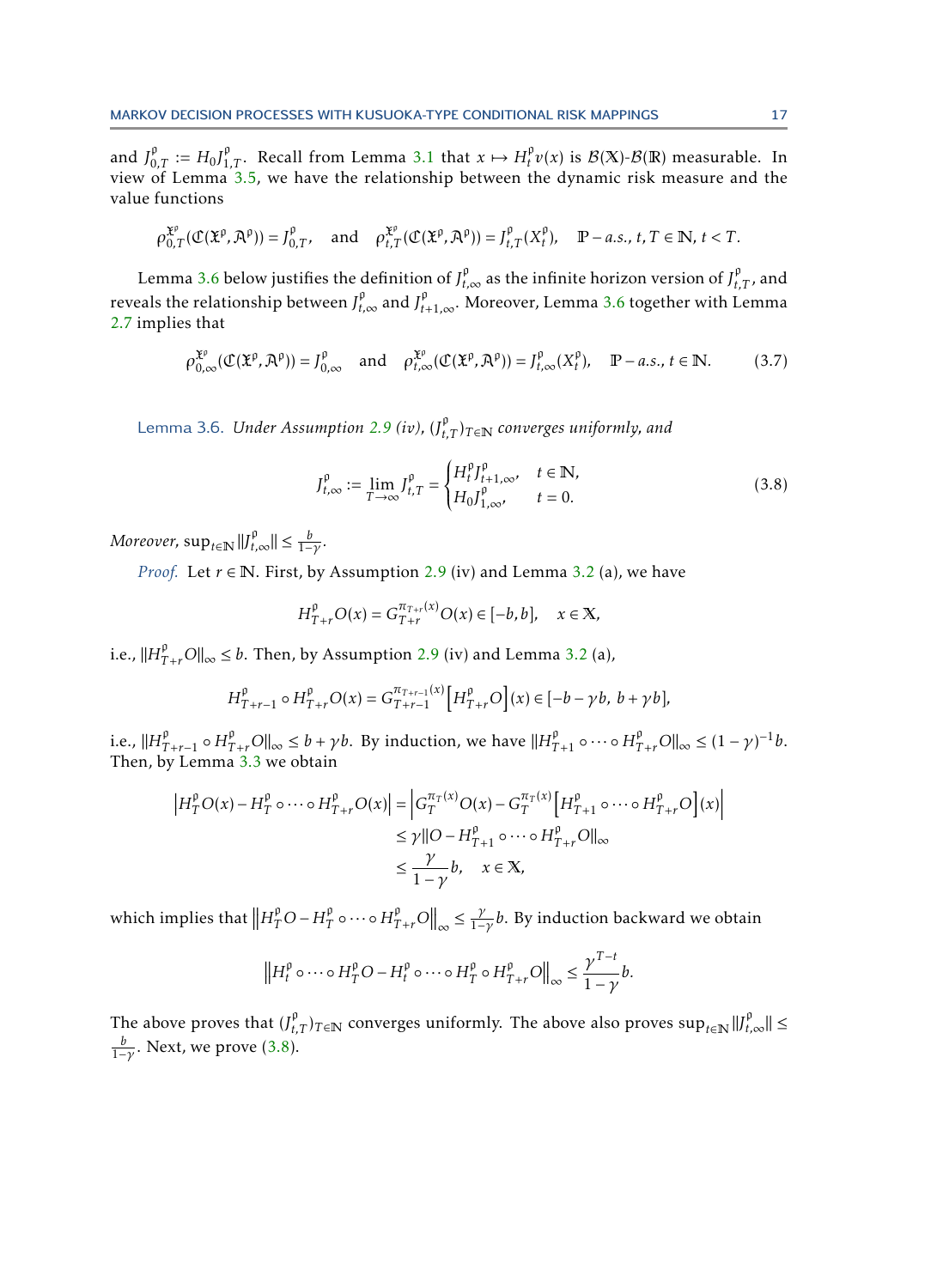and $J^{\mathfrak{p}}_{0,T} := H_0 J^{\mathfrak{p}}_{1,T}$. Recall from Lemma 3.1 that $x \mapsto H^{\mathfrak{p}}_t v(x)$ is $\mathcal{B}(\mathbb{X})$-$\mathcal{B}(\mathbb{R})$ measurable. In view of Lemma 3.5, we have the relationship between the dynamic risk measure and the value functions

$$\rho^{\mathfrak{X}^{\mathfrak{p}}}_{0,T}(\mathfrak{C}(\mathfrak{X}^{\mathfrak{p}}, \mathfrak{A}^{\mathfrak{p}})) = J^{\mathfrak{p}}_{0,T}, \quad \text{and} \quad \rho^{\mathfrak{X}^{\mathfrak{p}}}_{t,T}(\mathfrak{C}(\mathfrak{X}^{\mathfrak{p}}, \mathfrak{A}^{\mathfrak{p}})) = J^{\mathfrak{p}}_{t,T}(X^{\mathfrak{p}}_t), \quad \mathbb{P}-a.s., \, t, T \in \mathbb{N}, \, t < T.$$

Lemma 3.6 below justifies the definition of $J^{\mathfrak{p}}_{t,\infty}$ as the infinite horizon version of $J^{\mathfrak{p}}_{t,T}$, and reveals the relationship between $J^{\mathfrak{p}}_{t,\infty}$ and $J^{\mathfrak{p}}_{t+1,\infty}$. Moreover, Lemma 3.6 together with Lemma 2.7 implies that

$$\rho^{\mathfrak{X}^{\mathfrak{p}}}_{0,\infty}(\mathfrak{C}(\mathfrak{X}^{\mathfrak{p}}, \mathfrak{A}^{\mathfrak{p}})) = J^{\mathfrak{p}}_{0,\infty} \quad \text{and} \quad \rho^{\mathfrak{X}^{\mathfrak{p}}}_{t,\infty}(\mathfrak{C}(\mathfrak{X}^{\mathfrak{p}}, \mathfrak{A}^{\mathfrak{p}})) = J^{\mathfrak{p}}_{t,\infty}(X^{\mathfrak{p}}_t), \quad \mathbb{P}-a.s., \, t \in \mathbb{N}. \tag{3.7}$$

Lemma 3.6. *Under Assumption 2.9 (iv), $(J^{\mathfrak{p}}_{t,T})_{T\in\mathbb{N}}$ converges uniformly, and*

$$J^{\mathfrak{p}}_{t,\infty} := \lim_{T\to\infty} J^{\mathfrak{p}}_{t,T} = \begin{cases} H^{\mathfrak{p}}_t J^{\mathfrak{p}}_{t+1,\infty}, & t \in \mathbb{N}, \\ H_0 J^{\mathfrak{p}}_{1,\infty}, & t = 0. \end{cases} \tag{3.8}$$

*Moreover,* $\sup_{t\in\mathbb{N}} \|J^{\mathfrak{p}}_{t,\infty}\| \le \frac{b}{1-\gamma}$.

*Proof.* Let $r \in \mathbb{N}$. First, by Assumption 2.9 (iv) and Lemma 3.2 (a), we have

$$H^{\mathfrak{p}}_{T+r} O(x) = G^{\pi_{T+r}(x)}_{T+r} O(x) \in [-b, b], \quad x \in \mathbb{X},$$

i.e., $\|H^{\mathfrak{p}}_{T+r} O\|_\infty \le b$. Then, by Assumption 2.9 (iv) and Lemma 3.2 (a),

$$H^{\mathfrak{p}}_{T+r-1} \circ H^{\mathfrak{p}}_{T+r} O(x) = G^{\pi_{T+r-1}(x)}_{T+r-1} \Big[ H^{\mathfrak{p}}_{T+r} O \Big](x) \in [-b - \gamma b, \, b + \gamma b],$$

i.e., $\|H^{\mathfrak{p}}_{T+r-1} \circ H^{\mathfrak{p}}_{T+r} O\|_\infty \le b + \gamma b$. By induction, we have $\|H^{\mathfrak{p}}_{T+1} \circ \cdots \circ H^{\mathfrak{p}}_{T+r} O\|_\infty \le (1-\gamma)^{-1} b$. Then, by Lemma 3.3 we obtain

$$\begin{aligned}
\Big| H^{\mathfrak{p}}_T O(x) - H^{\mathfrak{p}}_T \circ \cdots \circ H^{\mathfrak{p}}_{T+r} O(x) \Big| &= \Big| G^{\pi_T(x)}_T O(x) - G^{\pi_T(x)}_T \Big[ H^{\mathfrak{p}}_{T+1} \circ \cdots \circ H^{\mathfrak{p}}_{T+r} O \Big](x) \Big| \\
&\le \gamma \|O - H^{\mathfrak{p}}_{T+1} \circ \cdots \circ H^{\mathfrak{p}}_{T+r} O\|_\infty \\
&\le \frac{\gamma}{1-\gamma} b, \quad x \in \mathbb{X},
\end{aligned}$$

which implies that $\Big\| H^{\mathfrak{p}}_T O - H^{\mathfrak{p}}_T \circ \cdots \circ H^{\mathfrak{p}}_{T+r} O \Big\|_\infty \le \frac{\gamma}{1-\gamma} b$. By induction backward we obtain

$$\Big\| H^{\mathfrak{p}}_t \circ \cdots \circ H^{\mathfrak{p}}_T O - H^{\mathfrak{p}}_t \circ \cdots \circ H^{\mathfrak{p}}_T \circ H^{\mathfrak{p}}_{T+r} O \Big\|_\infty \le \frac{\gamma^{T-t}}{1-\gamma} b.$$

The above proves that $(J^{\mathfrak{p}}_{t,T})_{T\in\mathbb{N}}$ converges uniformly. The above also proves $\sup_{t\in\mathbb{N}} \|J^{\mathfrak{p}}_{t,\infty}\| \le \frac{b}{1-\gamma}$. Next, we prove (3.8).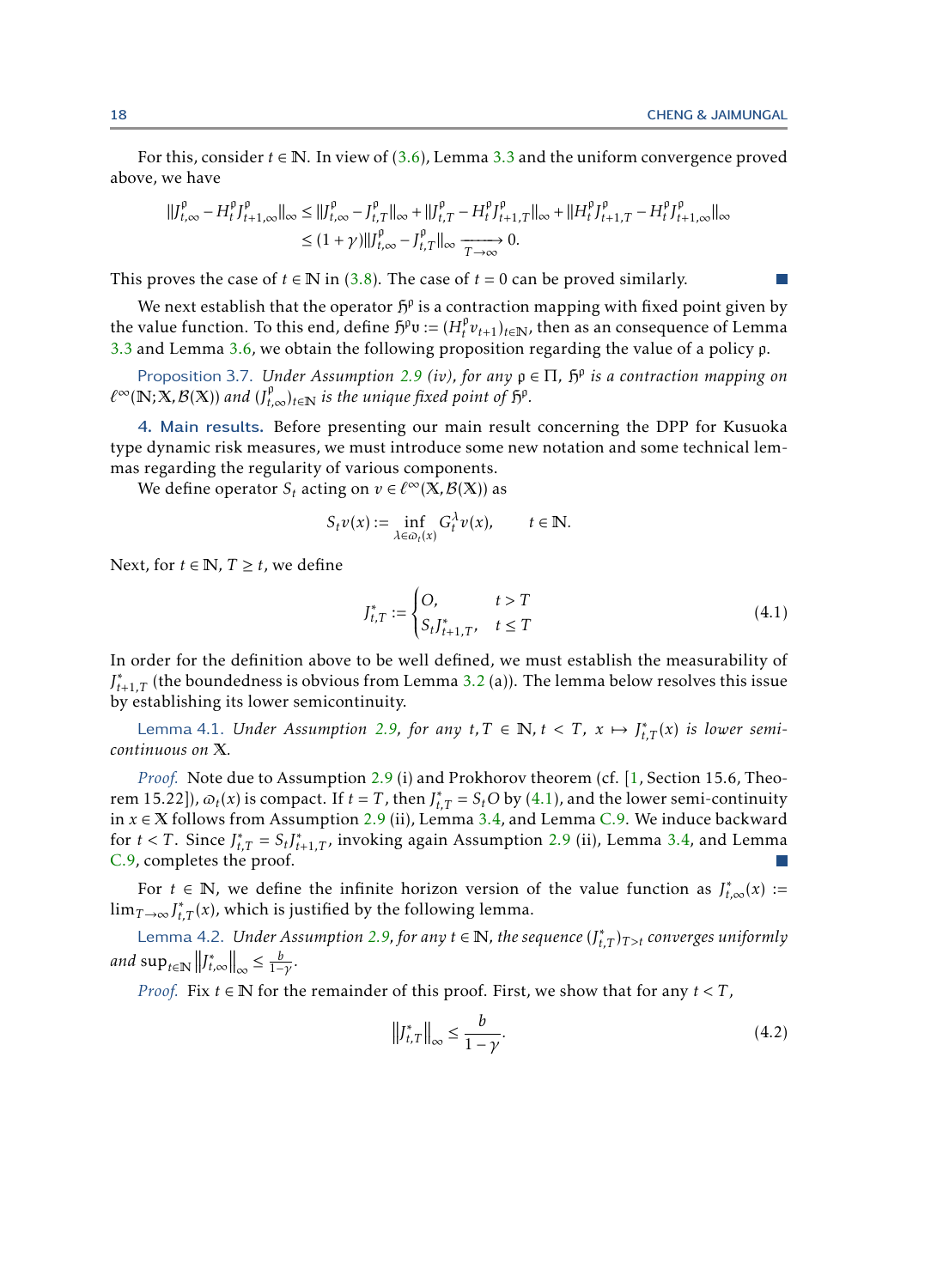For this, consider $t \in \mathbb{N}$. In view of (3.6), Lemma 3.3 and the uniform convergence proved above, we have

$$\begin{aligned}
\|J^{\mathfrak{p}}_{t,\infty} - H^{\mathfrak{p}}_t J^{\mathfrak{p}}_{t+1,\infty}\|_\infty &\le \|J^{\mathfrak{p}}_{t,\infty} - J^{\mathfrak{p}}_{t,T}\|_\infty + \|J^{\mathfrak{p}}_{t,T} - H^{\mathfrak{p}}_t J^{\mathfrak{p}}_{t+1,T}\|_\infty + \|H^{\mathfrak{p}}_t J^{\mathfrak{p}}_{t+1,T} - H^{\mathfrak{p}}_t J^{\mathfrak{p}}_{t+1,\infty}\|_\infty \\
&\le (1+\gamma)\|J^{\mathfrak{p}}_{t,\infty} - J^{\mathfrak{p}}_{t,T}\|_\infty \xrightarrow[T\to\infty]{} 0.
\end{aligned}$$

This proves the case of $t \in \mathbb{N}$ in (3.8). The case of $t = 0$ can be proved similarly. ■

We next establish that the operator $\mathfrak{H}^{\mathfrak{p}}$ is a contraction mapping with fixed point given by the value function. To this end, define $\mathfrak{H}^{\mathfrak{p}}\mathfrak{v} := (H^{\mathfrak{p}}_t v_{t+1})_{t\in\mathbb{N}}$, then as an consequence of Lemma 3.3 and Lemma 3.6, we obtain the following proposition regarding the value of a policy $\mathfrak{p}$.

Proposition 3.7. *Under Assumption 2.9 (iv), for any $\mathfrak{p} \in \Pi$, $\mathfrak{H}^{\mathfrak{p}}$ is a contraction mapping on $\ell^\infty(\mathbb{N};\mathbb{X},\mathcal{B}(\mathbb{X}))$ and $(J^{\mathfrak{p}}_{t,\infty})_{t\in\mathbb{N}}$ is the unique fixed point of $\mathfrak{H}^{\mathfrak{p}}$.*

## 4. Main results.

Before presenting our main result concerning the DPP for Kusuoka type dynamic risk measures, we must introduce some new notation and some technical lemmas regarding the regularity of various components.

We define operator $S_t$ acting on $v \in \ell^\infty(\mathbb{X},\mathcal{B}(\mathbb{X}))$ as

$$S_t v(x) := \inf_{\lambda\in\varpi_t(x)} G^\lambda_t v(x), \qquad t \in \mathbb{N}.$$

Next, for $t \in \mathbb{N}$, $T \ge t$, we define

$$J^*_{t,T} := \begin{cases} O, & t > T \\ S_t J^*_{t+1,T}, & t \le T \end{cases} \tag{4.1}$$

In order for the definition above to be well defined, we must establish the measurability of $J^*_{t+1,T}$ (the boundedness is obvious from Lemma 3.2 (a)). The lemma below resolves this issue by establishing its lower semicontinuity.

Lemma 4.1. *Under Assumption 2.9, for any $t,T \in \mathbb{N}, t < T$, $x \mapsto J^*_{t,T}(x)$ is lower semi-continuous on $\mathbb{X}$.*

*Proof.* Note due to Assumption 2.9 (i) and Prokhorov theorem (cf. [1, Section 15.6, Theorem 15.22]), $\varpi_t(x)$ is compact. If $t = T$, then $J^*_{t,T} = S_t O$ by (4.1), and the lower semi-continuity in $x \in \mathbb{X}$ follows from Assumption 2.9 (ii), Lemma 3.4, and Lemma C.9. We induce backward for $t < T$. Since $J^*_{t,T} = S_t J^*_{t+1,T}$, invoking again Assumption 2.9 (ii), Lemma 3.4, and Lemma C.9, completes the proof. ■

For $t \in \mathbb{N}$, we define the infinite horizon version of the value function as $J^*_{t,\infty}(x) := \lim_{T\to\infty} J^*_{t,T}(x)$, which is justified by the following lemma.

Lemma 4.2. *Under Assumption 2.9, for any $t \in \mathbb{N}$, the sequence $(J^*_{t,T})_{T>t}$ converges uniformly and $\sup_{t\in\mathbb{N}} \left\|J^*_{t,\infty}\right\|_\infty \le \frac{b}{1-\gamma}$.*

*Proof.* Fix $t \in \mathbb{N}$ for the remainder of this proof. First, we show that for any $t < T$,

$$\left\|J^*_{t,T}\right\|_\infty \le \frac{b}{1-\gamma}. \tag{4.2}$$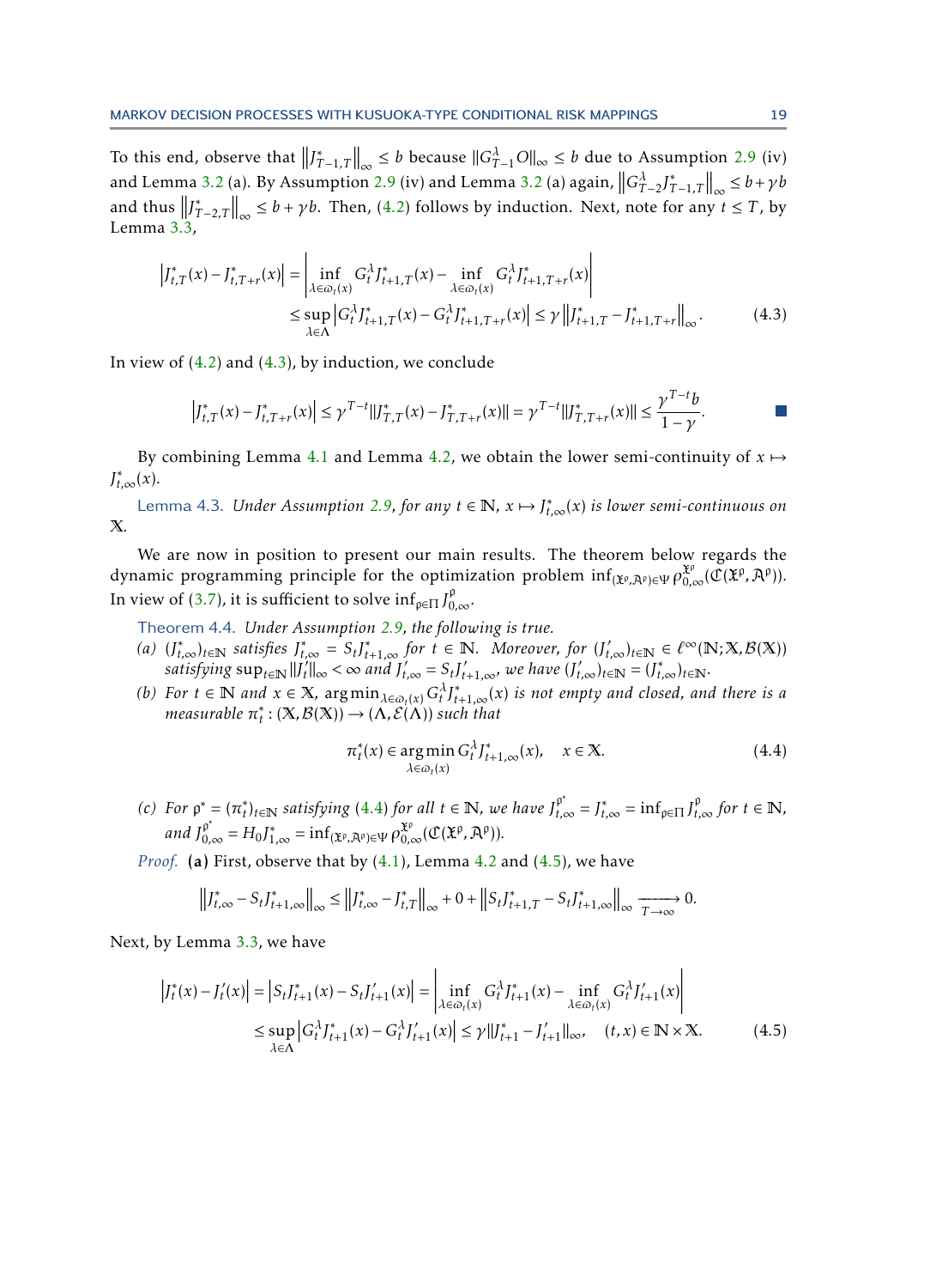To this end, observe that $\left\|J^*_{T-1,T}\right\|_\infty \le b$ because $\|G^\lambda_{T-1}O\|_\infty \le b$ due to Assumption 2.9 (iv) and Lemma 3.2 (a). By Assumption 2.9 (iv) and Lemma 3.2 (a) again, $\left\|G^\lambda_{T-2}J^*_{T-1,T}\right\|_\infty \le b+\gamma b$ and thus $\left\|J^*_{T-2,T}\right\|_\infty \le b+\gamma b$. Then, (4.2) follows by induction. Next, note for any $t \le T$, by Lemma 3.3,

$$
\begin{aligned}
\left|J^*_{t,T}(x) - J^*_{t,T+r}(x)\right| &= \left|\inf_{\lambda\in\varpi_t(x)} G^\lambda_t J^*_{t+1,T}(x) - \inf_{\lambda\in\varpi_t(x)} G^\lambda_t J^*_{t+1,T+r}(x)\right| \\
&\le \sup_{\lambda\in\Lambda}\left|G^\lambda_t J^*_{t+1,T}(x) - G^\lambda_t J^*_{t+1,T+r}(x)\right| \le \gamma\left\|J^*_{t+1,T} - J^*_{t+1,T+r}\right\|_\infty. \qquad (4.3)
\end{aligned}
$$

In view of (4.2) and (4.3), by induction, we conclude

$$
\left|J^*_{t,T}(x) - J^*_{t,T+r}(x)\right| \le \gamma^{T-t}\|J^*_{T,T}(x) - J^*_{T,T+r}(x)\| = \gamma^{T-t}\|J^*_{T,T+r}(x)\| \le \frac{\gamma^{T-t}b}{1-\gamma}. \qquad \blacksquare
$$

By combining Lemma 4.1 and Lemma 4.2, we obtain the lower semi-continuity of $x \mapsto J^*_{t,\infty}(x)$.

Lemma 4.3. *Under Assumption 2.9, for any $t \in \mathbb{N}$, $x \mapsto J^*_{t,\infty}(x)$ is lower semi-continuous on $\mathbb{X}$.*

We are now in position to present our main results. The theorem below regards the dynamic programming principle for the optimization problem $\inf_{(\mathfrak{X}^\mathfrak{p},\mathfrak{A}^\mathfrak{p})\in\Psi}\rho^{\mathfrak{X}^\mathfrak{p}}_{0,\infty}(\mathfrak{C}(\mathfrak{X}^\mathfrak{p},\mathfrak{A}^\mathfrak{p}))$. In view of (3.7), it is sufficient to solve $\inf_{\mathfrak{p}\in\Pi} J^\mathfrak{p}_{0,\infty}$.

Theorem 4.4. *Under Assumption 2.9, the following is true.*

*(a) $(J^*_{t,\infty})_{t\in\mathbb{N}}$ satisfies $J^*_{t,\infty} = S_t J^*_{t+1,\infty}$ for $t \in \mathbb{N}$. Moreover, for $(J'_{t,\infty})_{t\in\mathbb{N}} \in \ell^\infty(\mathbb{N};\mathbb{X},\mathcal{B}(\mathbb{X}))$ satisfying $\sup_{t\in\mathbb{N}}\|J'_t\|_\infty < \infty$ and $J'_{t,\infty} = S_t J'_{t+1,\infty}$, we have $(J'_{t,\infty})_{t\in\mathbb{N}} = (J^*_{t,\infty})_{t\in\mathbb{N}}$.*

*(b) For $t \in \mathbb{N}$ and $x \in \mathbb{X}$, $\arg\min_{\lambda\in\varpi_t(x)} G^\lambda_t J^*_{t+1,\infty}(x)$ is not empty and closed, and there is a measurable $\pi^*_t : (\mathbb{X},\mathcal{B}(\mathbb{X})) \to (\Lambda,\mathcal{E}(\Lambda))$ such that*

$$
\pi^*_t(x) \in \operatorname*{arg\,min}_{\lambda\in\varpi_t(x)} G^\lambda_t J^*_{t+1,\infty}(x), \quad x \in \mathbb{X}. \qquad (4.4)
$$

*(c) For $\mathfrak{p}^* = (\pi^*_t)_{t\in\mathbb{N}}$ satisfying (4.4) for all $t \in \mathbb{N}$, we have $J^{\mathfrak{p}^*}_{t,\infty} = J^*_{t,\infty} = \inf_{\mathfrak{p}\in\Pi} J^\mathfrak{p}_{t,\infty}$ for $t \in \mathbb{N}$, and $J^{\mathfrak{p}^*}_{0,\infty} = H_0 J^*_{1,\infty} = \inf_{(\mathfrak{X}^\mathfrak{p},\mathfrak{A}^\mathfrak{p})\in\Psi}\rho^{\mathfrak{X}^\mathfrak{p}}_{0,\infty}(\mathfrak{C}(\mathfrak{X}^\mathfrak{p},\mathfrak{A}^\mathfrak{p}))$.*

*Proof.* **(a)** First, observe that by (4.1), Lemma 4.2 and (4.5), we have

$$
\left\|J^*_{t,\infty} - S_t J^*_{t+1,\infty}\right\|_\infty \le \left\|J^*_{t,\infty} - J^*_{t,T}\right\|_\infty + 0 + \left\|S_t J^*_{t+1,T} - S_t J^*_{t+1,\infty}\right\|_\infty \xrightarrow[T\to\infty]{} 0.
$$

Next, by Lemma 3.3, we have

$$
\begin{aligned}
\left|J^*_t(x) - J'_t(x)\right| &= \left|S_t J^*_{t+1}(x) - S_t J'_{t+1}(x)\right| = \left|\inf_{\lambda\in\varpi_t(x)} G^\lambda_t J^*_{t+1}(x) - \inf_{\lambda\in\varpi_t(x)} G^\lambda_t J'_{t+1}(x)\right| \\
&\le \sup_{\lambda\in\Lambda}\left|G^\lambda_t J^*_{t+1}(x) - G^\lambda_t J'_{t+1}(x)\right| \le \gamma\|J^*_{t+1} - J'_{t+1}\|_\infty, \quad (t,x) \in \mathbb{N}\times\mathbb{X}. \qquad (4.5)
\end{aligned}
$$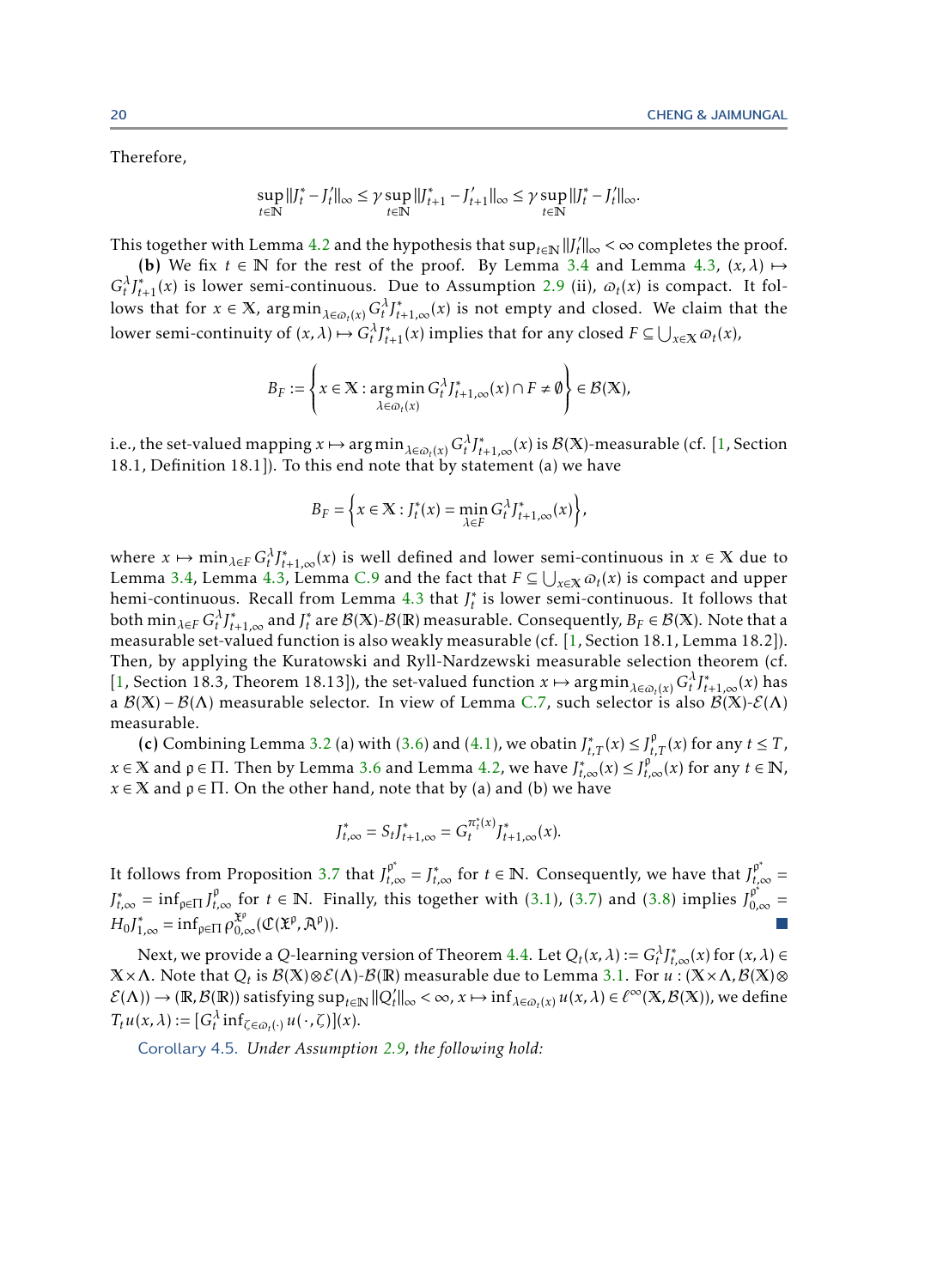Therefore,

$$\sup_{t\in\mathbb{N}} \|J_t^* - J_t'\|_\infty \leq \gamma \sup_{t\in\mathbb{N}} \|J_{t+1}^* - J_{t+1}'\|_\infty \leq \gamma \sup_{t\in\mathbb{N}} \|J_t^* - J_t'\|_\infty.$$

This together with Lemma 4.2 and the hypothesis that $\sup_{t\in\mathbb{N}} \|J_t'\|_\infty < \infty$ completes the proof.

**(b)** We fix $t \in \mathbb{N}$ for the rest of the proof. By Lemma 3.4 and Lemma 4.3, $(x,\lambda) \mapsto G_t^\lambda J_{t+1}^*(x)$ is lower semi-continuous. Due to Assumption 2.9 (ii), $\varpi_t(x)$ is compact. It follows that for $x \in \mathbb{X}$, $\arg\min_{\lambda\in\varpi_t(x)} G_t^\lambda J_{t+1,\infty}^*(x)$ is not empty and closed. We claim that the lower semi-continuity of $(x,\lambda) \mapsto G_t^\lambda J_{t+1}^*(x)$ implies that for any closed $F \subseteq \bigcup_{x\in\mathbb{X}} \varpi_t(x)$,

$$B_F := \left\{ x \in \mathbb{X} : \arg\min_{\lambda\in\varpi_t(x)} G_t^\lambda J_{t+1,\infty}^*(x) \cap F \neq \emptyset \right\} \in \mathcal{B}(\mathbb{X}),$$

i.e., the set-valued mapping $x \mapsto \arg\min_{\lambda\in\varpi_t(x)} G_t^\lambda J_{t+1,\infty}^*(x)$ is $\mathcal{B}(\mathbb{X})$-measurable (cf. [1, Section 18.1, Definition 18.1]). To this end note that by statement (a) we have

$$B_F = \left\{ x \in \mathbb{X} : J_t^*(x) = \min_{\lambda\in F} G_t^\lambda J_{t+1,\infty}^*(x) \right\},$$

where $x \mapsto \min_{\lambda\in F} G_t^\lambda J_{t+1,\infty}^*(x)$ is well defined and lower semi-continuous in $x \in \mathbb{X}$ due to Lemma 3.4, Lemma 4.3, Lemma C.9 and the fact that $F \subseteq \bigcup_{x\in\mathbb{X}} \varpi_t(x)$ is compact and upper hemi-continuous. Recall from Lemma 4.3 that $J_t^*$ is lower semi-continuous. It follows that both $\min_{\lambda\in F} G_t^\lambda J_{t+1,\infty}^*$ and $J_t^*$ are $\mathcal{B}(\mathbb{X})$-$\mathcal{B}(\mathbb{R})$ measurable. Consequently, $B_F \in \mathcal{B}(\mathbb{X})$. Note that a measurable set-valued function is also weakly measurable (cf. [1, Section 18.1, Lemma 18.2]). Then, by applying the Kuratowski and Ryll-Nardzewski measurable selection theorem (cf. [1, Section 18.3, Theorem 18.13]), the set-valued function $x \mapsto \arg\min_{\lambda\in\varpi_t(x)} G_t^\lambda J_{t+1,\infty}^*(x)$ has a $\mathcal{B}(\mathbb{X}) - \mathcal{B}(\Lambda)$ measurable selector. In view of Lemma C.7, such selector is also $\mathcal{B}(\mathbb{X})$-$\mathcal{E}(\Lambda)$ measurable.

**(c)** Combining Lemma 3.2 (a) with (3.6) and (4.1), we obatin $J_{t,T}^*(x) \leq J_{t,T}^{\mathfrak{p}}(x)$ for any $t \leq T$, $x \in \mathbb{X}$ and $\mathfrak{p} \in \Pi$. Then by Lemma 3.6 and Lemma 4.2, we have $J_{t,\infty}^*(x) \leq J_{t,\infty}^{\mathfrak{p}}(x)$ for any $t \in \mathbb{N}$, $x \in \mathbb{X}$ and $\mathfrak{p} \in \Pi$. On the other hand, note that by (a) and (b) we have

$$J_{t,\infty}^* = S_t J_{t+1,\infty}^* = G_t^{\pi_t^*(x)} J_{t+1,\infty}^*(x).$$

It follows from Proposition 3.7 that $J_{t,\infty}^{\mathfrak{p}^*} = J_{t,\infty}^*$ for $t \in \mathbb{N}$. Consequently, we have that $J_{t,\infty}^{\mathfrak{p}^*} = J_{t,\infty}^* = \inf_{\mathfrak{p}\in\Pi} J_{t,\infty}^{\mathfrak{p}}$ for $t \in \mathbb{N}$. Finally, this together with (3.1), (3.7) and (3.8) implies $J_{0,\infty}^{\mathfrak{p}^*} = H_0 J_{1,\infty}^* = \inf_{\mathfrak{p}\in\Pi} \rho_{0,\infty}^{\mathfrak{X}^{\mathfrak{p}}}(\mathfrak{C}(\mathfrak{X}^{\mathfrak{p}}, \mathfrak{A}^{\mathfrak{p}}))$. ∎

Next, we provide a $Q$-learning version of Theorem 4.4. Let $Q_t(x,\lambda) := G_t^\lambda J_{t,\infty}^*(x)$ for $(x,\lambda) \in \mathbb{X}\times\Lambda$. Note that $Q_t$ is $\mathcal{B}(\mathbb{X})\otimes\mathcal{E}(\Lambda)$-$\mathcal{B}(\mathbb{R})$ measurable due to Lemma 3.1. For $u : (\mathbb{X}\times\Lambda, \mathcal{B}(\mathbb{X})\otimes\mathcal{E}(\Lambda)) \to (\mathbb{R}, \mathcal{B}(\mathbb{R}))$ satisfying $\sup_{t\in\mathbb{N}} \|Q_t'\|_\infty < \infty$, $x \mapsto \inf_{\lambda\in\varpi_t(x)} u(x,\lambda) \in \ell^\infty(\mathbb{X}, \mathcal{B}(\mathbb{X}))$, we define $T_t u(x,\lambda) := [G_t^\lambda \inf_{\zeta\in\varpi_t(\cdot)} u(\cdot,\zeta)](x)$.

Corollary 4.5. *Under Assumption 2.9, the following hold:*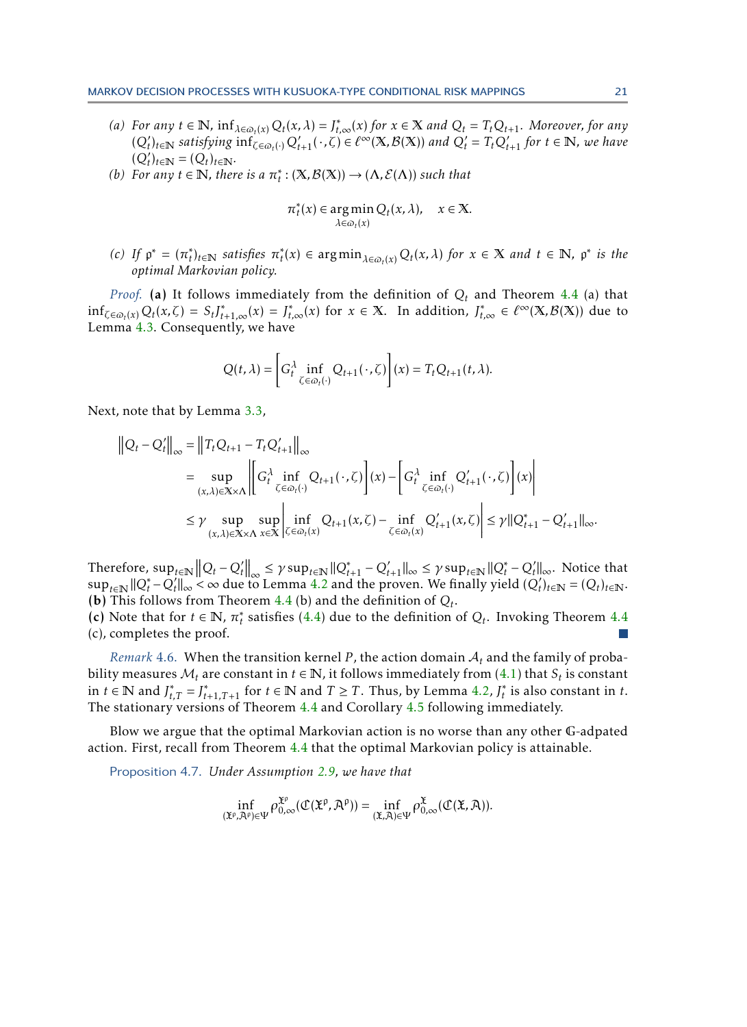(a) *For any* $t \in \mathbb{N}$, $\inf_{\lambda \in \varpi_t(x)} Q_t(x,\lambda) = J^*_{t,\infty}(x)$ *for* $x \in \mathbb{X}$ *and* $Q_t = T_t Q_{t+1}$. *Moreover, for any* $(Q'_t)_{t\in\mathbb{N}}$ *satisfying* $\inf_{\zeta \in \varpi_t(\cdot)} Q'_{t+1}(\cdot,\zeta) \in \ell^\infty(\mathbb{X}, \mathcal{B}(\mathbb{X}))$ *and* $Q'_t = T_t Q'_{t+1}$ *for* $t \in \mathbb{N}$, *we have* $(Q'_t)_{t\in\mathbb{N}} = (Q_t)_{t\in\mathbb{N}}$.

(b) *For any* $t \in \mathbb{N}$, *there is a* $\pi^*_t : (\mathbb{X}, \mathcal{B}(\mathbb{X})) \to (\Lambda, \mathcal{E}(\Lambda))$ *such that*

$$\pi^*_t(x) \in \operatorname*{arg\,min}_{\lambda \in \varpi_t(x)} Q_t(x,\lambda), \quad x \in \mathbb{X}.$$

(c) *If* $\mathfrak{p}^* = (\pi^*_t)_{t\in\mathbb{N}}$ *satisfies* $\pi^*_t(x) \in \operatorname*{arg\,min}_{\lambda\in\varpi_t(x)} Q_t(x,\lambda)$ *for* $x \in \mathbb{X}$ *and* $t \in \mathbb{N}$, $\mathfrak{p}^*$ *is the optimal Markovian policy.*

*Proof.* **(a)** It follows immediately from the definition of $Q_t$ and Theorem 4.4 (a) that $\inf_{\zeta\in\varpi_t(x)} Q_t(x,\zeta) = S_t J^*_{t+1,\infty}(x) = J^*_{t,\infty}(x)$ for $x \in \mathbb{X}$. In addition, $J^*_{t,\infty} \in \ell^\infty(\mathbb{X}, \mathcal{B}(\mathbb{X}))$ due to Lemma 4.3. Consequently, we have

$$Q(t,\lambda) = \left[ G^\lambda_t \inf_{\zeta\in\varpi_t(\cdot)} Q_{t+1}(\cdot,\zeta) \right](x) = T_t Q_{t+1}(t,\lambda).$$

Next, note that by Lemma 3.3,

$$\begin{aligned}
\left\| Q_t - Q'_t \right\|_\infty &= \left\| T_t Q_{t+1} - T_t Q'_{t+1} \right\|_\infty \\
&= \sup_{(x,\lambda)\in\mathbb{X}\times\Lambda} \left| \left[ G^\lambda_t \inf_{\zeta\in\varpi_t(\cdot)} Q_{t+1}(\cdot,\zeta) \right](x) - \left[ G^\lambda_t \inf_{\zeta\in\varpi_t(\cdot)} Q'_{t+1}(\cdot,\zeta) \right](x) \right| \\
&\le \gamma \sup_{(x,\lambda)\in\mathbb{X}\times\Lambda} \sup_{x\in\mathbb{X}} \left| \inf_{\zeta\in\varpi_t(x)} Q_{t+1}(x,\zeta) - \inf_{\zeta\in\varpi_t(x)} Q'_{t+1}(x,\zeta) \right| \le \gamma \|Q^*_{t+1} - Q'_{t+1}\|_\infty.
\end{aligned}$$

Therefore, $\sup_{t\in\mathbb{N}} \left\| Q_t - Q'_t \right\|_\infty \le \gamma \sup_{t\in\mathbb{N}} \|Q^*_{t+1} - Q'_{t+1}\|_\infty \le \gamma \sup_{t\in\mathbb{N}} \|Q^*_t - Q'_t\|_\infty$. Notice that $\sup_{t\in\mathbb{N}} \|Q^*_t - Q'_t\|_\infty < \infty$ due to Lemma 4.2 and the proven. We finally yield $(Q'_t)_{t\in\mathbb{N}} = (Q_t)_{t\in\mathbb{N}}$.
**(b)** This follows from Theorem 4.4 (b) and the definition of $Q_t$.
**(c)** Note that for $t \in \mathbb{N}$, $\pi^*_t$ satisfies (4.4) due to the definition of $Q_t$. Invoking Theorem 4.4 (c), completes the proof. ∎

*Remark* 4.6. When the transition kernel $P$, the action domain $\mathcal{A}_t$ and the family of probability measures $\mathcal{M}_t$ are constant in $t \in \mathbb{N}$, it follows immediately from (4.1) that $S_t$ is constant in $t \in \mathbb{N}$ and $J^*_{t,T} = J^*_{t+1,T+1}$ for $t \in \mathbb{N}$ and $T \ge T$. Thus, by Lemma 4.2, $J^*_t$ is also constant in $t$. The stationary versions of Theorem 4.4 and Corollary 4.5 following immediately.

Blow we argue that the optimal Markovian action is no worse than any other $\mathbb{G}$-adpated action. First, recall from Theorem 4.4 that the optimal Markovian policy is attainable.

Proposition 4.7. *Under Assumption 2.9, we have that*

$$\inf_{(\mathfrak{X}^\mathfrak{p}, \mathfrak{A}^\mathfrak{p})\in\Psi} \rho^{\mathfrak{X}^\mathfrak{p}}_{0,\infty}(\mathfrak{C}(\mathfrak{X}^\mathfrak{p}, \mathfrak{A}^\mathfrak{p})) = \inf_{(\mathfrak{X},\mathfrak{A})\in\Psi} \rho^{\mathfrak{X}}_{0,\infty}(\mathfrak{C}(\mathfrak{X},\mathfrak{A})).$$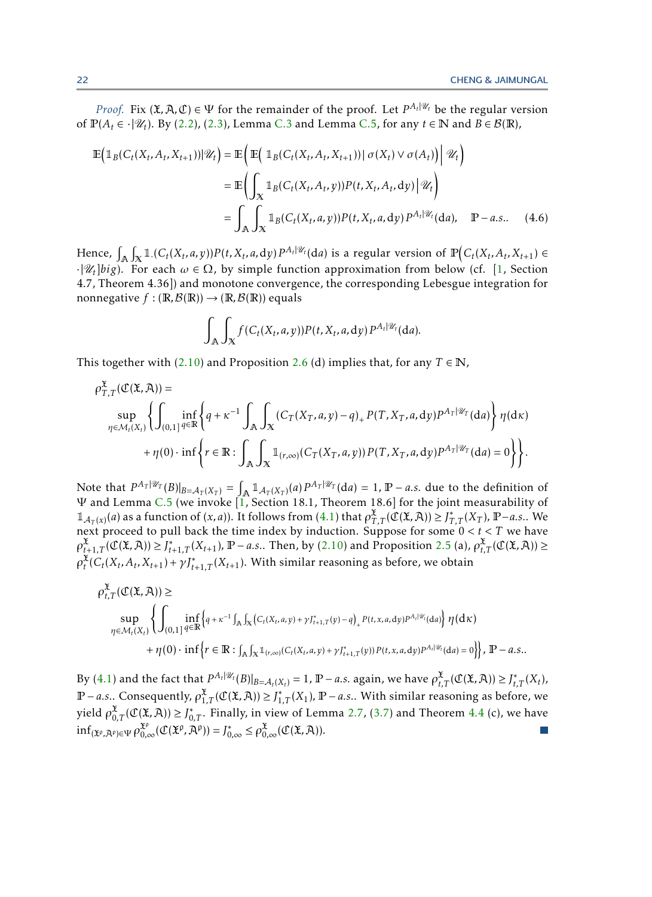*Proof.* Fix $(\mathfrak{X}, \mathfrak{A}, \mathfrak{C}) \in \Psi$ for the remainder of the proof. Let $P^{A_t|\mathscr{U}_t}$ be the regular version of $\mathbb{P}(A_t \in \cdot|\mathscr{U}_t)$. By (2.2), (2.3), Lemma C.3 and Lemma C.5, for any $t \in \mathbb{N}$ and $B \in \mathcal{B}(\mathbb{R})$,

$$
\begin{aligned}
\mathbb{E}\Big(\mathbb{1}_B(C_t(X_t, A_t, X_{t+1}))|\mathscr{U}_t\Big) &= \mathbb{E}\Big(\mathbb{E}\Big(\mathbb{1}_B(C_t(X_t, A_t, X_{t+1}))\,|\,\sigma(X_t)\vee\sigma(A_t)\Big)\,\Big|\,\mathscr{U}_t\Big)\\
&= \mathbb{E}\Big(\int_{\mathbb{X}} \mathbb{1}_B(C_t(X_t, A_t, y))P(t, X_t, A_t, \mathrm{d}y)\,\Big|\,\mathscr{U}_t\Big)\\
&= \int_{\mathbb{A}}\int_{\mathbb{X}} \mathbb{1}_B(C_t(X_t, a, y))P(t, X_t, a, \mathrm{d}y)\,P^{A_t|\mathscr{U}_t}(\mathrm{d}a), \quad \mathbb{P}-a.s.. \qquad (4.6)
\end{aligned}
$$

Hence, $\int_{\mathbb{A}}\int_{\mathbb{X}} \mathbb{1}_{\cdot}(C_t(X_t, a, y))P(t, X_t, a, \mathrm{d}y)\,P^{A_t|\mathscr{U}_t}(\mathrm{d}a)$ is a regular version of $\mathbb{P}\big(C_t(X_t, A_t, X_{t+1}) \in \cdot|\mathscr{U}_t]big)$. For each $\omega \in \Omega$, by simple function approximation from below (cf. [1, Section 4.7, Theorem 4.36]) and monotone convergence, the corresponding Lebesgue integration for nonnegative $f : (\mathbb{R}, \mathcal{B}(\mathbb{R})) \to (\mathbb{R}, \mathcal{B}(\mathbb{R}))$ equals

$$
\int_{\mathbb{A}}\int_{\mathbb{X}} f(C_t(X_t, a, y))P(t, X_t, a, \mathrm{d}y)\,P^{A_t|\mathscr{U}_t}(\mathrm{d}a).
$$

This together with (2.10) and Proposition 2.6 (d) implies that, for any $T \in \mathbb{N}$,

$$
\begin{aligned}
&\rho^{\mathfrak{X}}_{T,T}(\mathfrak{C}(\mathfrak{X}, \mathfrak{A})) = \\
&\quad \sup_{\eta\in\mathcal{M}_t(X_t)}\Bigg\{\int_{(0,1]}\inf_{q\in\mathbb{R}}\Bigg\{q + \kappa^{-1}\int_{\mathbb{A}}\int_{\mathbb{X}} (C_T(X_T, a, y) - q)_+\,P(T, X_T, a, \mathrm{d}y)P^{A_T|\mathscr{U}_T}(\mathrm{d}a)\Bigg\}\,\eta(\mathrm{d}\kappa)\\
&\qquad + \eta(0)\cdot\inf\Bigg\{r \in \mathbb{R} : \int_{\mathbb{A}}\int_{\mathbb{X}} \mathbb{1}_{(r,\infty)}(C_T(X_T, a, y))\,P(T, X_T, a, \mathrm{d}y)P^{A_T|\mathscr{U}_T}(\mathrm{d}a) = 0\Bigg\}\Bigg\}.
\end{aligned}
$$

Note that $P^{A_T|\mathscr{U}_T}(B)|_{B=\mathcal{A}_T(X_T)} = \int_{\mathbb{A}} \mathbb{1}_{\mathcal{A}_T(X_T)}(a)\,P^{A_T|\mathscr{U}_T}(\mathrm{d}a) = 1$, $\mathbb{P}-a.s.$ due to the definition of $\Psi$ and Lemma C.5 (we invoke [1, Section 18.1, Theorem 18.6] for the joint measurability of $\mathbb{1}_{\mathcal{A}_T(x)}(a)$ as a function of $(x, a)$). It follows from (4.1) that $\rho^{\mathfrak{X}}_{T,T}(\mathfrak{C}(\mathfrak{X}, \mathfrak{A})) \geq J^*_{T,T}(X_T)$, $\mathbb{P}-a.s.$. We next proceed to pull back the time index by induction. Suppose for some $0 < t < T$ we have $\rho^{\mathfrak{X}}_{t+1,T}(\mathfrak{C}(\mathfrak{X}, \mathfrak{A})) \geq J^*_{t+1,T}(X_{t+1})$, $\mathbb{P}-a.s.$. Then, by (2.10) and Proposition 2.5 (a), $\rho^{\mathfrak{X}}_{t,T}(\mathfrak{C}(\mathfrak{X}, \mathfrak{A})) \geq \rho^{\mathfrak{X}}_t(C_t(X_t, A_t, X_{t+1}) + \gamma J^*_{t+1,T}(X_{t+1})$. With similar reasoning as before, we obtain

$$
\begin{aligned}
&\rho^{\mathfrak{X}}_{t,T}(\mathfrak{C}(\mathfrak{X}, \mathfrak{A})) \geq \\
&\quad \sup_{\eta\in\mathcal{M}_t(X_t)}\Bigg\{\int_{(0,1]}\inf_{q\in\mathbb{R}}\Big\{q + \kappa^{-1}\int_{\mathbb{A}}\int_{\mathbb{X}}\big(C_t(X_t, a, y) + \gamma J^*_{t+1,T}(y) - q\big)_+\,P(t, x, a, \mathrm{d}y)P^{A_t|\mathscr{U}_t}(\mathrm{d}a)\Big\}\,\eta(\mathrm{d}\kappa)\\
&\qquad + \eta(0)\cdot\inf\Big\{r \in \mathbb{R} : \int_{\mathbb{A}}\int_{\mathbb{X}} \mathbb{1}_{(r,\infty)}(C_t(X_t, a, y) + \gamma J^*_{t+1,T}(y))\,P(t, x, a, \mathrm{d}y)P^{A_t|\mathscr{U}_t}(\mathrm{d}a) = 0\Big\}\Bigg\},\ \mathbb{P}-a.s..
\end{aligned}
$$

By (4.1) and the fact that $P^{A_t|\mathscr{U}_t}(B)|_{B=\mathcal{A}_t(X_t)} = 1$, $\mathbb{P}-a.s.$ again, we have $\rho^{\mathfrak{X}}_{t,T}(\mathfrak{C}(\mathfrak{X}, \mathfrak{A})) \geq J^*_{t,T}(X_t)$, $\mathbb{P}-a.s.$. Consequently, $\rho^{\mathfrak{X}}_{1,T}(\mathfrak{C}(\mathfrak{X}, \mathfrak{A})) \geq J^*_{1,T}(X_1)$, $\mathbb{P}-a.s.$. With similar reasoning as before, we yield $\rho^{\mathfrak{X}}_{0,T}(\mathfrak{C}(\mathfrak{X}, \mathfrak{A})) \geq J^*_{0,T}$. Finally, in view of Lemma 2.7, (3.7) and Theorem 4.4 (c), we have $\inf_{(\mathfrak{X}^p, \mathfrak{A}^p)\in\Psi}\rho^{\mathfrak{X}^p}_{0,\infty}(\mathfrak{C}(\mathfrak{X}^p, \mathfrak{A}^p)) = J^*_{0,\infty} \leq \rho^{\mathfrak{X}}_{0,\infty}(\mathfrak{C}(\mathfrak{X}, \mathfrak{A}))$. ∎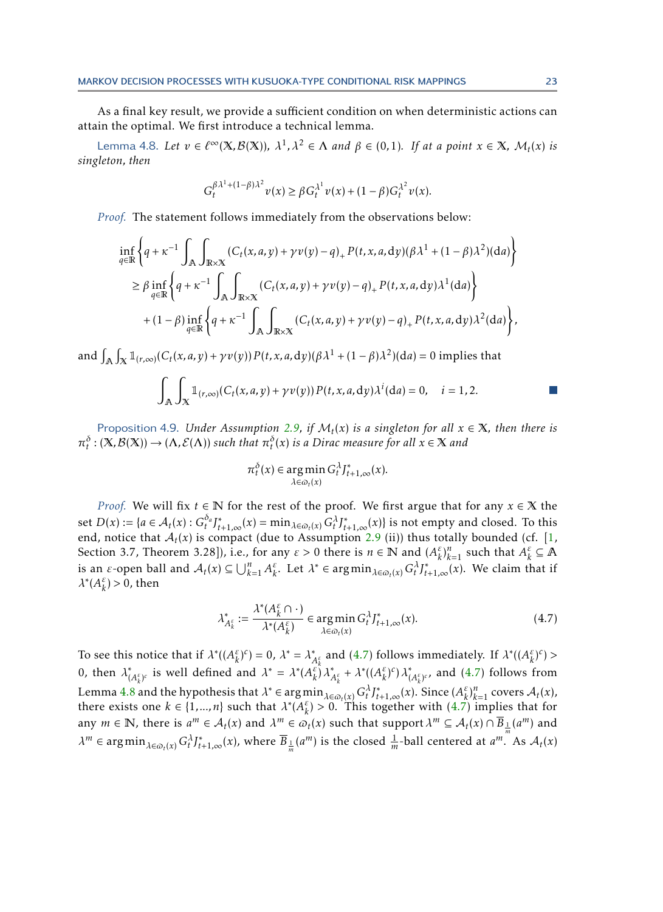As a final key result, we provide a sufficient condition on when deterministic actions can attain the optimal. We first introduce a technical lemma.

Lemma 4.8. *Let $v \in \ell^\infty(\mathbb{X}, \mathcal{B}(\mathbb{X}))$, $\lambda^1, \lambda^2 \in \Lambda$ and $\beta \in (0,1)$. If at a point $x \in \mathbb{X}$, $\mathcal{M}_t(x)$ is singleton, then*

$$G_t^{\beta\lambda^1+(1-\beta)\lambda^2} v(x) \geq \beta G_t^{\lambda^1} v(x) + (1-\beta) G_t^{\lambda^2} v(x).$$

*Proof.* The statement follows immediately from the observations below:

$$\begin{aligned}
&\inf_{q\in\mathbb{R}} \left\{ q + \kappa^{-1} \int_{\mathbb{A}} \int_{\mathbb{R}\times\mathbb{X}} (C_t(x,a,y) + \gamma v(y) - q)_+ \, P(t,x,a,\mathrm{d}y)(\beta\lambda^1 + (1-\beta)\lambda^2)(\mathrm{d}a) \right\} \\
&\quad \geq \beta \inf_{q\in\mathbb{R}} \left\{ q + \kappa^{-1} \int_{\mathbb{A}} \int_{\mathbb{R}\times\mathbb{X}} (C_t(x,a,y) + \gamma v(y) - q)_+ \, P(t,x,a,\mathrm{d}y)\lambda^1(\mathrm{d}a) \right\} \\
&\qquad + (1-\beta) \inf_{q\in\mathbb{R}} \left\{ q + \kappa^{-1} \int_{\mathbb{A}} \int_{\mathbb{R}\times\mathbb{X}} (C_t(x,a,y) + \gamma v(y) - q)_+ \, P(t,x,a,\mathrm{d}y)\lambda^2(\mathrm{d}a) \right\},
\end{aligned}$$

and $\int_{\mathbb{A}} \int_{\mathbb{X}} \mathbb{1}_{(r,\infty)}(C_t(x,a,y) + \gamma v(y))\, P(t,x,a,\mathrm{d}y)(\beta\lambda^1 + (1-\beta)\lambda^2)(\mathrm{d}a) = 0$ implies that

$$\int_{\mathbb{A}} \int_{\mathbb{X}} \mathbb{1}_{(r,\infty)}(C_t(x,a,y) + \gamma v(y))\, P(t,x,a,\mathrm{d}y)\lambda^i(\mathrm{d}a) = 0, \quad i = 1,2.$$

∎

Proposition 4.9. *Under Assumption 2.9, if $\mathcal{M}_t(x)$ is a singleton for all $x \in \mathbb{X}$, then there is $\pi_t^\delta : (\mathbb{X}, \mathcal{B}(\mathbb{X})) \to (\Lambda, \mathcal{E}(\Lambda))$ such that $\pi_t^\delta(x)$ is a Dirac measure for all $x \in \mathbb{X}$ and*

$$\pi_t^\delta(x) \in \operatorname*{arg\,min}_{\lambda\in\varpi_t(x)} G_t^\lambda J_{t+1,\infty}^*(x).$$

*Proof.* We will fix $t \in \mathbb{N}$ for the rest of the proof. We first argue that for any $x \in \mathbb{X}$ the set $D(x) := \{a \in \mathcal{A}_t(x) : G_t^{\delta_a} J_{t+1,\infty}^*(x) = \min_{\lambda\in\varpi_t(x)} G_t^\lambda J_{t+1,\infty}^*(x)\}$ is not empty and closed. To this end, notice that $\mathcal{A}_t(x)$ is compact (due to Assumption 2.9 (ii)) thus totally bounded (cf. [1, Section 3.7, Theorem 3.28]), i.e., for any $\varepsilon > 0$ there is $n \in \mathbb{N}$ and $(A_k^\varepsilon)_{k=1}^n$ such that $A_k^\varepsilon \subseteq \mathbb{A}$ is an $\varepsilon$-open ball and $\mathcal{A}_t(x) \subseteq \bigcup_{k=1}^n A_k^\varepsilon$. Let $\lambda^* \in \operatorname{arg\,min}_{\lambda\in\varpi_t(x)} G_t^\lambda J_{t+1,\infty}^*(x)$. We claim that if $\lambda^*(A_k^\varepsilon) > 0$, then

$$\lambda_{A_k^\varepsilon}^* := \frac{\lambda^*(A_k^\varepsilon \cap \cdot)}{\lambda^*(A_k^\varepsilon)} \in \operatorname*{arg\,min}_{\lambda\in\varpi_t(x)} G_t^\lambda J_{t+1,\infty}^*(x). \tag{4.7}$$

To see this notice that if $\lambda^*((A_k^\varepsilon)^c) = 0$, $\lambda^* = \lambda_{A_k^\varepsilon}^*$ and (4.7) follows immediately. If $\lambda^*((A_k^\varepsilon)^c) > 0$, then $\lambda_{(A_k^\varepsilon)^c}^*$ is well defined and $\lambda^* = \lambda^*(A_k^\varepsilon)\lambda_{A_k^\varepsilon}^* + \lambda^*((A_k^\varepsilon)^c)\lambda_{(A_k^\varepsilon)^c}^*$, and (4.7) follows from Lemma 4.8 and the hypothesis that $\lambda^* \in \operatorname{arg\,min}_{\lambda\in\varpi_t(x)} G_t^\lambda J_{t+1,\infty}^*(x)$. Since $(A_k^\varepsilon)_{k=1}^n$ covers $\mathcal{A}_t(x)$, there exists one $k \in \{1,\dots,n\}$ such that $\lambda^*(A_k^\varepsilon) > 0$. This together with (4.7) implies that for any $m \in \mathbb{N}$, there is $a^m \in \mathcal{A}_t(x)$ and $\lambda^m \in \varpi_t(x)$ such that support $\lambda^m \subseteq \mathcal{A}_t(x) \cap \overline{B}_{\frac{1}{m}}(a^m)$ and $\lambda^m \in \operatorname{arg\,min}_{\lambda\in\varpi_t(x)} G_t^\lambda J_{t+1,\infty}^*(x)$, where $\overline{B}_{\frac{1}{m}}(a^m)$ is the closed $\frac{1}{m}$-ball centered at $a^m$. As $\mathcal{A}_t(x)$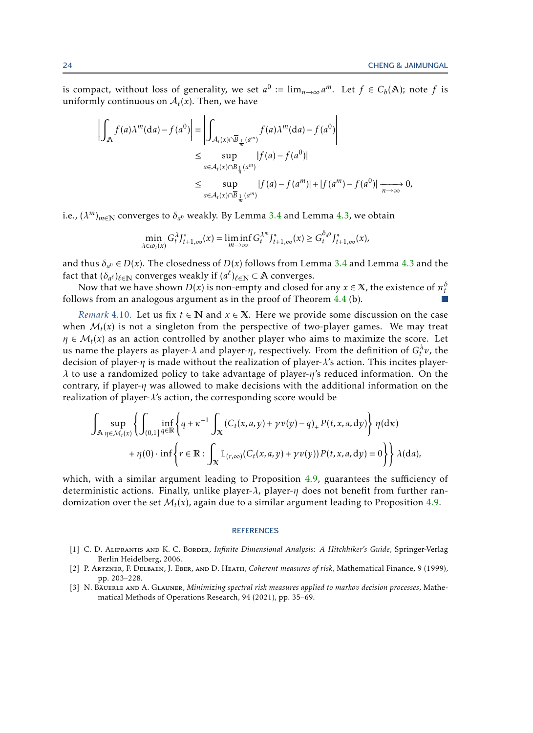is compact, without loss of generality, we set $a^0 := \lim_{n\to\infty} a^m$. Let $f \in C_b(\mathbb{A})$; note $f$ is uniformly continuous on $\mathcal{A}_t(x)$. Then, we have

$$
\begin{aligned}
\left| \int_{\mathbb{A}} f(a)\lambda^m(\mathrm{d}a) - f(a^0) \right| &= \left| \int_{\mathcal{A}_t(x)\cap \overline{B}_{\frac{1}{m}}(a^m)} f(a)\lambda^m(\mathrm{d}a) - f(a^0) \right| \\
&\leq \sup_{a\in \mathcal{A}_t(x)\cap \overline{B}_{\frac{1}{m}}(a^m)} |f(a) - f(a^0)| \\
&\leq \sup_{a\in \mathcal{A}_t(x)\cap \overline{B}_{\frac{1}{m}}(a^m)} |f(a) - f(a^m)| + |f(a^m) - f(a^0)| \xrightarrow[n\to\infty]{} 0,
\end{aligned}
$$

i.e., $(\lambda^m)_{m\in\mathbb{N}}$ converges to $\delta_{a^0}$ weakly. By Lemma 3.4 and Lemma 4.3, we obtain

$$
\min_{\lambda\in\varpi_t(x)} G_t^{\lambda} J_{t+1,\infty}^*(x) = \liminf_{m\to\infty} G_t^{\lambda^m} J_{t+1,\infty}^*(x) \geq G_t^{\delta_{a^0}} J_{t+1,\infty}^*(x),
$$

and thus $\delta_{a^0} \in D(x)$. The closedness of $D(x)$ follows from Lemma 3.4 and Lemma 4.3 and the fact that $(\delta_{a^\ell})_{\ell\in\mathbb{N}}$ converges weakly if $(a^\ell)_{\ell\in\mathbb{N}} \subset \mathbb{A}$ converges.

Now that we have shown $D(x)$ is non-empty and closed for any $x \in \mathbb{X}$, the existence of $\pi_t^\delta$ follows from an analogous argument as in the proof of Theorem 4.4 (b). ∎

*Remark* 4.10. Let us fix $t \in \mathbb{N}$ and $x \in \mathbb{X}$. Here we provide some discussion on the case when $\mathcal{M}_t(x)$ is not a singleton from the perspective of two-player games. We may treat $\eta \in \mathcal{M}_t(x)$ as an action controlled by another player who aims to maximize the score. Let us name the players as player-$\lambda$ and player-$\eta$, respectively. From the definition of $G_t^\lambda v$, the decision of player-$\eta$ is made without the realization of player-$\lambda$'s action. This incites player-$\lambda$ to use a randomized policy to take advantage of player-$\eta$'s reduced information. On the contrary, if player-$\eta$ was allowed to make decisions with the additional information on the realization of player-$\lambda$'s action, the corresponding score would be

$$
\begin{aligned}
\int_{\mathbb{A}} \sup_{\eta\in\mathcal{M}_t(x)} \Bigg\{ &\int_{(0,1]} \inf_{q\in\mathbb{R}} \left\{ q + \kappa^{-1} \int_{\mathbb{X}} (C_t(x,a,y) + \gamma v(y) - q)_+ P(t,x,a,\mathrm{d}y) \right\} \eta(\mathrm{d}\kappa) \\
&+ \eta(0) \cdot \inf \left\{ r \in \mathbb{R} : \int_{\mathbb{X}} \mathbb{1}_{(r,\infty)}(C_t(x,a,y) + \gamma v(y)) P(t,x,a,\mathrm{d}y) = 0 \right\} \Bigg\} \lambda(\mathrm{d}a),
\end{aligned}
$$

which, with a similar argument leading to Proposition 4.9, guarantees the sufficiency of deterministic actions. Finally, unlike player-$\lambda$, player-$\eta$ does not benefit from further randomization over the set $\mathcal{M}_t(x)$, again due to a similar argument leading to Proposition 4.9.

## REFERENCES

[1] C. D. Aliprantis and K. C. Border, *Infinite Dimensional Analysis: A Hitchhiker's Guide*, Springer-Verlag Berlin Heidelberg, 2006.

[2] P. Artzner, F. Delbaen, J. Eber, and D. Heath, *Coherent measures of risk*, Mathematical Finance, 9 (1999), pp. 203–228.

[3] N. Bäuerle and A. Glauner, *Minimizing spectral risk measures applied to markov decision processes*, Mathematical Methods of Operations Research, 94 (2021), pp. 35–69.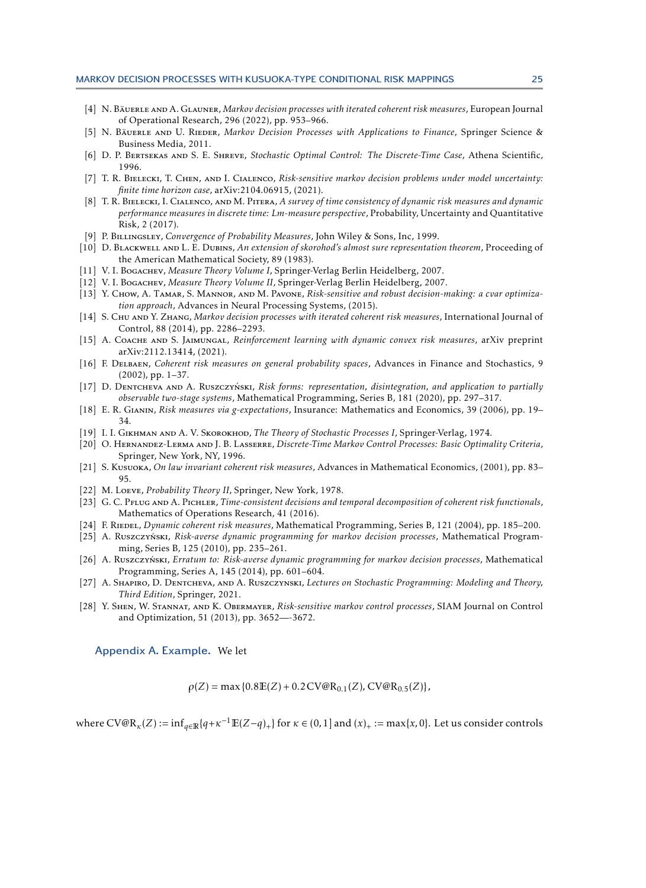[4] N. Bäuerle and A. Glauner, *Markov decision processes with iterated coherent risk measures*, European Journal of Operational Research, 296 (2022), pp. 953–966.

[5] N. Bäuerle and U. Rieder, *Markov Decision Processes with Applications to Finance*, Springer Science & Business Media, 2011.

[6] D. P. Bertsekas and S. E. Shreve, *Stochastic Optimal Control: The Discrete-Time Case*, Athena Scientific, 1996.

[7] T. R. Bielecki, T. Chen, and I. Cialenco, *Risk-sensitive markov decision problems under model uncertainty: finite time horizon case*, arXiv:2104.06915, (2021).

[8] T. R. Bielecki, I. Cialenco, and M. Pitera, *A survey of time consistency of dynamic risk measures and dynamic performance measures in discrete time: Lm-measure perspective*, Probability, Uncertainty and Quantitative Risk, 2 (2017).

[9] P. Billingsley, *Convergence of Probability Measures*, John Wiley & Sons, Inc, 1999.

[10] D. Blackwell and L. E. Dubins, *An extension of skorohod's almost sure representation theorem*, Proceeding of the American Mathematical Society, 89 (1983).

[11] V. I. Bogachev, *Measure Theory Volume I*, Springer-Verlag Berlin Heidelberg, 2007.

[12] V. I. Bogachev, *Measure Theory Volume II*, Springer-Verlag Berlin Heidelberg, 2007.

[13] Y. Chow, A. Tamar, S. Mannor, and M. Pavone, *Risk-sensitive and robust decision-making: a cvar optimization approach*, Advances in Neural Processing Systems, (2015).

[14] S. Chu and Y. Zhang, *Markov decision processes with iterated coherent risk measures*, International Journal of Control, 88 (2014), pp. 2286–2293.

[15] A. Coache and S. Jaimungal, *Reinforcement learning with dynamic convex risk measures*, arXiv preprint arXiv:2112.13414, (2021).

[16] F. Delbaen, *Coherent risk measures on general probability spaces*, Advances in Finance and Stochastics, 9 (2002), pp. 1–37.

[17] D. Dentcheva and A. Ruszczyński, *Risk forms: representation, disintegration, and application to partially observable two-stage systems*, Mathematical Programming, Series B, 181 (2020), pp. 297–317.

[18] E. R. Gianin, *Risk measures via g-expectations*, Insurance: Mathematics and Economics, 39 (2006), pp. 19–34.

[19] I. I. Gikhman and A. V. Skorokhod, *The Theory of Stochastic Processes I*, Springer-Verlag, 1974.

[20] O. Hernandez-Lerma and J. B. Lasserre, *Discrete-Time Markov Control Processes: Basic Optimality Criteria*, Springer, New York, NY, 1996.

[21] S. Kusuoka, *On law invariant coherent risk measures*, Advances in Mathematical Economics, (2001), pp. 83–95.

[22] M. Loeve, *Probability Theory II*, Springer, New York, 1978.

[23] G. C. Pflug and A. Pichler, *Time-consistent decisions and temporal decomposition of coherent risk functionals*, Mathematics of Operations Research, 41 (2016).

[24] F. Riedel, *Dynamic coherent risk measures*, Mathematical Programming, Series B, 121 (2004), pp. 185–200.

[25] A. Ruszczyński, *Risk-averse dynamic programming for markov decision processes*, Mathematical Programming, Series B, 125 (2010), pp. 235–261.

[26] A. Ruszczyński, *Erratum to: Risk-averse dynamic programming for markov decision processes*, Mathematical Programming, Series A, 145 (2014), pp. 601–604.

[27] A. Shapiro, D. Dentcheva, and A. Ruszczynski, *Lectures on Stochastic Programming: Modeling and Theory, Third Edition*, Springer, 2021.

[28] Y. Shen, W. Stannat, and K. Obermayer, *Risk-sensitive markov control processes*, SIAM Journal on Control and Optimization, 51 (2013), pp. 3652—-3672.

## Appendix A. Example.

We let

$$\rho(Z) = \max\{0.8\mathbb{E}(Z) + 0.2\,\mathrm{CV@R}_{0.1}(Z), \mathrm{CV@R}_{0.5}(Z)\},$$

where $\mathrm{CV@R}_{\kappa}(Z) := \inf_{q\in\mathbb{R}}\{q + \kappa^{-1}\mathbb{E}(Z-q)_+\}$ for $\kappa \in (0,1]$ and $(x)_+ := \max\{x, 0\}$. Let us consider controls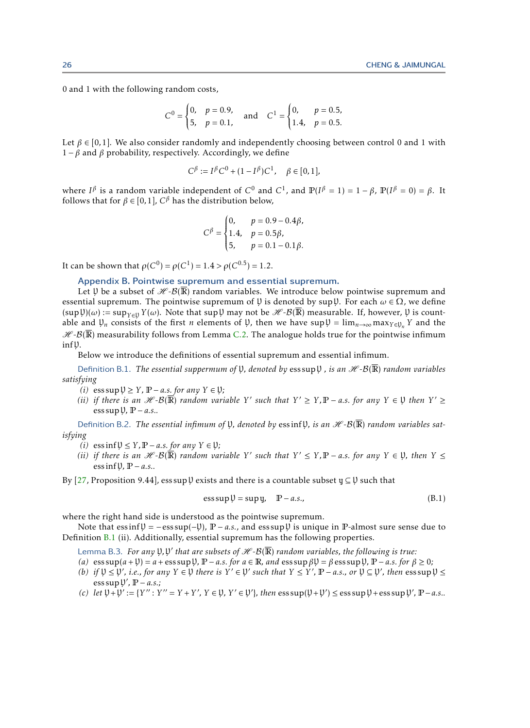0 and 1 with the following random costs,

$$
C^0 = \begin{cases} 0, & p = 0.9, \\ 5, & p = 0.1, \end{cases} \quad \text{and} \quad C^1 = \begin{cases} 0, & p = 0.5, \\ 1.4, & p = 0.5. \end{cases}
$$

Let $\beta \in [0,1]$. We also consider randomly and independently choosing between control 0 and 1 with $1-\beta$ and $\beta$ probability, respectively. Accordingly, we define

$$
C^\beta := I^\beta C^0 + (1 - I^\beta) C^1, \quad \beta \in [0,1],
$$

where $I^\beta$ is a random variable independent of $C^0$ and $C^1$, and $\mathbb{P}(I^\beta = 1) = 1 - \beta$, $\mathbb{P}(I^\beta = 0) = \beta$. It follows that for $\beta \in [0,1]$, $C^\beta$ has the distribution below,

$$
C^\beta = \begin{cases} 0, & p = 0.9 - 0.4\beta, \\ 1.4, & p = 0.5\beta, \\ 5, & p = 0.1 - 0.1\beta. \end{cases}
$$

It can be shown that $\rho(C^0) = \rho(C^1) = 1.4 > \rho(C^{0.5}) = 1.2$.

## Appendix B. Pointwise supremum and essential supremum.

Let $\mathfrak{Y}$ be a subset of $\mathscr{H}$-$\mathcal{B}(\overline{\mathbb{R}})$ random variables. We introduce below pointwise supremum and essential supremum. The pointwise supremum of $\mathfrak{Y}$ is denoted by $\sup \mathfrak{Y}$. For each $\omega \in \Omega$, we define $(\sup \mathfrak{Y})(\omega) := \sup_{Y \in \mathfrak{Y}} Y(\omega)$. Note that $\sup \mathfrak{Y}$ may not be $\mathscr{H}$-$\mathcal{B}(\overline{\mathbb{R}})$ measurable. If, however, $\mathfrak{Y}$ is countable and $\mathfrak{Y}_n$ consists of the first $n$ elements of $\mathfrak{Y}$, then we have $\sup \mathfrak{Y} = \lim_{n \to \infty} \max_{Y \in \mathfrak{Y}_n} Y$ and the $\mathscr{H}$-$\mathcal{B}(\overline{\mathbb{R}})$ measurability follows from Lemma C.2. The analogue holds true for the pointwise infimum $\inf \mathfrak{Y}$.

Below we introduce the definitions of essential supremum and essential infimum.

**Definition B.1.** *The essential suppermum of $\mathfrak{Y}$, denoted by $\operatorname{ess\,sup} \mathfrak{Y}$ , is an $\mathscr{H}$-$\mathcal{B}(\overline{\mathbb{R}})$ random variables satisfying*

*(i) $\operatorname{ess\,sup} \mathfrak{Y} \geq Y$, $\mathbb{P}-a.s.$ for any $Y \in \mathfrak{Y}$;*

*(ii) if there is an $\mathscr{H}$-$\mathcal{B}(\overline{\mathbb{R}})$ random variable $Y'$ such that $Y' \geq Y, \mathbb{P}-a.s.$ for any $Y \in \mathfrak{Y}$ then $Y' \geq \operatorname{ess\,sup} \mathfrak{Y}$, $\mathbb{P}-a.s.$.*

**Definition B.2.** *The essential infimum of $\mathfrak{Y}$, denoted by $\operatorname{ess\,inf} \mathfrak{Y}$, is an $\mathscr{H}$-$\mathcal{B}(\overline{\mathbb{R}})$ random variables satisfying*

*(i) $\operatorname{ess\,inf} \mathfrak{Y} \leq Y, \mathbb{P}-a.s.$ for any $Y \in \mathfrak{Y}$;*

*(ii) if there is an $\mathscr{H}$-$\mathcal{B}(\overline{\mathbb{R}})$ random variable $Y'$ such that $Y' \leq Y, \mathbb{P}-a.s.$ for any $Y \in \mathfrak{Y}$, then $Y \leq \operatorname{ess\,inf} \mathfrak{Y}$, $\mathbb{P}-a.s.$.*

By [27, Proposition 9.44], $\operatorname{ess\,sup} \mathfrak{Y}$ exists and there is a countable subset $\mathfrak{y} \subseteq \mathfrak{Y}$ such that

$$
\operatorname{ess\,sup} \mathfrak{Y} = \sup \mathfrak{y}, \quad \mathbb{P}-a.s., \tag{B.1}
$$

where the right hand side is understood as the pointwise supremum.

Note that $\operatorname{ess\,inf} \mathfrak{Y} = -\operatorname{ess\,sup}(-\mathfrak{Y})$, $\mathbb{P}-a.s.$, and $\operatorname{ess\,sup} \mathfrak{Y}$ is unique in $\mathbb{P}$-almost sure sense due to Definition B.1 (ii). Additionally, essential supremum has the following properties.

**Lemma B.3.** *For any $\mathfrak{Y}, \mathfrak{Y}'$ that are subsets of $\mathscr{H}$-$\mathcal{B}(\overline{\mathbb{R}})$ random variables, the following is true:*

*(a) $\operatorname{ess\,sup}(a + \mathfrak{Y}) = a + \operatorname{ess\,sup} \mathfrak{Y}$, $\mathbb{P}-a.s.$ for $a \in \mathbb{R}$, and $\operatorname{ess\,sup} \beta \mathfrak{Y} = \beta \operatorname{ess\,sup} \mathfrak{Y}$, $\mathbb{P}-a.s.$ for $\beta \geq 0$;*

*(b) if $\mathfrak{Y} \leq \mathfrak{Y}'$, i.e., for any $Y \in \mathfrak{Y}$ there is $Y' \in \mathfrak{Y}'$ such that $Y \leq Y'$, $\mathbb{P}-a.s.$, or $\mathfrak{Y} \subseteq \mathfrak{Y}'$, then $\operatorname{ess\,sup} \mathfrak{Y} \leq \operatorname{ess\,sup} \mathfrak{Y}'$, $\mathbb{P}-a.s.$;*

*(c) let $\mathfrak{Y} + \mathfrak{Y}' := \{Y'' : Y'' = Y + Y', Y \in \mathfrak{Y}, Y' \in \mathfrak{Y}'\}$, then $\operatorname{ess\,sup}(\mathfrak{Y} + \mathfrak{Y}') \leq \operatorname{ess\,sup} \mathfrak{Y} + \operatorname{ess\,sup} \mathfrak{Y}'$, $\mathbb{P}-a.s.$.*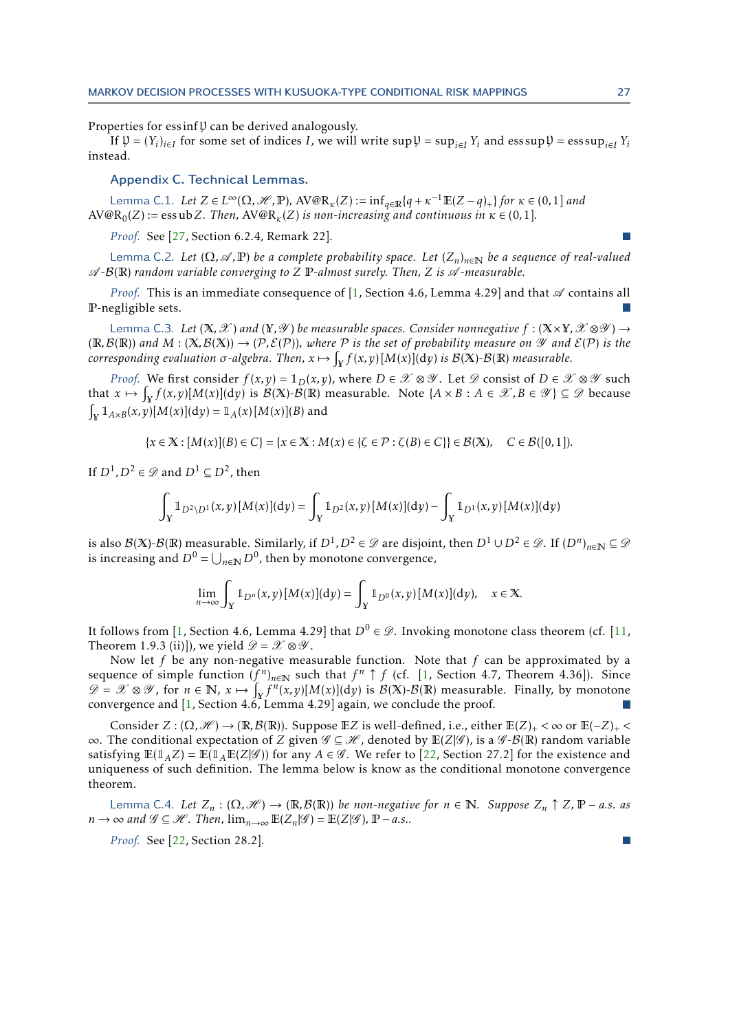Properties for $\operatorname{ess\,inf} \mathfrak{Y}$ can be derived analogously.

If $\mathfrak{Y} = (Y_i)_{i \in I}$ for some set of indices $I$, we will write $\sup \mathfrak{Y} = \sup_{i \in I} Y_i$ and $\operatorname{ess\,sup} \mathfrak{Y} = \operatorname{ess\,sup}_{i \in I} Y_i$ instead.

## Appendix C. Technical Lemmas.

**Lemma C.1.** *Let $Z \in L^\infty(\Omega, \mathscr{H}, \mathbb{P})$, $\mathrm{AV@R}_\kappa(Z) := \inf_{q \in \mathbb{R}}\{q + \kappa^{-1}\mathbb{E}(Z - q)_+\}$ for $\kappa \in (0,1]$ and $\mathrm{AV@R}_0(Z) := \operatorname{ess\,ub} Z$. Then, $\mathrm{AV@R}_\kappa(Z)$ is non-increasing and continuous in $\kappa \in (0,1]$.*

*Proof.* See [27, Section 6.2.4, Remark 22]. ∎

**Lemma C.2.** *Let $(\Omega, \mathscr{A}, \mathbb{P})$ be a complete probability space. Let $(Z_n)_{n \in \mathbb{N}}$ be a sequence of real-valued $\mathscr{A}$-$\mathcal{B}(\mathbb{R})$ random variable converging to $Z$ $\mathbb{P}$-almost surely. Then, $Z$ is $\mathscr{A}$-measurable.*

*Proof.* This is an immediate consequence of [1, Section 4.6, Lemma 4.29] and that $\mathscr{A}$ contains all $\mathbb{P}$-negligible sets. ∎

**Lemma C.3.** *Let $(\mathbb{X}, \mathscr{X})$ and $(\mathbb{Y}, \mathscr{Y})$ be measurable spaces. Consider nonnegative $f : (\mathbb{X} \times \mathbb{Y}, \mathscr{X} \otimes \mathscr{Y}) \to (\mathbb{R}, \mathcal{B}(\mathbb{R}))$ and $M : (\mathbb{X}, \mathcal{B}(\mathbb{X})) \to (\mathcal{P}, \mathcal{E}(\mathcal{P}))$, where $\mathcal{P}$ is the set of probability measure on $\mathscr{Y}$ and $\mathcal{E}(\mathcal{P})$ is the corresponding evaluation $\sigma$-algebra. Then, $x \mapsto \int_{\mathbb{Y}} f(x,y)[M(x)](\mathrm{d}y)$ is $\mathcal{B}(\mathbb{X})$-$\mathcal{B}(\mathbb{R})$ measurable.*

*Proof.* We first consider $f(x,y) = \mathbb{1}_D(x,y)$, where $D \in \mathscr{X} \otimes \mathscr{Y}$. Let $\mathscr{D}$ consist of $D \in \mathscr{X} \otimes \mathscr{Y}$ such that $x \mapsto \int_{\mathbb{Y}} f(x,y)[M(x)](\mathrm{d}y)$ is $\mathcal{B}(\mathbb{X})$-$\mathcal{B}(\mathbb{R})$ measurable. Note $\{A \times B : A \in \mathscr{X}, B \in \mathscr{Y}\} \subseteq \mathscr{D}$ because $\int_{\mathbb{Y}} \mathbb{1}_{A \times B}(x,y)[M(x)](\mathrm{d}y) = \mathbb{1}_A(x)[M(x)](B)$ and

$$\{x \in \mathbb{X} : [M(x)](B) \in C\} = \{x \in \mathbb{X} : M(x) \in \{\zeta \in \mathcal{P} : \zeta(B) \in C\}\} \in \mathcal{B}(\mathbb{X}), \quad C \in \mathcal{B}([0,1]).$$

If $D^1, D^2 \in \mathscr{D}$ and $D^1 \subseteq D^2$, then

$$\int_{\mathbb{Y}} \mathbb{1}_{D^2 \setminus D^1}(x,y)[M(x)](\mathrm{d}y) = \int_{\mathbb{Y}} \mathbb{1}_{D^2}(x,y)[M(x)](\mathrm{d}y) - \int_{\mathbb{Y}} \mathbb{1}_{D^1}(x,y)[M(x)](\mathrm{d}y)$$

is also $\mathcal{B}(\mathbb{X})$-$\mathcal{B}(\mathbb{R})$ measurable. Similarly, if $D^1, D^2 \in \mathscr{D}$ are disjoint, then $D^1 \cup D^2 \in \mathscr{D}$. If $(D^n)_{n \in \mathbb{N}} \subseteq \mathscr{D}$ is increasing and $D^0 = \bigcup_{n \in \mathbb{N}} D^0$, then by monotone convergence,

$$\lim_{n \to \infty} \int_{\mathbb{Y}} \mathbb{1}_{D^n}(x,y)[M(x)](\mathrm{d}y) = \int_{\mathbb{Y}} \mathbb{1}_{D^0}(x,y)[M(x)](\mathrm{d}y), \quad x \in \mathbb{X}.$$

It follows from [1, Section 4.6, Lemma 4.29] that $D^0 \in \mathscr{D}$. Invoking monotone class theorem (cf. [11, Theorem 1.9.3 (ii)]), we yield $\mathscr{D} = \mathscr{X} \otimes \mathscr{Y}$.

Now let $f$ be any non-negative measurable function. Note that $f$ can be approximated by a sequence of simple function $(f^n)_{n \in \mathbb{N}}$ such that $f^n \uparrow f$ (cf. [1, Section 4.7, Theorem 4.36]). Since $\mathscr{D} = \mathscr{X} \otimes \mathscr{Y}$, for $n \in \mathbb{N}$, $x \mapsto \int_{\mathbb{Y}} f^n(x,y)[M(x)](\mathrm{d}y)$ is $\mathcal{B}(\mathbb{X})$-$\mathcal{B}(\mathbb{R})$ measurable. Finally, by monotone convergence and [1, Section 4.6, Lemma 4.29] again, we conclude the proof. ∎

Consider $Z : (\Omega, \mathscr{H}) \to (\mathbb{R}, \mathcal{B}(\mathbb{R}))$. Suppose $\mathbb{E}Z$ is well-defined, i.e., either $\mathbb{E}(Z)_+ < \infty$ or $\mathbb{E}(-Z)_+ < \infty$. The conditional expectation of $Z$ given $\mathscr{G} \subseteq \mathscr{H}$, denoted by $\mathbb{E}(Z|\mathscr{G})$, is a $\mathscr{G}$-$\mathcal{B}(\mathbb{R})$ random variable satisfying $\mathbb{E}(\mathbb{1}_A Z) = \mathbb{E}(\mathbb{1}_A \mathbb{E}(Z|\mathscr{G}))$ for any $A \in \mathscr{G}$. We refer to [22, Section 27.2] for the existence and uniqueness of such definition. The lemma below is know as the conditional monotone convergence theorem.

**Lemma C.4.** *Let $Z_n : (\Omega, \mathscr{H}) \to (\mathbb{R}, \mathcal{B}(\mathbb{R}))$ be non-negative for $n \in \mathbb{N}$. Suppose $Z_n \uparrow Z$, $\mathbb{P}-a.s.$ as $n \to \infty$ and $\mathscr{G} \subseteq \mathscr{H}$. Then, $\lim_{n \to \infty} \mathbb{E}(Z_n|\mathscr{G}) = \mathbb{E}(Z|\mathscr{G})$, $\mathbb{P}-a.s.$.*

*Proof.* See [22, Section 28.2]. ∎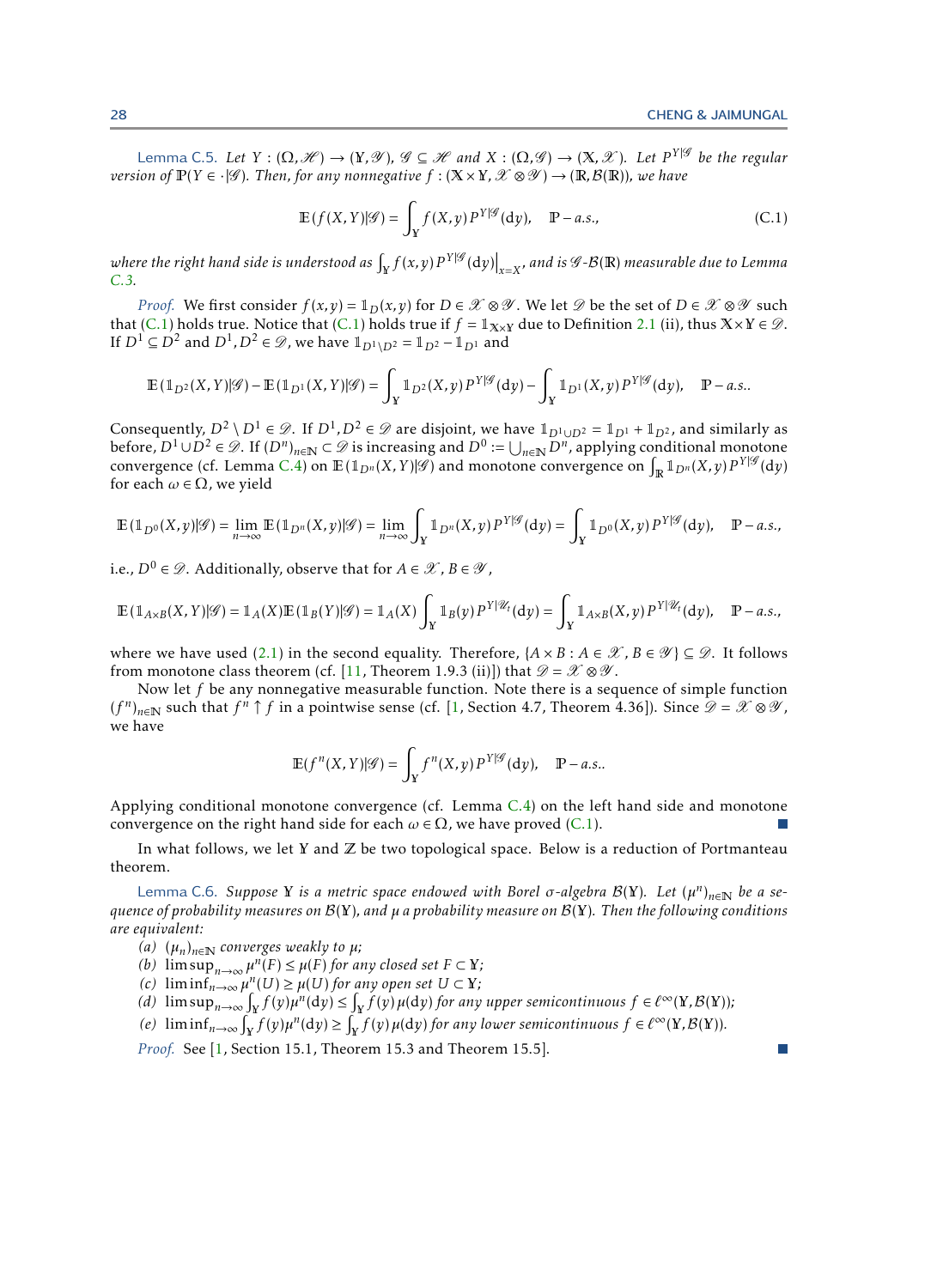Lemma C.5. *Let $Y : (\Omega, \mathscr{H}) \to (\mathbb{Y}, \mathscr{Y})$, $\mathscr{G} \subseteq \mathscr{H}$ and $X : (\Omega, \mathscr{G}) \to (\mathbb{X}, \mathscr{X})$. Let $P^{Y|\mathscr{G}}$ be the regular version of $\mathbb{P}(Y \in \cdot|\mathscr{G})$. Then, for any nonnegative $f : (\mathbb{X} \times \mathbb{Y}, \mathscr{X} \otimes \mathscr{Y}) \to (\mathbb{R}, \mathcal{B}(\mathbb{R}))$, we have*

$$\mathbb{E}(f(X,Y)|\mathscr{G}) = \int_{\mathbb{Y}} f(X,y)\, P^{Y|\mathscr{G}}(\mathrm{d}y), \quad \mathbb{P}-a.s., \tag{C.1}$$

*where the right hand side is understood as $\int_{\mathbb{Y}} f(x,y)\, P^{Y|\mathscr{G}}(\mathrm{d}y)\Big|_{x=X}$, and is $\mathscr{G}$-$\mathcal{B}(\mathbb{R})$ measurable due to Lemma C.3.*

*Proof.* We first consider $f(x,y) = \mathbb{1}_D(x,y)$ for $D \in \mathscr{X} \otimes \mathscr{Y}$. We let $\mathscr{D}$ be the set of $D \in \mathscr{X} \otimes \mathscr{Y}$ such that (C.1) holds true. Notice that (C.1) holds true if $f = \mathbb{1}_{\mathbb{X}\times\mathbb{Y}}$ due to Definition 2.1 (ii), thus $\mathbb{X}\times\mathbb{Y} \in \mathscr{D}$. If $D^1 \subseteq D^2$ and $D^1, D^2 \in \mathscr{D}$, we have $\mathbb{1}_{D^1 \setminus D^2} = \mathbb{1}_{D^2} - \mathbb{1}_{D^1}$ and

$$\mathbb{E}(\mathbb{1}_{D^2}(X,Y)|\mathscr{G}) - \mathbb{E}(\mathbb{1}_{D^1}(X,Y)|\mathscr{G}) = \int_{\mathbb{Y}} \mathbb{1}_{D^2}(X,y)\, P^{Y|\mathscr{G}}(\mathrm{d}y) - \int_{\mathbb{Y}} \mathbb{1}_{D^1}(X,y)\, P^{Y|\mathscr{G}}(\mathrm{d}y), \quad \mathbb{P}-a.s..$$

Consequently, $D^2 \setminus D^1 \in \mathscr{D}$. If $D^1, D^2 \in \mathscr{D}$ are disjoint, we have $\mathbb{1}_{D^1 \cup D^2} = \mathbb{1}_{D^1} + \mathbb{1}_{D^2}$, and similarly as before, $D^1 \cup D^2 \in \mathscr{D}$. If $(D^n)_{n\in\mathbb{N}} \subset \mathscr{D}$ is increasing and $D^0 := \bigcup_{n\in\mathbb{N}} D^n$, applying conditional monotone convergence (cf. Lemma C.4) on $\mathbb{E}(\mathbb{1}_{D^n}(X,Y)|\mathscr{G})$ and monotone convergence on $\int_{\mathbb{R}} \mathbb{1}_{D^n}(X,y)\, P^{Y|\mathscr{G}}(\mathrm{d}y)$ for each $\omega \in \Omega$, we yield

$$\mathbb{E}(\mathbb{1}_{D^0}(X,y)|\mathscr{G}) = \lim_{n\to\infty} \mathbb{E}(\mathbb{1}_{D^n}(X,Y)|\mathscr{G}) = \lim_{n\to\infty} \int_{\mathbb{Y}} \mathbb{1}_{D^n}(X,y)\, P^{Y|\mathscr{G}}(\mathrm{d}y) = \int_{\mathbb{Y}} \mathbb{1}_{D^0}(X,y)\, P^{Y|\mathscr{G}}(\mathrm{d}y), \quad \mathbb{P}-a.s.,$$

i.e., $D^0 \in \mathscr{D}$. Additionally, observe that for $A \in \mathscr{X}$, $B \in \mathscr{Y}$,

$$\mathbb{E}(\mathbb{1}_{A\times B}(X,Y)|\mathscr{G}) = \mathbb{1}_A(X)\mathbb{E}(\mathbb{1}_B(Y)|\mathscr{G}) = \mathbb{1}_A(X) \int_{\mathbb{Y}} \mathbb{1}_B(y)\, P^{Y|\mathscr{U}_t}(\mathrm{d}y) = \int_{\mathbb{Y}} \mathbb{1}_{A\times B}(X,y)\, P^{Y|\mathscr{U}_t}(\mathrm{d}y), \quad \mathbb{P}-a.s.,$$

where we have used (2.1) in the second equality. Therefore, $\{A \times B : A \in \mathscr{X}, B \in \mathscr{Y}\} \subseteq \mathscr{D}$. It follows from monotone class theorem (cf. [11, Theorem 1.9.3 (ii)]) that $\mathscr{D} = \mathscr{X} \otimes \mathscr{Y}$.

Now let $f$ be any nonnegative measurable function. Note there is a sequence of simple function $(f^n)_{n\in\mathbb{N}}$ such that $f^n \uparrow f$ in a pointwise sense (cf. [1, Section 4.7, Theorem 4.36]). Since $\mathscr{D} = \mathscr{X} \otimes \mathscr{Y}$, we have

$$\mathbb{E}(f^n(X,Y)|\mathscr{G}) = \int_{\mathbb{Y}} f^n(X,y)\, P^{Y|\mathscr{G}}(\mathrm{d}y), \quad \mathbb{P}-a.s..$$

Applying conditional monotone convergence (cf. Lemma C.4) on the left hand side and monotone convergence on the right hand side for each $\omega \in \Omega$, we have proved (C.1). ■

In what follows, we let $\mathbb{Y}$ and $\mathbb{Z}$ be two topological space. Below is a reduction of Portmanteau theorem.

Lemma C.6. *Suppose $\mathbb{Y}$ is a metric space endowed with Borel $\sigma$-algebra $\mathcal{B}(\mathbb{Y})$. Let $(\mu^n)_{n\in\mathbb{N}}$ be a sequence of probability measures on $\mathcal{B}(\mathbb{Y})$, and $\mu$ a probability measure on $\mathcal{B}(\mathbb{Y})$. Then the following conditions are equivalent:*

*(a) $(\mu_n)_{n\in\mathbb{N}}$ converges weakly to $\mu$;*
*(b) $\limsup_{n\to\infty} \mu^n(F) \le \mu(F)$ for any closed set $F \subset \mathbb{Y}$;*
*(c) $\liminf_{n\to\infty} \mu^n(U) \ge \mu(U)$ for any open set $U \subset \mathbb{Y}$;*
*(d) $\limsup_{n\to\infty} \int_{\mathbb{Y}} f(y)\mu^n(\mathrm{d}y) \le \int_{\mathbb{Y}} f(y)\,\mu(\mathrm{d}y)$ for any upper semicontinuous $f \in \ell^\infty(\mathbb{Y}, \mathcal{B}(\mathbb{Y}))$;*
*(e) $\liminf_{n\to\infty} \int_{\mathbb{Y}} f(y)\mu^n(\mathrm{d}y) \ge \int_{\mathbb{Y}} f(y)\,\mu(\mathrm{d}y)$ for any lower semicontinuous $f \in \ell^\infty(\mathbb{Y}, \mathcal{B}(\mathbb{Y}))$.*

*Proof.* See [1, Section 15.1, Theorem 15.3 and Theorem 15.5]. ■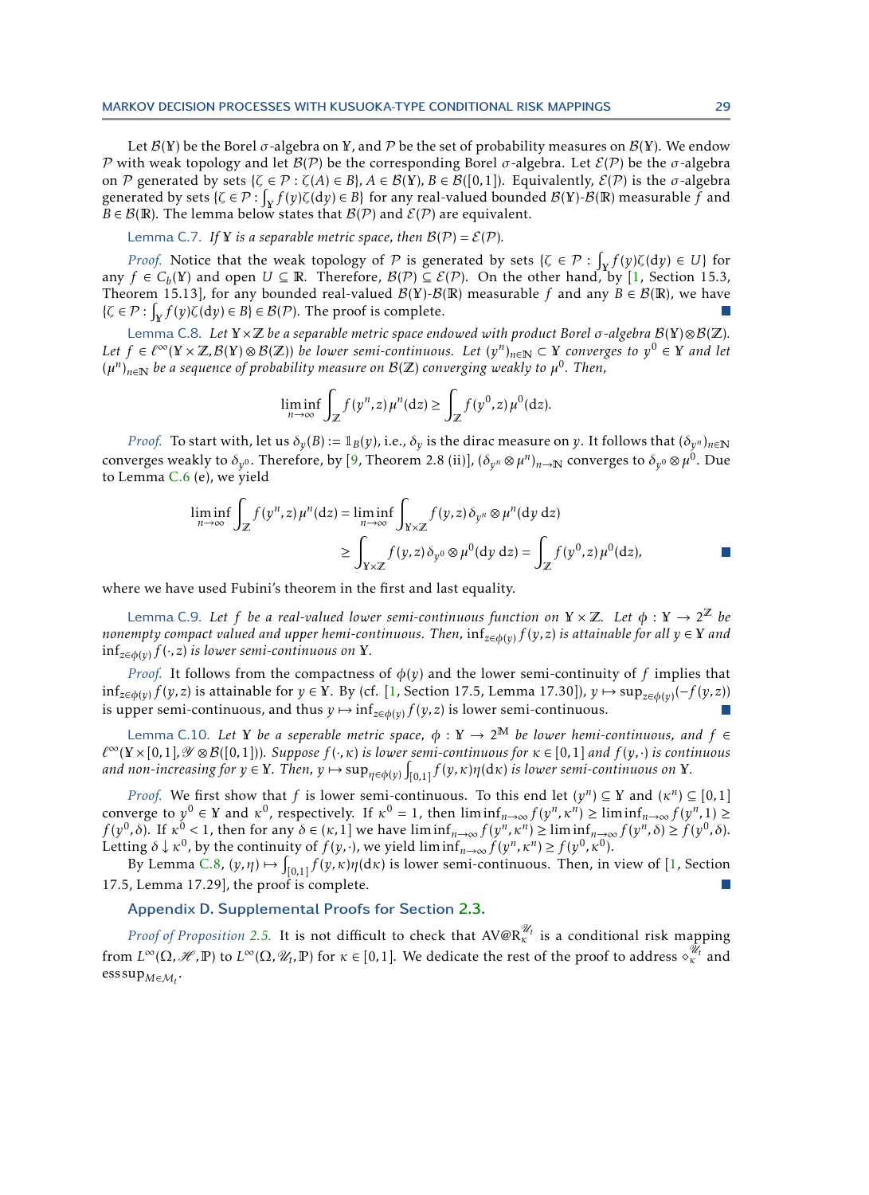Let $\mathcal{B}(\mathbb{Y})$ be the Borel $\sigma$-algebra on $\mathbb{Y}$, and $\mathcal{P}$ be the set of probability measures on $\mathcal{B}(\mathbb{Y})$. We endow $\mathcal{P}$ with weak topology and let $\mathcal{B}(\mathcal{P})$ be the corresponding Borel $\sigma$-algebra. Let $\mathcal{E}(\mathcal{P})$ be the $\sigma$-algebra on $\mathcal{P}$ generated by sets $\{\zeta \in \mathcal{P} : \zeta(A) \in B\}$, $A \in \mathcal{B}(\mathbb{Y})$, $B \in \mathcal{B}([0,1])$. Equivalently, $\mathcal{E}(\mathcal{P})$ is the $\sigma$-algebra generated by sets $\{\zeta \in \mathcal{P} : \int_{\mathbb{Y}} f(y)\zeta(dy) \in B\}$ for any real-valued bounded $\mathcal{B}(\mathbb{Y})$-$\mathcal{B}(\mathbb{R})$ measurable $f$ and $B \in \mathcal{B}(\mathbb{R})$. The lemma below states that $\mathcal{B}(\mathcal{P})$ and $\mathcal{E}(\mathcal{P})$ are equivalent.

Lemma C.7. *If $\mathbb{Y}$ is a separable metric space, then $\mathcal{B}(\mathcal{P}) = \mathcal{E}(\mathcal{P})$.*

*Proof.* Notice that the weak topology of $\mathcal{P}$ is generated by sets $\{\zeta \in \mathcal{P} : \int_{\mathbb{Y}} f(y)\zeta(dy) \in U\}$ for any $f \in C_b(\mathbb{Y})$ and open $U \subseteq \mathbb{R}$. Therefore, $\mathcal{B}(\mathcal{P}) \subseteq \mathcal{E}(\mathcal{P})$. On the other hand, by [1, Section 15.3, Theorem 15.13], for any bounded real-valued $\mathcal{B}(\mathbb{Y})$-$\mathcal{B}(\mathbb{R})$ measurable $f$ and any $B \in \mathcal{B}(\mathbb{R})$, we have $\{\zeta \in \mathcal{P} : \int_{\mathbb{Y}} f(y)\zeta(dy) \in B\} \in \mathcal{B}(\mathcal{P})$. The proof is complete. ∎

Lemma C.8. *Let $\mathbb{Y}\times\mathbb{Z}$ be a separable metric space endowed with product Borel $\sigma$-algebra $\mathcal{B}(\mathbb{Y})\otimes\mathcal{B}(\mathbb{Z})$. Let $f \in \ell^\infty(\mathbb{Y}\times\mathbb{Z}, \mathcal{B}(\mathbb{Y})\otimes\mathcal{B}(\mathbb{Z}))$ be lower semi-continuous. Let $(y^n)_{n\in\mathbb{N}} \subset \mathbb{Y}$ converges to $y^0 \in \mathbb{Y}$ and let $(\mu^n)_{n\in\mathbb{N}}$ be a sequence of probability measure on $\mathcal{B}(\mathbb{Z})$ converging weakly to $\mu^0$. Then,*

$$\liminf_{n\to\infty} \int_{\mathbb{Z}} f(y^n, z)\,\mu^n(dz) \geq \int_{\mathbb{Z}} f(y^0, z)\,\mu^0(dz).$$

*Proof.* To start with, let us $\delta_y(B) := \mathbb{1}_B(y)$, i.e., $\delta_y$ is the dirac measure on $y$. It follows that $(\delta_{y^n})_{n\in\mathbb{N}}$ converges weakly to $\delta_{y^0}$. Therefore, by [9, Theorem 2.8 (ii)], $(\delta_{y^n}\otimes\mu^n)_{n\to\mathbb{N}}$ converges to $\delta_{y^0}\otimes\mu^0$. Due to Lemma C.6 (e), we yield

$$\begin{aligned}
\liminf_{n\to\infty} \int_{\mathbb{Z}} f(y^n, z)\,\mu^n(dz) &= \liminf_{n\to\infty} \int_{\mathbb{Y}\times\mathbb{Z}} f(y,z)\,\delta_{y^n}\otimes\mu^n(dy\,dz) \\
&\geq \int_{\mathbb{Y}\times\mathbb{Z}} f(y,z)\,\delta_{y^0}\otimes\mu^0(dy\,dz) = \int_{\mathbb{Z}} f(y^0, z)\,\mu^0(dz),
\end{aligned}$$

where we have used Fubini's theorem in the first and last equality. ∎

Lemma C.9. *Let $f$ be a real-valued lower semi-continuous function on $\mathbb{Y}\times\mathbb{Z}$. Let $\phi : \mathbb{Y} \to 2^{\mathbb{Z}}$ be nonempty compact valued and upper hemi-continuous. Then, $\inf_{z\in\phi(y)} f(y,z)$ is attainable for all $y \in \mathbb{Y}$ and $\inf_{z\in\phi(y)} f(\cdot, z)$ is lower semi-continuous on $\mathbb{Y}$.*

*Proof.* It follows from the compactness of $\phi(y)$ and the lower semi-continuity of $f$ implies that $\inf_{z\in\phi(y)} f(y,z)$ is attainable for $y \in \mathbb{Y}$. By (cf. [1, Section 17.5, Lemma 17.30]), $y \mapsto \sup_{z\in\phi(y)}(-f(y,z))$ is upper semi-continuous, and thus $y \mapsto \inf_{z\in\phi(y)} f(y,z)$ is lower semi-continuous. ∎

Lemma C.10. *Let $\mathbb{Y}$ be a seperable metric space, $\phi : \mathbb{Y} \to 2^{\mathbb{M}}$ be lower hemi-continuous, and $f \in \ell^\infty(\mathbb{Y}\times[0,1], \mathscr{Y}\otimes\mathcal{B}([0,1]))$. Suppose $f(\cdot,\kappa)$ is lower semi-continous for $\kappa \in [0,1]$ and $f(y,\cdot)$ is continuous and non-increasing for $y \in \mathbb{Y}$. Then, $y \mapsto \sup_{\eta\in\phi(y)} \int_{[0,1]} f(y,\kappa)\eta(d\kappa)$ is lower semi-continuous on $\mathbb{Y}$.*

*Proof.* We first show that $f$ is lower semi-continuous. To this end let $(y^n) \subseteq \mathbb{Y}$ and $(\kappa^n) \subseteq [0,1]$ converge to $y^0 \in \mathbb{Y}$ and $\kappa^0$, respectively. If $\kappa^0 = 1$, then $\liminf_{n\to\infty} f(y^n,\kappa^n) \geq \liminf_{n\to\infty} f(y^n, 1) \geq f(y^0, \delta)$. If $\kappa^0 < 1$, then for any $\delta \in (\kappa, 1]$ we have $\liminf_{n\to\infty} f(y^n,\kappa^n) \geq \liminf_{n\to\infty} f(y^n,\delta) \geq f(y^0,\delta)$. Letting $\delta \downarrow \kappa^0$, by the continuity of $f(y,\cdot)$, we yield $\liminf_{n\to\infty} f(y^n,\kappa^n) \geq f(y^0,\kappa^0)$.

By Lemma C.8, $(y,\eta) \mapsto \int_{[0,1]} f(y,\kappa)\eta(d\kappa)$ is lower semi-continuous. Then, in view of [1, Section 17.5, Lemma 17.29], the proof is complete. ∎

## Appendix D. Supplemental Proofs for Section 2.3.

*Proof of Proposition 2.5.* It is not difficult to check that $\mathrm{AV@R}_\kappa^{\mathscr{U}_t}$ is a conditional risk mapping from $L^\infty(\Omega,\mathscr{H},\mathbb{P})$ to $L^\infty(\Omega,\mathscr{U}_t,\mathbb{P})$ for $\kappa\in[0,1]$. We dedicate the rest of the proof to address $\diamond_\kappa^{\mathscr{U}_t}$ and $\operatorname{ess\,sup}_{M\in\mathcal{M}_t}$.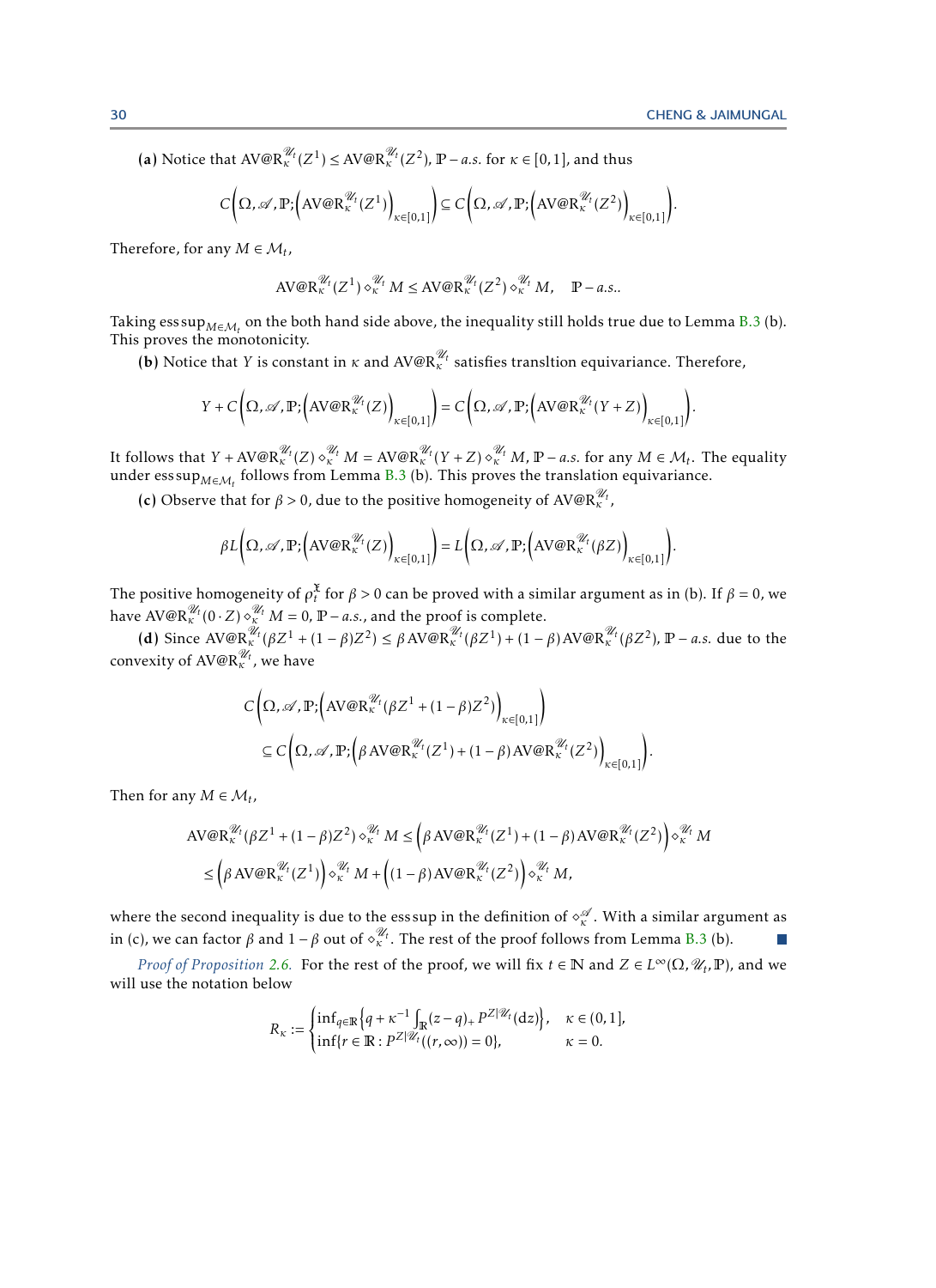**(a)** Notice that $\mathrm{AV@R}_\kappa^{\mathscr{U}_t}(Z^1) \le \mathrm{AV@R}_\kappa^{\mathscr{U}_t}(Z^2)$, $\mathbb{P}-a.s.$ for $\kappa \in [0,1]$, and thus

$$C\Big(\Omega, \mathscr{A}, \mathbb{P}; \Big(\mathrm{AV@R}_\kappa^{\mathscr{U}_t}(Z^1)\Big)_{\kappa\in[0,1]}\Big) \subseteq C\Big(\Omega, \mathscr{A}, \mathbb{P}; \Big(\mathrm{AV@R}_\kappa^{\mathscr{U}_t}(Z^2)\Big)_{\kappa\in[0,1]}\Big).$$

Therefore, for any $M \in \mathcal{M}_t$,

$$\mathrm{AV@R}_\kappa^{\mathscr{U}_t}(Z^1) \diamond_\kappa^{\mathscr{U}_t} M \le \mathrm{AV@R}_\kappa^{\mathscr{U}_t}(Z^2) \diamond_\kappa^{\mathscr{U}_t} M, \quad \mathbb{P}-a.s..$$

Taking $\operatorname{ess\,sup}_{M\in\mathcal{M}_t}$ on the both hand side above, the inequality still holds true due to Lemma B.3 (b). This proves the monotonicity.

**(b)** Notice that $Y$ is constant in $\kappa$ and $\mathrm{AV@R}_\kappa^{\mathscr{U}_t}$ satisfies transltion equivariance. Therefore,

$$Y + C\Big(\Omega, \mathscr{A}, \mathbb{P}; \Big(\mathrm{AV@R}_\kappa^{\mathscr{U}_t}(Z)\Big)_{\kappa\in[0,1]}\Big) = C\Big(\Omega, \mathscr{A}, \mathbb{P}; \Big(\mathrm{AV@R}_\kappa^{\mathscr{U}_t}(Y+Z)\Big)_{\kappa\in[0,1]}\Big).$$

It follows that $Y + \mathrm{AV@R}_\kappa^{\mathscr{U}_t}(Z) \diamond_\kappa^{\mathscr{U}_t} M = \mathrm{AV@R}_\kappa^{\mathscr{U}_t}(Y+Z) \diamond_\kappa^{\mathscr{U}_t} M$, $\mathbb{P}-a.s.$ for any $M \in \mathcal{M}_t$. The equality under $\operatorname{ess\,sup}_{M\in\mathcal{M}_t}$ follows from Lemma B.3 (b). This proves the translation equivariance.

**(c)** Observe that for $\beta > 0$, due to the positive homogeneity of $\mathrm{AV@R}_\kappa^{\mathscr{U}_t}$,

$$\beta L\Big(\Omega, \mathscr{A}, \mathbb{P}; \Big(\mathrm{AV@R}_\kappa^{\mathscr{U}_t}(Z)\Big)_{\kappa\in[0,1]}\Big) = L\Big(\Omega, \mathscr{A}, \mathbb{P}; \Big(\mathrm{AV@R}_\kappa^{\mathscr{U}_t}(\beta Z)\Big)_{\kappa\in[0,1]}\Big).$$

The positive homogeneity of $\rho_t^{\mathfrak{X}}$ for $\beta > 0$ can be proved with a similar argument as in (b). If $\beta = 0$, we have $\mathrm{AV@R}_\kappa^{\mathscr{U}_t}(0\cdot Z) \diamond_\kappa^{\mathscr{U}_t} M = 0$, $\mathbb{P}-a.s.$, and the proof is complete.

**(d)** Since $\mathrm{AV@R}_\kappa^{\mathscr{U}_t}(\beta Z^1 + (1-\beta)Z^2) \le \beta\,\mathrm{AV@R}_\kappa^{\mathscr{U}_t}(\beta Z^1) + (1-\beta)\,\mathrm{AV@R}_\kappa^{\mathscr{U}_t}(\beta Z^2)$, $\mathbb{P}-a.s.$ due to the convexity of $\mathrm{AV@R}_\kappa^{\mathscr{U}_t}$, we have

$$\begin{aligned}
&C\Big(\Omega, \mathscr{A}, \mathbb{P}; \Big(\mathrm{AV@R}_\kappa^{\mathscr{U}_t}(\beta Z^1 + (1-\beta)Z^2)\Big)_{\kappa\in[0,1]}\Big) \\
&\quad\subseteq C\Big(\Omega, \mathscr{A}, \mathbb{P}; \Big(\beta\,\mathrm{AV@R}_\kappa^{\mathscr{U}_t}(Z^1) + (1-\beta)\,\mathrm{AV@R}_\kappa^{\mathscr{U}_t}(Z^2)\Big)_{\kappa\in[0,1]}\Big).
\end{aligned}$$

Then for any $M \in \mathcal{M}_t$,

$$\begin{aligned}
\mathrm{AV@R}_\kappa^{\mathscr{U}_t}(\beta Z^1 + (1-\beta)Z^2) \diamond_\kappa^{\mathscr{U}_t} M &\le \Big(\beta\,\mathrm{AV@R}_\kappa^{\mathscr{U}_t}(Z^1) + (1-\beta)\,\mathrm{AV@R}_\kappa^{\mathscr{U}_t}(Z^2)\Big) \diamond_\kappa^{\mathscr{U}_t} M \\
&\le \Big(\beta\,\mathrm{AV@R}_\kappa^{\mathscr{U}_t}(Z^1)\Big) \diamond_\kappa^{\mathscr{U}_t} M + \Big((1-\beta)\,\mathrm{AV@R}_\kappa^{\mathscr{U}_t}(Z^2)\Big) \diamond_\kappa^{\mathscr{U}_t} M,
\end{aligned}$$

where the second inequality is due to the $\operatorname{ess\,sup}$ in the definition of $\diamond_\kappa^{\mathscr{A}}$. With a similar argument as in (c), we can factor $\beta$ and $1-\beta$ out of $\diamond_\kappa^{\mathscr{U}_t}$. The rest of the proof follows from Lemma B.3 (b). ∎

*Proof of Proposition 2.6.* For the rest of the proof, we will fix $t \in \mathbb{N}$ and $Z \in L^\infty(\Omega, \mathscr{U}_t, \mathbb{P})$, and we will use the notation below

$$R_\kappa := \begin{cases} \inf_{q\in\mathbb{R}}\Big\{q + \kappa^{-1}\int_{\mathbb{R}}(z-q)_+\, P^{Z|\mathscr{U}_t}(\mathrm{d}z)\Big\}, & \kappa \in (0,1], \\ \inf\{r \in \mathbb{R} : P^{Z|\mathscr{U}_t}((r,\infty)) = 0\}, & \kappa = 0. \end{cases}$$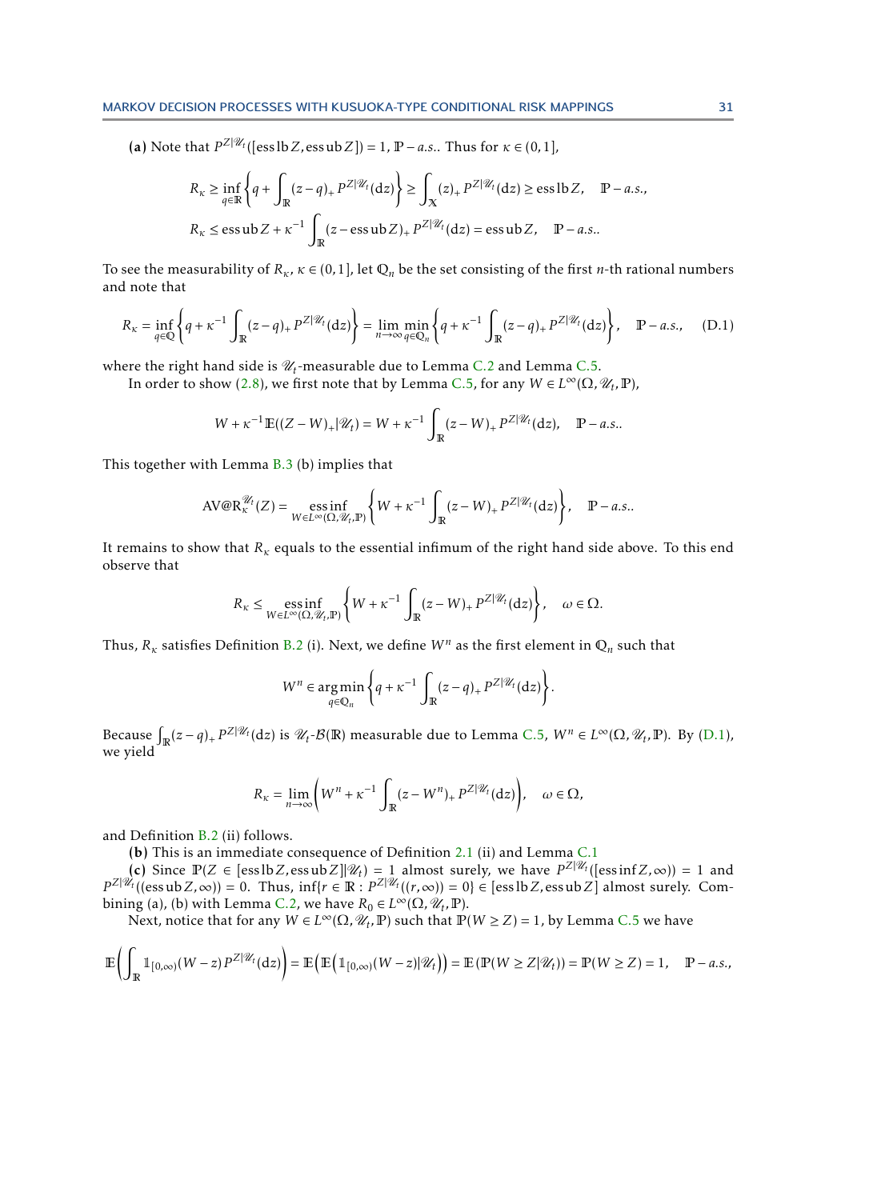**(a)** Note that $P^{Z|\mathscr{U}_t}([\operatorname{ess\,lb} Z, \operatorname{ess\,ub} Z]) = 1$, $\mathbb{P}-a.s.$. Thus for $\kappa \in (0,1]$,

$$R_\kappa \geq \inf_{q\in\mathbb{R}} \left\{ q + \int_{\mathbb{R}} (z-q)_+ \, P^{Z|\mathscr{U}_t}(\mathrm{d}z) \right\} \geq \int_{\mathbb{X}} (z)_+ \, P^{Z|\mathscr{U}_t}(\mathrm{d}z) \geq \operatorname{ess\,lb} Z, \quad \mathbb{P}-a.s.,$$

$$R_\kappa \leq \operatorname{ess\,ub} Z + \kappa^{-1} \int_{\mathbb{R}} (z - \operatorname{ess\,ub} Z)_+ \, P^{Z|\mathscr{U}_t}(\mathrm{d}z) = \operatorname{ess\,ub} Z, \quad \mathbb{P}-a.s..$$

To see the measurability of $R_\kappa$, $\kappa \in (0,1]$, let $\mathbb{Q}_n$ be the set consisting of the first $n$-th rational numbers and note that

$$R_\kappa = \inf_{q\in\mathbb{Q}} \left\{ q + \kappa^{-1} \int_{\mathbb{R}} (z-q)_+ \, P^{Z|\mathscr{U}_t}(\mathrm{d}z) \right\} = \lim_{n\to\infty} \min_{q\in\mathbb{Q}_n} \left\{ q + \kappa^{-1} \int_{\mathbb{R}} (z-q)_+ \, P^{Z|\mathscr{U}_t}(\mathrm{d}z) \right\}, \quad \mathbb{P}-a.s., \tag{D.1}$$

where the right hand side is $\mathscr{U}_t$-measurable due to Lemma C.2 and Lemma C.5.

In order to show (2.8), we first note that by Lemma C.5, for any $W \in L^\infty(\Omega, \mathscr{U}_t, \mathbb{P})$,

$$W + \kappa^{-1} \mathbb{E}((Z-W)_+ | \mathscr{U}_t) = W + \kappa^{-1} \int_{\mathbb{R}} (z-W)_+ \, P^{Z|\mathscr{U}_t}(\mathrm{d}z), \quad \mathbb{P}-a.s..$$

This together with Lemma B.3 (b) implies that

$$\mathrm{AV@R}_\kappa^{\mathscr{U}_t}(Z) = \operatorname*{ess\,inf}_{W\in L^\infty(\Omega,\mathscr{U}_t,\mathbb{P})} \left\{ W + \kappa^{-1} \int_{\mathbb{R}} (z-W)_+ \, P^{Z|\mathscr{U}_t}(\mathrm{d}z) \right\}, \quad \mathbb{P}-a.s..$$

It remains to show that $R_\kappa$ equals to the essential infimum of the right hand side above. To this end observe that

$$R_\kappa \leq \operatorname*{ess\,inf}_{W\in L^\infty(\Omega,\mathscr{U}_t,\mathbb{P})} \left\{ W + \kappa^{-1} \int_{\mathbb{R}} (z-W)_+ \, P^{Z|\mathscr{U}_t}(\mathrm{d}z) \right\}, \quad \omega \in \Omega.$$

Thus, $R_\kappa$ satisfies Definition B.2 (i). Next, we define $W^n$ as the first element in $\mathbb{Q}_n$ such that

$$W^n \in \operatorname*{arg\,min}_{q\in\mathbb{Q}_n} \left\{ q + \kappa^{-1} \int_{\mathbb{R}} (z-q)_+ \, P^{Z|\mathscr{U}_t}(\mathrm{d}z) \right\}.$$

Because $\int_{\mathbb{R}} (z-q)_+ \, P^{Z|\mathscr{U}_t}(\mathrm{d}z)$ is $\mathscr{U}_t$-$\mathcal{B}(\mathbb{R})$ measurable due to Lemma C.5, $W^n \in L^\infty(\Omega, \mathscr{U}_t, \mathbb{P})$. By (D.1), we yield

$$R_\kappa = \lim_{n\to\infty} \left( W^n + \kappa^{-1} \int_{\mathbb{R}} (z - W^n)_+ \, P^{Z|\mathscr{U}_t}(\mathrm{d}z) \right), \quad \omega \in \Omega,$$

and Definition B.2 (ii) follows.

**(b)** This is an immediate consequence of Definition 2.1 (ii) and Lemma C.1

**(c)** Since $\mathbb{P}(Z \in [\operatorname{ess\,lb} Z, \operatorname{ess\,ub} Z] | \mathscr{U}_t) = 1$ almost surely, we have $P^{Z|\mathscr{U}_t}([\operatorname{ess\,inf} Z, \infty)) = 1$ and $P^{Z|\mathscr{U}_t}((\operatorname{ess\,ub} Z, \infty)) = 0$. Thus, $\inf\{r \in \mathbb{R} : P^{Z|\mathscr{U}_t}((r,\infty)) = 0\} \in [\operatorname{ess\,lb} Z, \operatorname{ess\,ub} Z]$ almost surely. Combining (a), (b) with Lemma C.2, we have $R_0 \in L^\infty(\Omega, \mathscr{U}_t, \mathbb{P})$.

Next, notice that for any $W \in L^\infty(\Omega, \mathscr{U}_t, \mathbb{P})$ such that $\mathbb{P}(W \geq Z) = 1$, by Lemma C.5 we have

$$\mathbb{E}\left( \int_{\mathbb{R}} \mathbb{1}_{[0,\infty)}(W-z) \, P^{Z|\mathscr{U}_t}(\mathrm{d}z) \right) = \mathbb{E}\left( \mathbb{E}\left( \mathbb{1}_{[0,\infty)}(W-z) | \mathscr{U}_t \right) \right) = \mathbb{E}\left( \mathbb{P}(W \geq Z | \mathscr{U}_t) \right) = \mathbb{P}(W \geq Z) = 1, \quad \mathbb{P}-a.s.,$$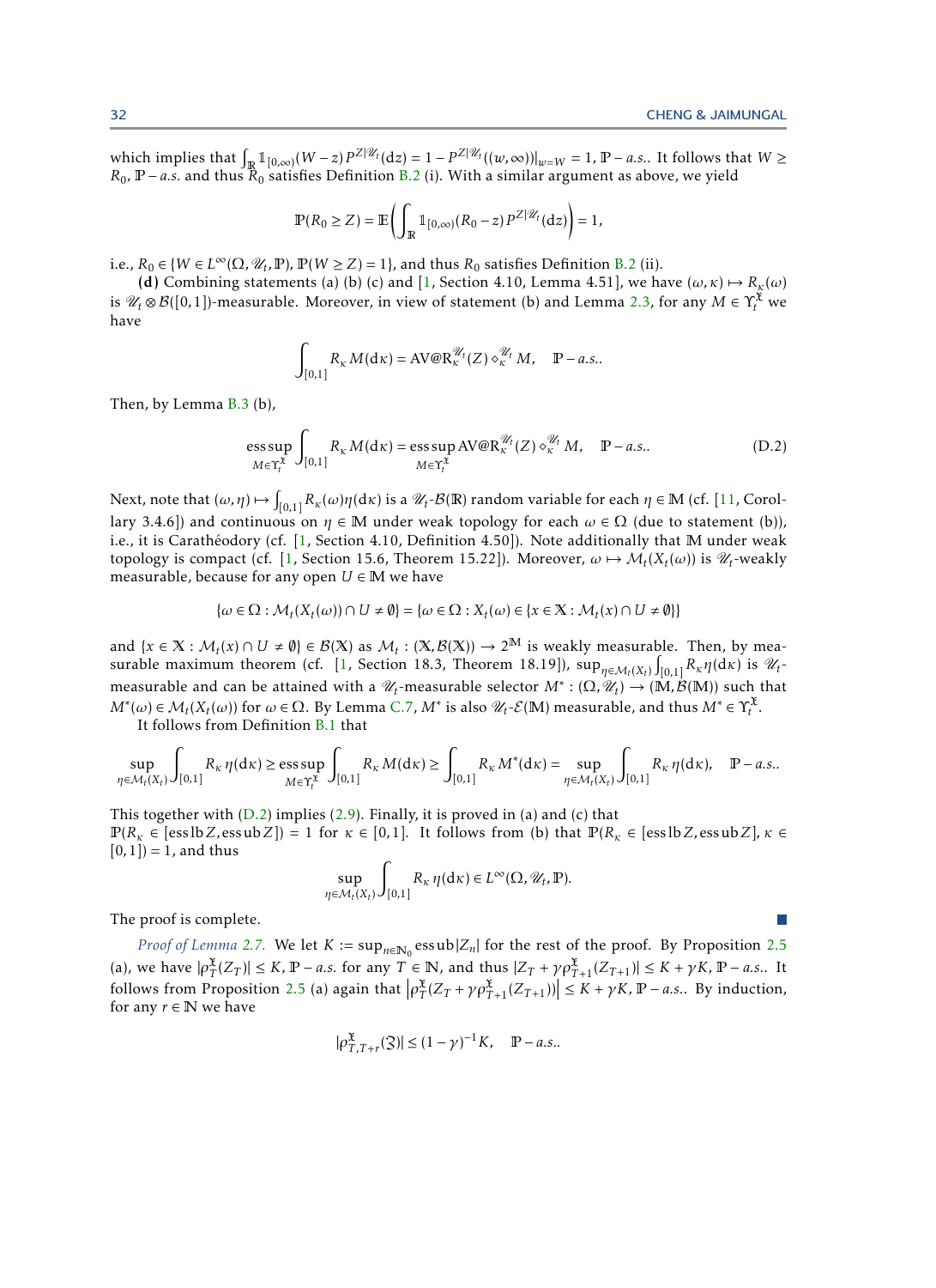which implies that $\int_{\mathbb{R}} \mathbb{1}_{[0,\infty)}(W-z)\, P^{Z|\mathscr{U}_t}(\mathrm{d}z) = 1 - P^{Z|\mathscr{U}_t}((w,\infty))|_{w=W} = 1$, $\mathbb{P}-a.s.$. It follows that $W \geq R_0$, $\mathbb{P}-a.s.$ and thus $R_0$ satisfies Definition B.2 (i). With a similar argument as above, we yield

$$\mathbb{P}(R_0 \geq Z) = \mathbb{E}\left(\int_{\mathbb{R}} \mathbb{1}_{[0,\infty)}(R_0 - z)\, P^{Z|\mathscr{U}_t}(\mathrm{d}z)\right) = 1,$$

i.e., $R_0 \in \{W \in L^\infty(\Omega, \mathscr{U}_t, \mathbb{P}), \mathbb{P}(W \geq Z) = 1\}$, and thus $R_0$ satisfies Definition B.2 (ii).

**(d)** Combining statements (a) (b) (c) and [1, Section 4.10, Lemma 4.51], we have $(\omega, \kappa) \mapsto R_\kappa(\omega)$ is $\mathscr{U}_t \otimes \mathcal{B}([0,1])$-measurable. Moreover, in view of statement (b) and Lemma 2.3, for any $M \in \Upsilon_t^{\mathfrak{X}}$ we have

$$\int_{[0,1]} R_\kappa M(\mathrm{d}\kappa) = \mathrm{AV@R}_\kappa^{\mathscr{U}_t}(Z) \diamond_\kappa^{\mathscr{U}_t} M, \quad \mathbb{P}-a.s..$$

Then, by Lemma B.3 (b),

$$\operatorname*{ess\,sup}_{M \in \Upsilon_t^{\mathfrak{X}}} \int_{[0,1]} R_\kappa M(\mathrm{d}\kappa) = \operatorname*{ess\,sup}_{M \in \Upsilon_t^{\mathfrak{X}}} \mathrm{AV@R}_\kappa^{\mathscr{U}_t}(Z) \diamond_\kappa^{\mathscr{U}_t} M, \quad \mathbb{P}-a.s.. \tag{D.2}$$

Next, note that $(\omega, \eta) \mapsto \int_{[0,1]} R_\kappa(\omega)\eta(\mathrm{d}\kappa)$ is a $\mathscr{U}_t$-$\mathcal{B}(\mathbb{R})$ random variable for each $\eta \in \mathbb{M}$ (cf. [11, Corollary 3.4.6]) and continuous on $\eta \in \mathbb{M}$ under weak topology for each $\omega \in \Omega$ (due to statement (b)), i.e., it is Carathéodory (cf. [1, Section 4.10, Definition 4.50]). Note additionally that $\mathbb{M}$ under weak topology is compact (cf. [1, Section 15.6, Theorem 15.22]). Moreover, $\omega \mapsto \mathcal{M}_t(X_t(\omega))$ is $\mathscr{U}_t$-weakly measurable, because for any open $U \in \mathbb{M}$ we have

$$\{\omega \in \Omega : \mathcal{M}_t(X_t(\omega)) \cap U \neq \emptyset\} = \{\omega \in \Omega : X_t(\omega) \in \{x \in \mathbb{X} : \mathcal{M}_t(x) \cap U \neq \emptyset\}\}$$

and $\{x \in \mathbb{X} : \mathcal{M}_t(x) \cap U \neq \emptyset\} \in \mathcal{B}(\mathbb{X})$ as $\mathcal{M}_t : (\mathbb{X}, \mathcal{B}(\mathbb{X})) \to 2^{\mathbb{M}}$ is weakly measurable. Then, by measurable maximum theorem (cf. [1, Section 18.3, Theorem 18.19]), $\sup_{\eta \in \mathcal{M}_t(X_t)} \int_{[0,1]} R_\kappa \eta(\mathrm{d}\kappa)$ is $\mathscr{U}_t$-measurable and can be attained with a $\mathscr{U}_t$-measurable selector $M^* : (\Omega, \mathscr{U}_t) \to (\mathbb{M}, \mathcal{B}(\mathbb{M}))$ such that $M^*(\omega) \in \mathcal{M}_t(X_t(\omega))$ for $\omega \in \Omega$. By Lemma C.7, $M^*$ is also $\mathscr{U}_t$-$\mathcal{E}(\mathbb{M})$ measurable, and thus $M^* \in \Upsilon_t^{\mathfrak{X}}$.

It follows from Definition B.1 that

$$\sup_{\eta \in \mathcal{M}_t(X_t)} \int_{[0,1]} R_\kappa \eta(\mathrm{d}\kappa) \geq \operatorname*{ess\,sup}_{M \in \Upsilon_t^{\mathfrak{X}}} \int_{[0,1]} R_\kappa M(\mathrm{d}\kappa) \geq \int_{[0,1]} R_\kappa M^*(\mathrm{d}\kappa) = \sup_{\eta \in \mathcal{M}_t(X_t)} \int_{[0,1]} R_\kappa \eta(\mathrm{d}\kappa), \quad \mathbb{P}-a.s..$$

This together with (D.2) implies (2.9). Finally, it is proved in (a) and (c) that $\mathbb{P}(R_\kappa \in [\operatorname{ess\,lb} Z, \operatorname{ess\,ub} Z]) = 1$ for $\kappa \in [0,1]$. It follows from (b) that $\mathbb{P}(R_\kappa \in [\operatorname{ess\,lb} Z, \operatorname{ess\,ub} Z], \kappa \in [0,1]) = 1$, and thus

$$\sup_{\eta \in \mathcal{M}_t(X_t)} \int_{[0,1]} R_\kappa \eta(\mathrm{d}\kappa) \in L^\infty(\Omega, \mathscr{U}_t, \mathbb{P}).$$

The proof is complete. ∎

*Proof of Lemma 2.7.* We let $K := \sup_{n \in \mathbb{N}_0} \operatorname{ess\,ub}|Z_n|$ for the rest of the proof. By Proposition 2.5 (a), we have $|\rho_T^{\mathfrak{X}}(Z_T)| \leq K$, $\mathbb{P}-a.s.$ for any $T \in \mathbb{N}$, and thus $|Z_T + \gamma \rho_{T+1}^{\mathfrak{X}}(Z_{T+1})| \leq K + \gamma K$, $\mathbb{P}-a.s.$. It follows from Proposition 2.5 (a) again that $\left|\rho_T^{\mathfrak{X}}(Z_T + \gamma \rho_{T+1}^{\mathfrak{X}}(Z_{T+1}))\right| \leq K + \gamma K$, $\mathbb{P}-a.s.$. By induction, for any $r \in \mathbb{N}$ we have

$$|\rho_{T,T+r}^{\mathfrak{X}}(\mathfrak{Z})| \leq (1-\gamma)^{-1} K, \quad \mathbb{P}-a.s..$$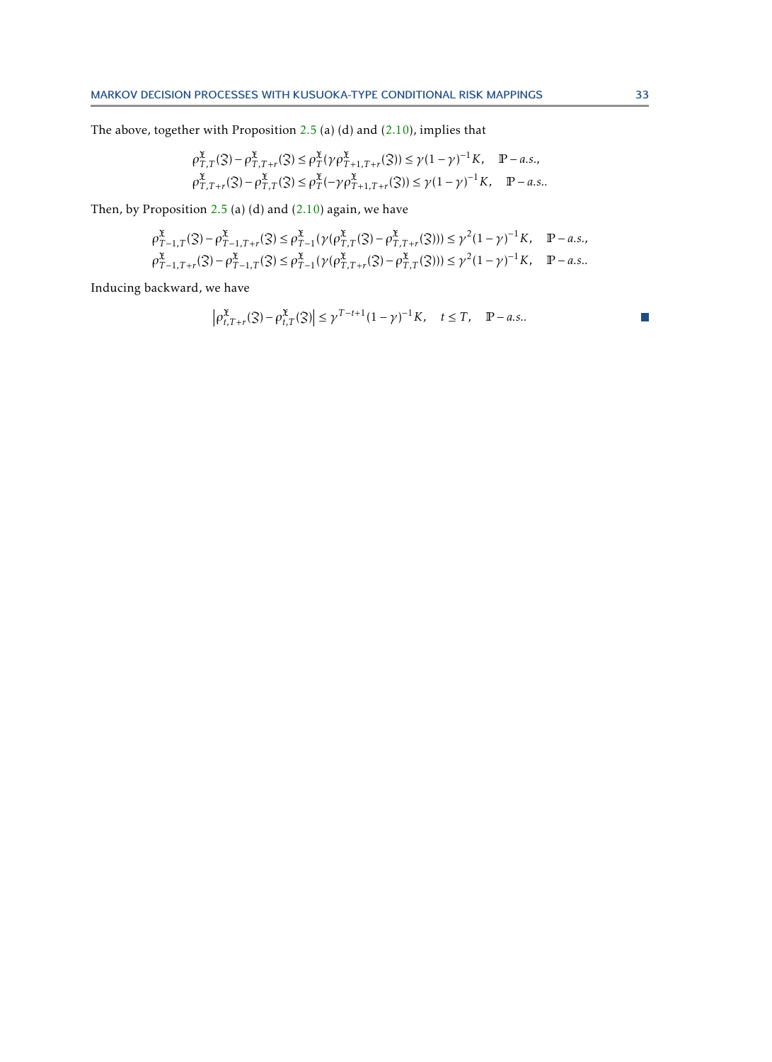The above, together with Proposition 2.5 (a) (d) and (2.10), implies that

$$
\begin{aligned}
\rho^{\mathfrak{x}}_{T,T}(\mathfrak{Z}) - \rho^{\mathfrak{x}}_{T,T+r}(\mathfrak{Z}) &\le \rho^{\mathfrak{x}}_{T}(\gamma \rho^{\mathfrak{x}}_{T+1,T+r}(\mathfrak{Z})) \le \gamma(1-\gamma)^{-1}K, \quad \mathbb{P}-a.s., \\
\rho^{\mathfrak{x}}_{T,T+r}(\mathfrak{Z}) - \rho^{\mathfrak{x}}_{T,T}(\mathfrak{Z}) &\le \rho^{\mathfrak{x}}_{T}(-\gamma \rho^{\mathfrak{x}}_{T+1,T+r}(\mathfrak{Z})) \le \gamma(1-\gamma)^{-1}K, \quad \mathbb{P}-a.s..
\end{aligned}
$$

Then, by Proposition 2.5 (a) (d) and (2.10) again, we have

$$
\begin{aligned}
\rho^{\mathfrak{x}}_{T-1,T}(\mathfrak{Z}) - \rho^{\mathfrak{x}}_{T-1,T+r}(\mathfrak{Z}) &\le \rho^{\mathfrak{x}}_{T-1}(\gamma(\rho^{\mathfrak{x}}_{T,T}(\mathfrak{Z}) - \rho^{\mathfrak{x}}_{T,T+r}(\mathfrak{Z}))) \le \gamma^2(1-\gamma)^{-1}K, \quad \mathbb{P}-a.s., \\
\rho^{\mathfrak{x}}_{T-1,T+r}(\mathfrak{Z}) - \rho^{\mathfrak{x}}_{T-1,T}(\mathfrak{Z}) &\le \rho^{\mathfrak{x}}_{T-1}(\gamma(\rho^{\mathfrak{x}}_{T,T+r}(\mathfrak{Z}) - \rho^{\mathfrak{x}}_{T,T}(\mathfrak{Z}))) \le \gamma^2(1-\gamma)^{-1}K, \quad \mathbb{P}-a.s..
\end{aligned}
$$

Inducing backward, we have

$$
\left|\rho^{\mathfrak{x}}_{t,T+r}(\mathfrak{Z}) - \rho^{\mathfrak{x}}_{t,T}(\mathfrak{Z})\right| \le \gamma^{T-t+1}(1-\gamma)^{-1}K, \quad t \le T, \quad \mathbb{P}-a.s..
$$

■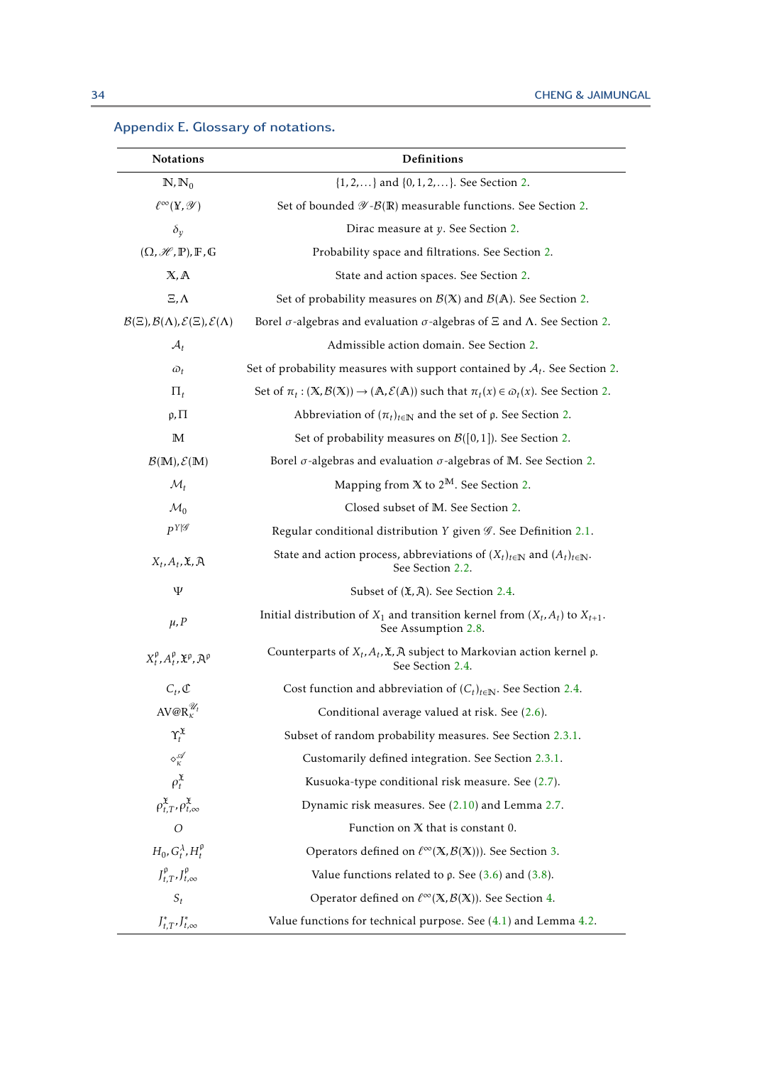## Appendix E. Glossary of notations.

| Notations | Definitions |
|---|---|
| $\mathbb{N}, \mathbb{N}_0$ | $\{1,2,\dots\}$ and $\{0,1,2,\dots\}$. See Section 2. |
| $\ell^\infty(\mathbb{Y}, \mathscr{Y})$ | Set of bounded $\mathscr{Y}$-$\mathcal{B}(\mathbb{R})$ measurable functions. See Section 2. |
| $\delta_y$ | Dirac measure at $y$. See Section 2. |
| $(\Omega, \mathscr{H}, \mathbb{P}), \mathbb{F}, \mathbb{G}$ | Probability space and filtrations. See Section 2. |
| $\mathbb{X}, \mathbb{A}$ | State and action spaces. See Section 2. |
| $\Xi, \Lambda$ | Set of probability measures on $\mathcal{B}(\mathbb{X})$ and $\mathcal{B}(\mathbb{A})$. See Section 2. |
| $\mathcal{B}(\Xi), \mathcal{B}(\Lambda), \mathcal{E}(\Xi), \mathcal{E}(\Lambda)$ | Borel $\sigma$-algebras and evaluation $\sigma$-algebras of $\Xi$ and $\Lambda$. See Section 2. |
| $\mathcal{A}_t$ | Admissible action domain. See Section 2. |
| $\varpi_t$ | Set of probability measures with support contained by $\mathcal{A}_t$. See Section 2. |
| $\Pi_t$ | Set of $\pi_t : (\mathbb{X}, \mathcal{B}(\mathbb{X})) \to (\mathbb{A}, \mathcal{E}(\mathbb{A}))$ such that $\pi_t(x) \in \varpi_t(x)$. See Section 2. |
| $\mathfrak{p}, \Pi$ | Abbreviation of $(\pi_t)_{t\in\mathbb{N}}$ and the set of $\mathfrak{p}$. See Section 2. |
| $\mathbb{M}$ | Set of probability measures on $\mathcal{B}([0,1])$. See Section 2. |
| $\mathcal{B}(\mathbb{M}), \mathcal{E}(\mathbb{M})$ | Borel $\sigma$-algebras and evaluation $\sigma$-algebras of $\mathbb{M}$. See Section 2. |
| $\mathcal{M}_t$ | Mapping from $\mathbb{X}$ to $2^{\mathbb{M}}$. See Section 2. |
| $\mathcal{M}_0$ | Closed subset of $\mathbb{M}$. See Section 2. |
| $P^{Y\|\mathscr{G}}$ | Regular conditional distribution $Y$ given $\mathscr{G}$. See Definition 2.1. |
| $X_t, A_t, \mathfrak{X}, \mathfrak{A}$ | State and action process, abbreviations of $(X_t)_{t\in\mathbb{N}}$ and $(A_t)_{t\in\mathbb{N}}$. See Section 2.2. |
| $\Psi$ | Subset of $(\mathfrak{X}, \mathfrak{A})$. See Section 2.4. |
| $\mu, P$ | Initial distribution of $X_1$ and transition kernel from $(X_t, A_t)$ to $X_{t+1}$. See Assumption 2.8. |
| $X_t^{\mathfrak{p}}, A_t^{\mathfrak{p}}, \mathfrak{X}^{\mathfrak{p}}, \mathfrak{A}^{\mathfrak{p}}$ | Counterparts of $X_t, A_t, \mathfrak{X}, \mathfrak{A}$ subject to Markovian action kernel $\mathfrak{p}$. See Section 2.4. |
| $C_t, \mathfrak{C}$ | Cost function and abbreviation of $(C_t)_{t\in\mathbb{N}}$. See Section 2.4. |
| $\mathrm{AV@R}_\kappa^{\mathscr{U}_t}$ | Conditional average valued at risk. See (2.6). |
| $\Upsilon_t^{\mathfrak{X}}$ | Subset of random probability measures. See Section 2.3.1. |
| $\diamond_\kappa^{\mathscr{A}}$ | Customarily defined integration. See Section 2.3.1. |
| $\rho_t^{\mathfrak{X}}$ | Kusuoka-type conditional risk measure. See (2.7). |
| $\rho_{t,T}^{\mathfrak{X}}, \rho_{t,\infty}^{\mathfrak{X}}$ | Dynamic risk measures. See (2.10) and Lemma 2.7. |
| $O$ | Function on $\mathbb{X}$ that is constant 0. |
| $H_0, G_t^\lambda, H_t^{\mathfrak{p}}$ | Operators defined on $\ell^\infty(\mathbb{X}, \mathcal{B}(\mathbb{X}))$. See Section 3. |
| $J_{t,T}^{\mathfrak{p}}, J_{t,\infty}^{\mathfrak{p}}$ | Value functions related to $\mathfrak{p}$. See (3.6) and (3.8). |
| $S_t$ | Operator defined on $\ell^\infty(\mathbb{X}, \mathcal{B}(\mathbb{X}))$. See Section 4. |
| $J_{t,T}^*, J_{t,\infty}^*$ | Value functions for technical purpose. See (4.1) and Lemma 4.2. |